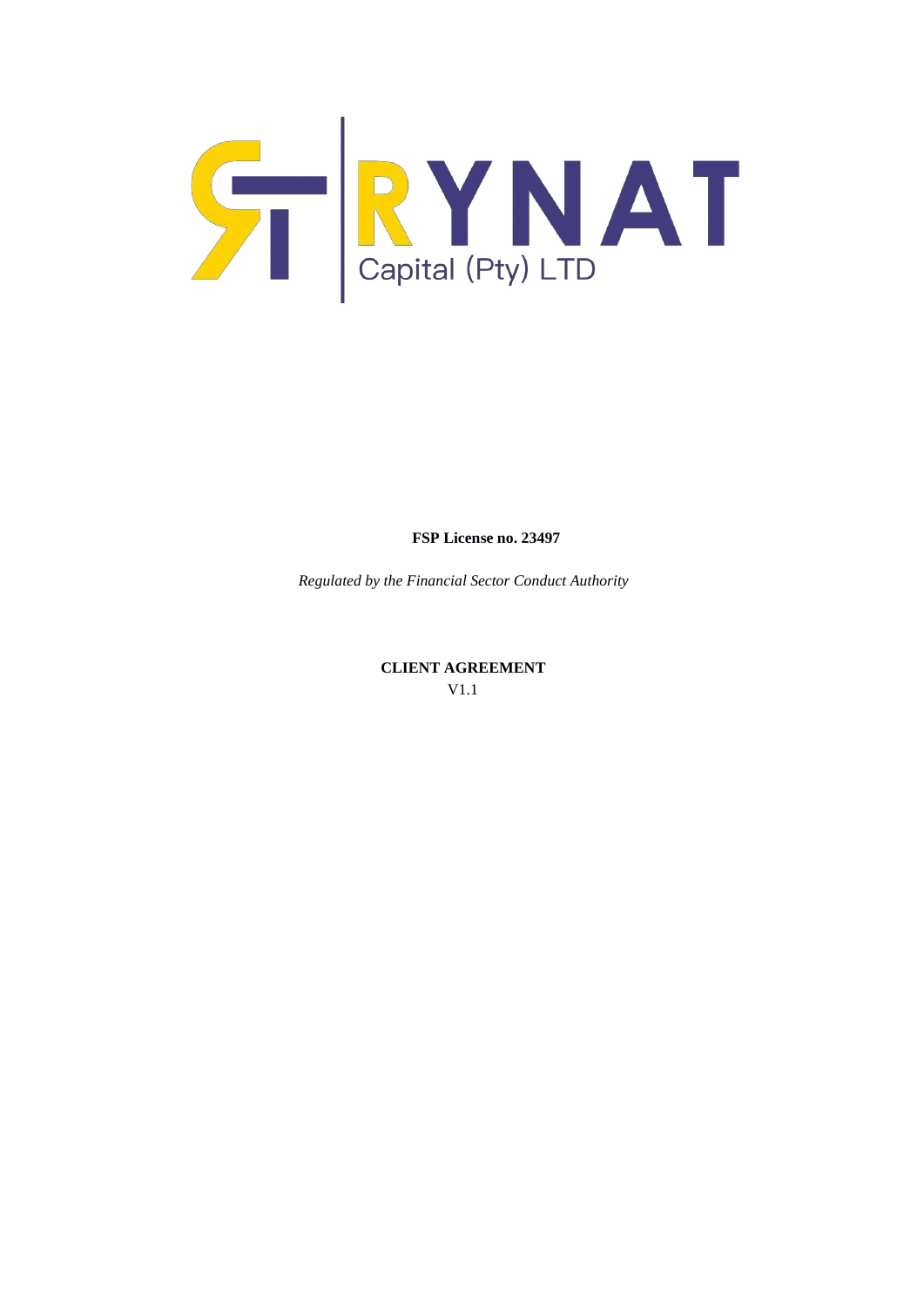STRYNAT

Capital (Pty) LTD

**FSP License no. 23497**

*Regulated by the Financial Sector Conduct Authority*

**CLIENT AGREEMENT**

V1.1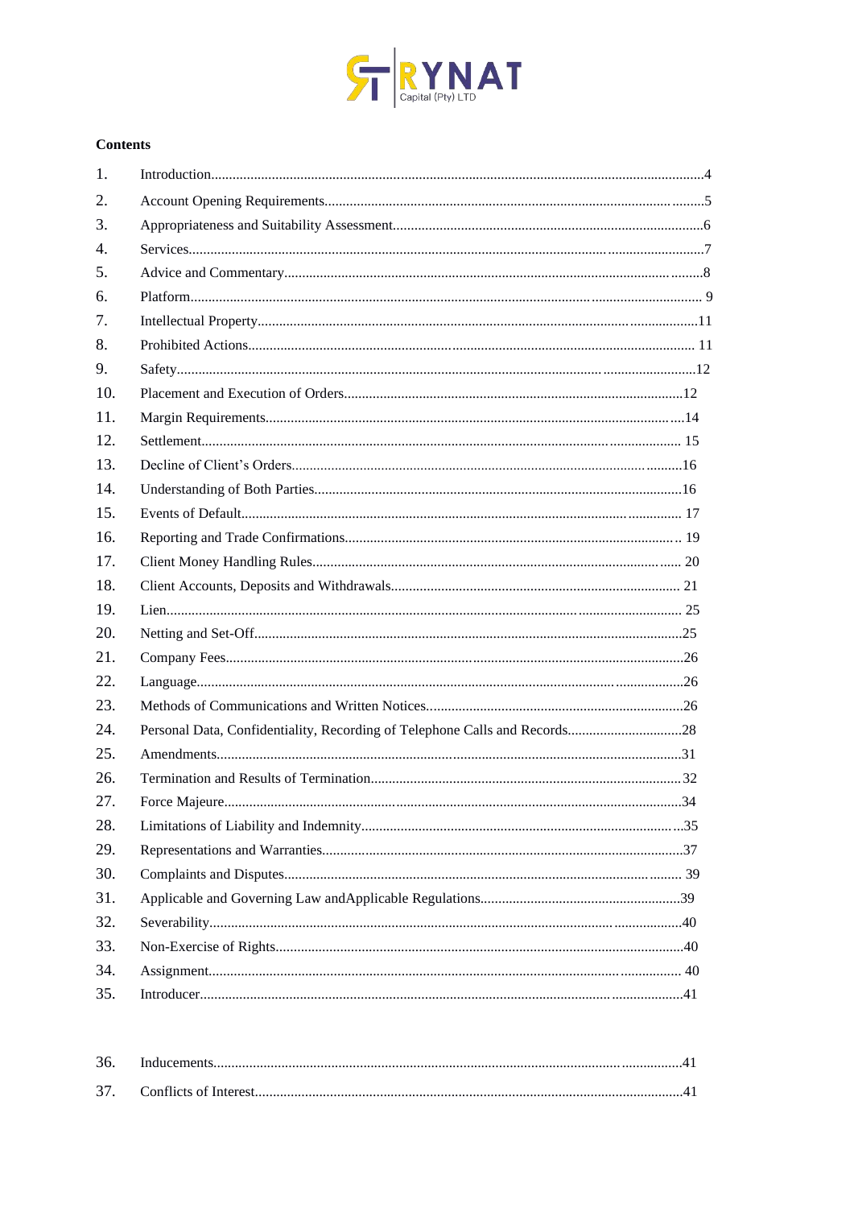**Contents**

| | | |
|---|---|---|
| 1. | Introduction | 4 |
| 2. | Account Opening Requirements | 5 |
| 3. | Appropriateness and Suitability Assessment | 6 |
| 4. | Services | 7 |
| 5. | Advice and Commentary | 8 |
| 6. | Platform | 9 |
| 7. | Intellectual Property | 11 |
| 8. | Prohibited Actions | 11 |
| 9. | Safety | 12 |
| 10. | Placement and Execution of Orders | 12 |
| 11. | Margin Requirements | 14 |
| 12. | Settlement | 15 |
| 13. | Decline of Client's Orders | 16 |
| 14. | Understanding of Both Parties | 16 |
| 15. | Events of Default | 17 |
| 16. | Reporting and Trade Confirmations | 19 |
| 17. | Client Money Handling Rules | 20 |
| 18. | Client Accounts, Deposits and Withdrawals | 21 |
| 19. | Lien | 25 |
| 20. | Netting and Set-Off | 25 |
| 21. | Company Fees | 26 |
| 22. | Language | 26 |
| 23. | Methods of Communications and Written Notices | 26 |
| 24. | Personal Data, Confidentiality, Recording of Telephone Calls and Records | 28 |
| 25. | Amendments | 31 |
| 26. | Termination and Results of Termination | 32 |
| 27. | Force Majeure | 34 |
| 28. | Limitations of Liability and Indemnity | 35 |
| 29. | Representations and Warranties | 37 |
| 30. | Complaints and Disputes | 39 |
| 31. | Applicable and Governing Law andApplicable Regulations | 39 |
| 32. | Severability | 40 |
| 33. | Non-Exercise of Rights | 40 |
| 34. | Assignment | 40 |
| 35. | Introducer | 41 |
| 36. | Inducements | 41 |
| 37. | Conflicts of Interest | 41 |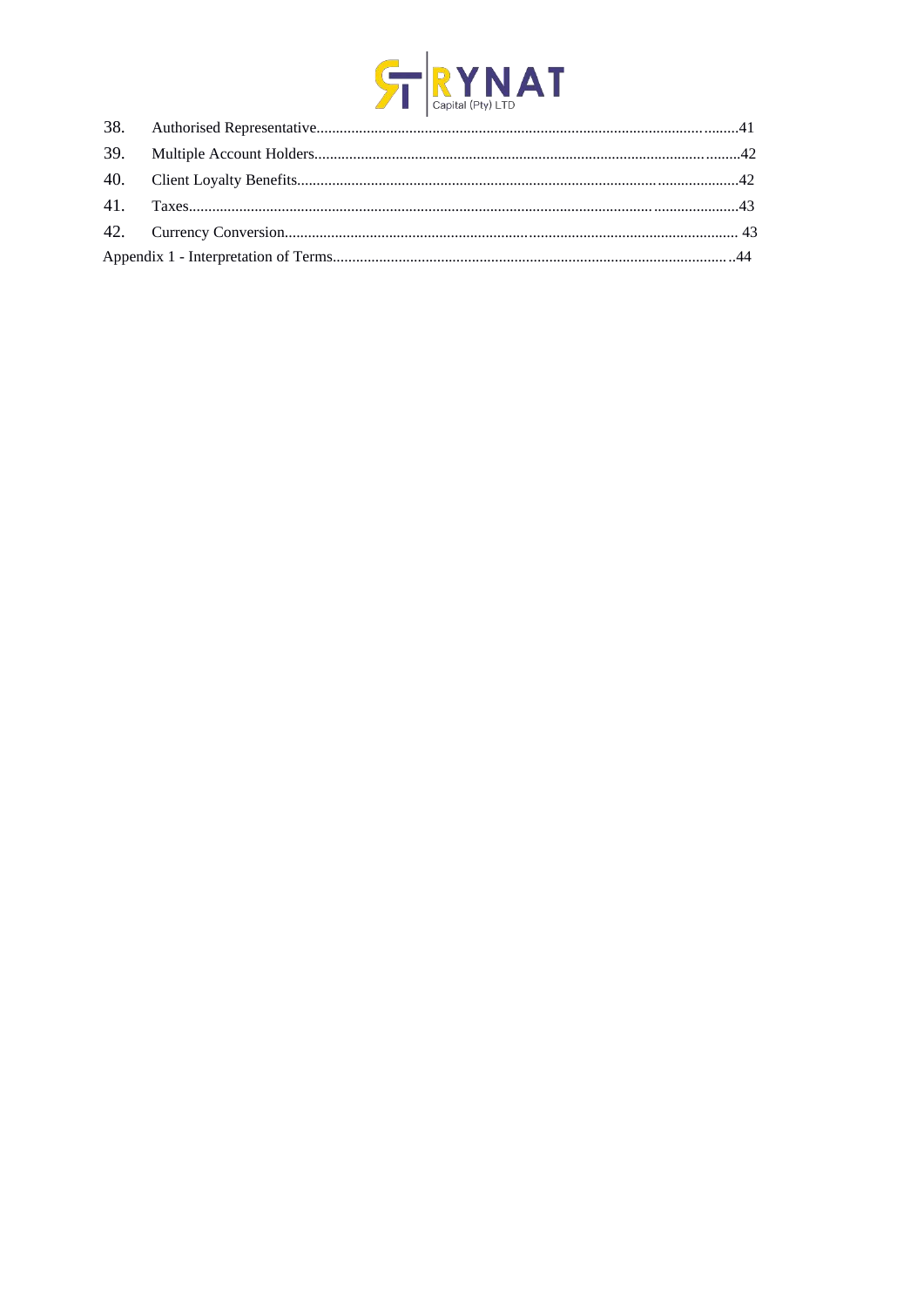| | | |
|---|---|---|
| 38. | Authorised Representative | 41 |
| 39. | Multiple Account Holders | 42 |
| 40. | Client Loyalty Benefits | 42 |
| 41. | Taxes | 43 |
| 42. | Currency Conversion | 43 |
| Appendix 1 - Interpretation of Terms | | 44 |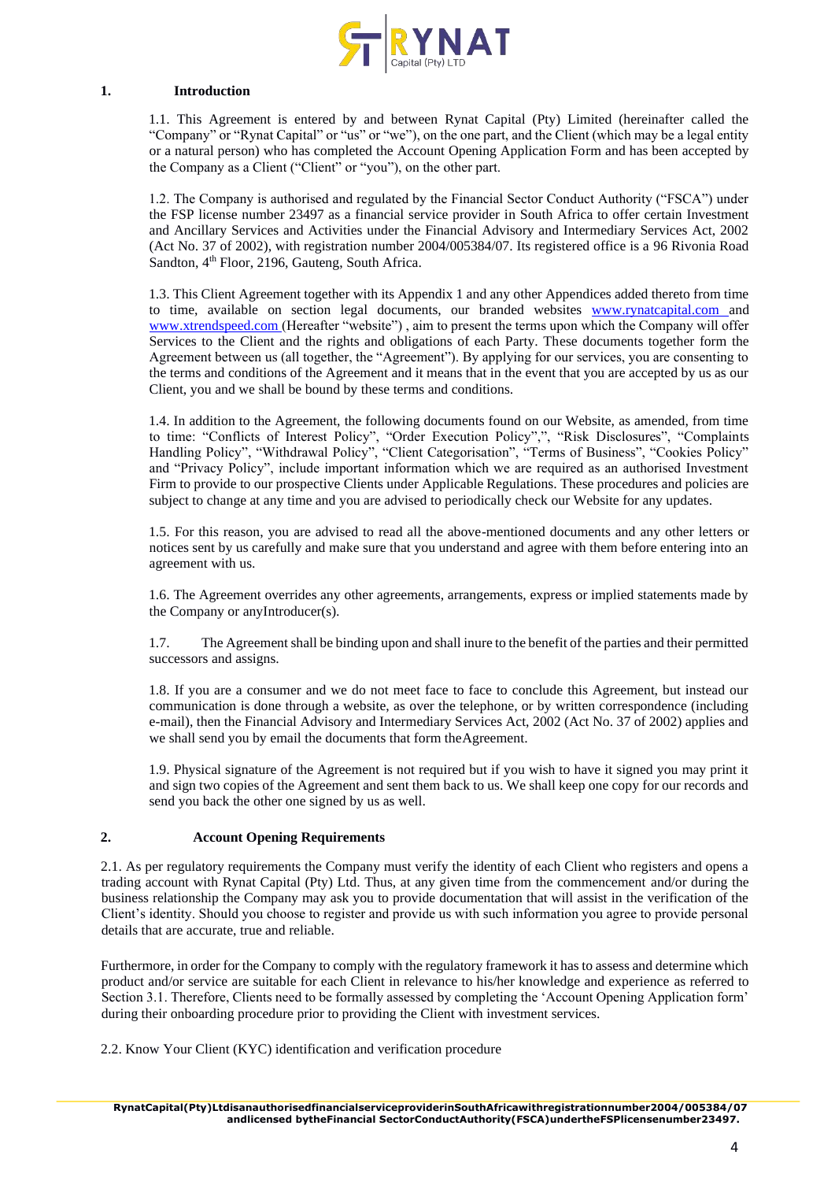## 1. Introduction

1.1. This Agreement is entered by and between Rynat Capital (Pty) Limited (hereinafter called the "Company" or "Rynat Capital" or "us" or "we"), on the one part, and the Client (which may be a legal entity or a natural person) who has completed the Account Opening Application Form and has been accepted by the Company as a Client ("Client" or "you"), on the other part.

1.2. The Company is authorised and regulated by the Financial Sector Conduct Authority ("FSCA") under the FSP license number 23497 as a financial service provider in South Africa to offer certain Investment and Ancillary Services and Activities under the Financial Advisory and Intermediary Services Act, 2002 (Act No. 37 of 2002), with registration number 2004/005384/07. Its registered office is a 96 Rivonia Road Sandton, 4th Floor, 2196, Gauteng, South Africa.

1.3. This Client Agreement together with its Appendix 1 and any other Appendices added thereto from time to time, available on section legal documents, our branded websites www.rynatcapital.com and www.xtrendspeed.com (Hereafter "website") , aim to present the terms upon which the Company will offer Services to the Client and the rights and obligations of each Party. These documents together form the Agreement between us (all together, the "Agreement"). By applying for our services, you are consenting to the terms and conditions of the Agreement and it means that in the event that you are accepted by us as our Client, you and we shall be bound by these terms and conditions.

1.4. In addition to the Agreement, the following documents found on our Website, as amended, from time to time: "Conflicts of Interest Policy", "Order Execution Policy",", "Risk Disclosures", "Complaints Handling Policy", "Withdrawal Policy", "Client Categorisation", "Terms of Business", "Cookies Policy" and "Privacy Policy", include important information which we are required as an authorised Investment Firm to provide to our prospective Clients under Applicable Regulations. These procedures and policies are subject to change at any time and you are advised to periodically check our Website for any updates.

1.5. For this reason, you are advised to read all the above-mentioned documents and any other letters or notices sent by us carefully and make sure that you understand and agree with them before entering into an agreement with us.

1.6. The Agreement overrides any other agreements, arrangements, express or implied statements made by the Company or anyIntroducer(s).

1.7. The Agreement shall be binding upon and shall inure to the benefit of the parties and their permitted successors and assigns.

1.8. If you are a consumer and we do not meet face to face to conclude this Agreement, but instead our communication is done through a website, as over the telephone, or by written correspondence (including e-mail), then the Financial Advisory and Intermediary Services Act, 2002 (Act No. 37 of 2002) applies and we shall send you by email the documents that form theAgreement.

1.9. Physical signature of the Agreement is not required but if you wish to have it signed you may print it and sign two copies of the Agreement and sent them back to us. We shall keep one copy for our records and send you back the other one signed by us as well.

## 2. Account Opening Requirements

2.1. As per regulatory requirements the Company must verify the identity of each Client who registers and opens a trading account with Rynat Capital (Pty) Ltd. Thus, at any given time from the commencement and/or during the business relationship the Company may ask you to provide documentation that will assist in the verification of the Client's identity. Should you choose to register and provide us with such information you agree to provide personal details that are accurate, true and reliable.

Furthermore, in order for the Company to comply with the regulatory framework it has to assess and determine which product and/or service are suitable for each Client in relevance to his/her knowledge and experience as referred to Section 3.1. Therefore, Clients need to be formally assessed by completing the 'Account Opening Application form' during their onboarding procedure prior to providing the Client with investment services.

2.2. Know Your Client (KYC) identification and verification procedure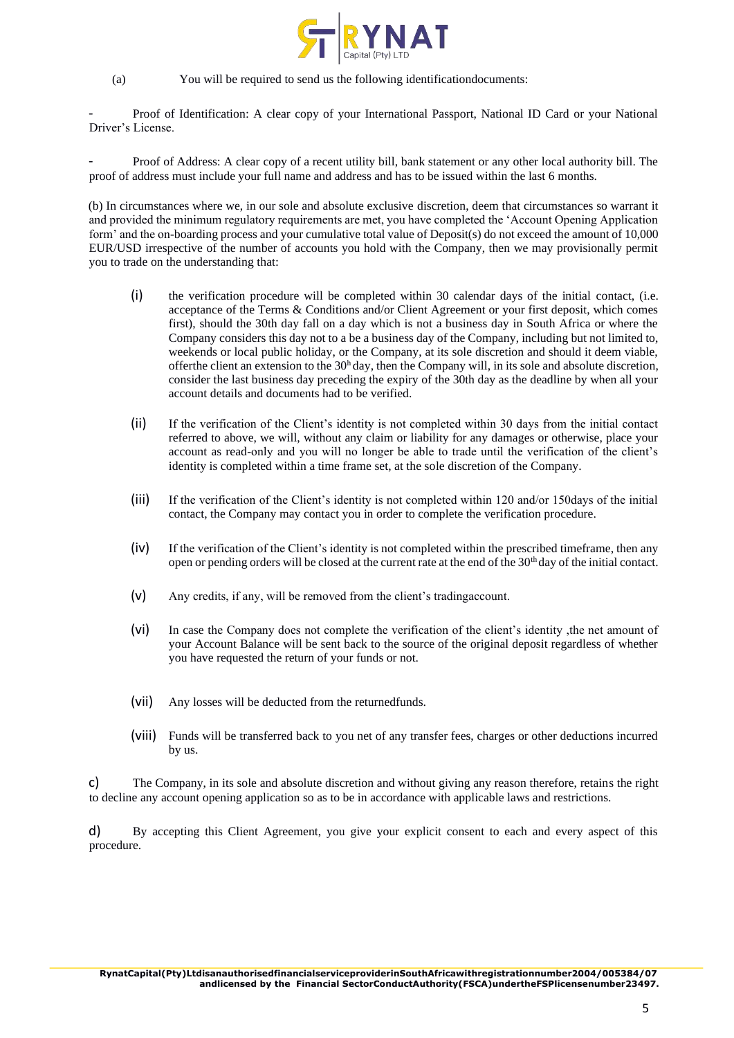(a) You will be required to send us the following identificationdocuments:

- Proof of Identification: A clear copy of your International Passport, National ID Card or your National Driver's License.

- Proof of Address: A clear copy of a recent utility bill, bank statement or any other local authority bill. The proof of address must include your full name and address and has to be issued within the last 6 months.

(b) In circumstances where we, in our sole and absolute exclusive discretion, deem that circumstances so warrant it and provided the minimum regulatory requirements are met, you have completed the 'Account Opening Application form' and the on-boarding process and your cumulative total value of Deposit(s) do not exceed the amount of 10,000 EUR/USD irrespective of the number of accounts you hold with the Company, then we may provisionally permit you to trade on the understanding that:

(i) the verification procedure will be completed within 30 calendar days of the initial contact, (i.e. acceptance of the Terms & Conditions and/or Client Agreement or your first deposit, which comes first), should the 30th day fall on a day which is not a business day in South Africa or where the Company considers this day not to a be a business day of the Company, including but not limited to, weekends or local public holiday, or the Company, at its sole discretion and should it deem viable, offerthe client an extension to the 30h day, then the Company will, in its sole and absolute discretion, consider the last business day preceding the expiry of the 30th day as the deadline by when all your account details and documents had to be verified.

(ii) If the verification of the Client's identity is not completed within 30 days from the initial contact referred to above, we will, without any claim or liability for any damages or otherwise, place your account as read-only and you will no longer be able to trade until the verification of the client's identity is completed within a time frame set, at the sole discretion of the Company.

(iii) If the verification of the Client's identity is not completed within 120 and/or 150days of the initial contact, the Company may contact you in order to complete the verification procedure.

(iv) If the verification of the Client's identity is not completed within the prescribed timeframe, then any open or pending orders will be closed at the current rate at the end of the 30th day of the initial contact.

(v) Any credits, if any, will be removed from the client's tradingaccount.

(vi) In case the Company does not complete the verification of the client's identity ,the net amount of your Account Balance will be sent back to the source of the original deposit regardless of whether you have requested the return of your funds or not.

(vii) Any losses will be deducted from the returnedfunds.

(viii) Funds will be transferred back to you net of any transfer fees, charges or other deductions incurred by us.

c) The Company, in its sole and absolute discretion and without giving any reason therefore, retains the right to decline any account opening application so as to be in accordance with applicable laws and restrictions.

d) By accepting this Client Agreement, you give your explicit consent to each and every aspect of this procedure.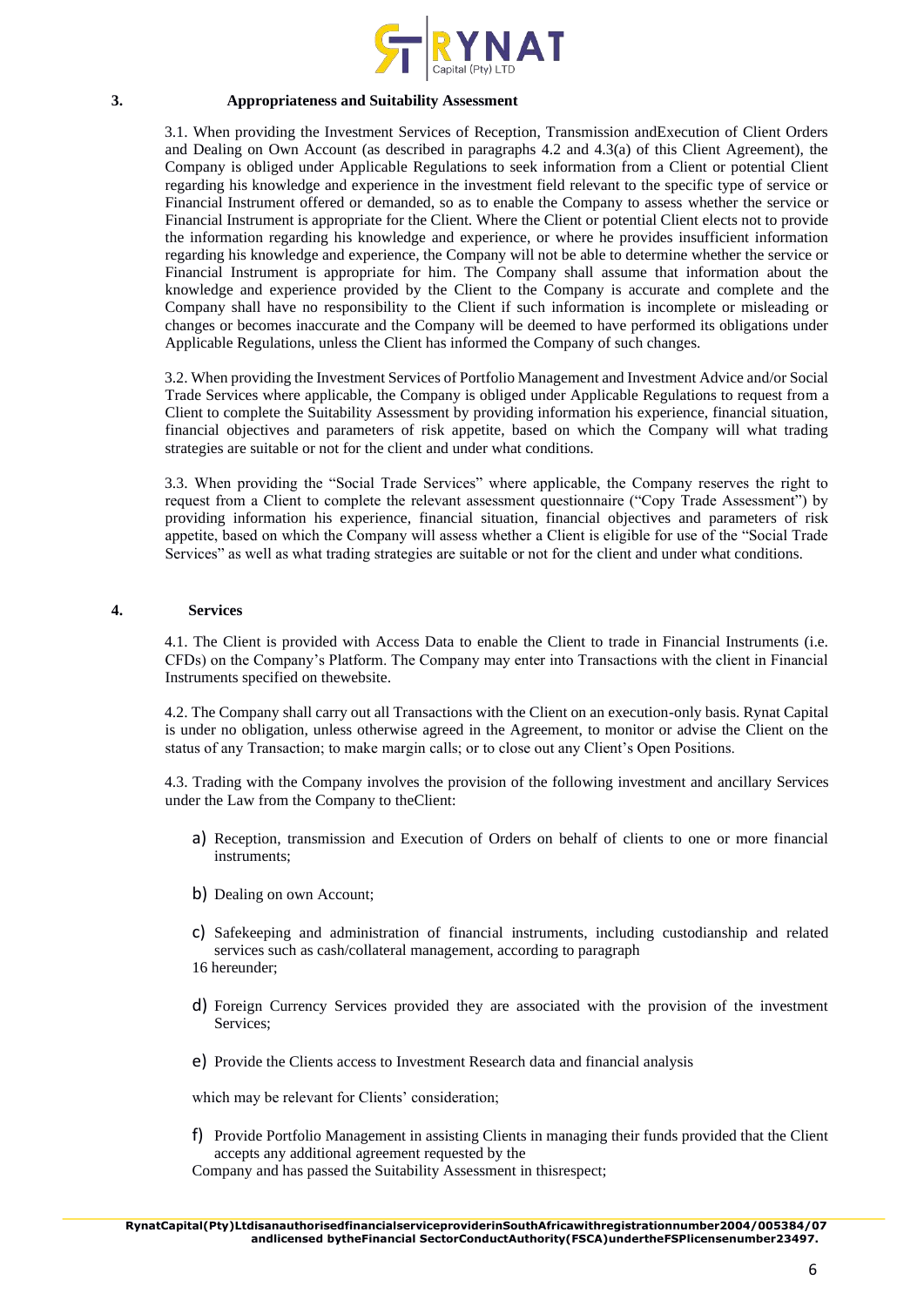## 3. Appropriateness and Suitability Assessment

3.1. When providing the Investment Services of Reception, Transmission andExecution of Client Orders and Dealing on Own Account (as described in paragraphs 4.2 and 4.3(a) of this Client Agreement), the Company is obliged under Applicable Regulations to seek information from a Client or potential Client regarding his knowledge and experience in the investment field relevant to the specific type of service or Financial Instrument offered or demanded, so as to enable the Company to assess whether the service or Financial Instrument is appropriate for the Client. Where the Client or potential Client elects not to provide the information regarding his knowledge and experience, or where he provides insufficient information regarding his knowledge and experience, the Company will not be able to determine whether the service or Financial Instrument is appropriate for him. The Company shall assume that information about the knowledge and experience provided by the Client to the Company is accurate and complete and the Company shall have no responsibility to the Client if such information is incomplete or misleading or changes or becomes inaccurate and the Company will be deemed to have performed its obligations under Applicable Regulations, unless the Client has informed the Company of such changes.

3.2. When providing the Investment Services of Portfolio Management and Investment Advice and/or Social Trade Services where applicable, the Company is obliged under Applicable Regulations to request from a Client to complete the Suitability Assessment by providing information his experience, financial situation, financial objectives and parameters of risk appetite, based on which the Company will what trading strategies are suitable or not for the client and under what conditions.

3.3. When providing the "Social Trade Services" where applicable, the Company reserves the right to request from a Client to complete the relevant assessment questionnaire ("Copy Trade Assessment") by providing information his experience, financial situation, financial objectives and parameters of risk appetite, based on which the Company will assess whether a Client is eligible for use of the "Social Trade Services" as well as what trading strategies are suitable or not for the client and under what conditions.

## 4. Services

4.1. The Client is provided with Access Data to enable the Client to trade in Financial Instruments (i.e. CFDs) on the Company's Platform. The Company may enter into Transactions with the client in Financial Instruments specified on thewebsite.

4.2. The Company shall carry out all Transactions with the Client on an execution-only basis. Rynat Capital is under no obligation, unless otherwise agreed in the Agreement, to monitor or advise the Client on the status of any Transaction; to make margin calls; or to close out any Client's Open Positions.

4.3. Trading with the Company involves the provision of the following investment and ancillary Services under the Law from the Company to theClient:

a) Reception, transmission and Execution of Orders on behalf of clients to one or more financial instruments;

b) Dealing on own Account;

c) Safekeeping and administration of financial instruments, including custodianship and related services such as cash/collateral management, according to paragraph 16 hereunder;

d) Foreign Currency Services provided they are associated with the provision of the investment Services;

e) Provide the Clients access to Investment Research data and financial analysis which may be relevant for Clients' consideration;

f) Provide Portfolio Management in assisting Clients in managing their funds provided that the Client accepts any additional agreement requested by the Company and has passed the Suitability Assessment in thisrespect;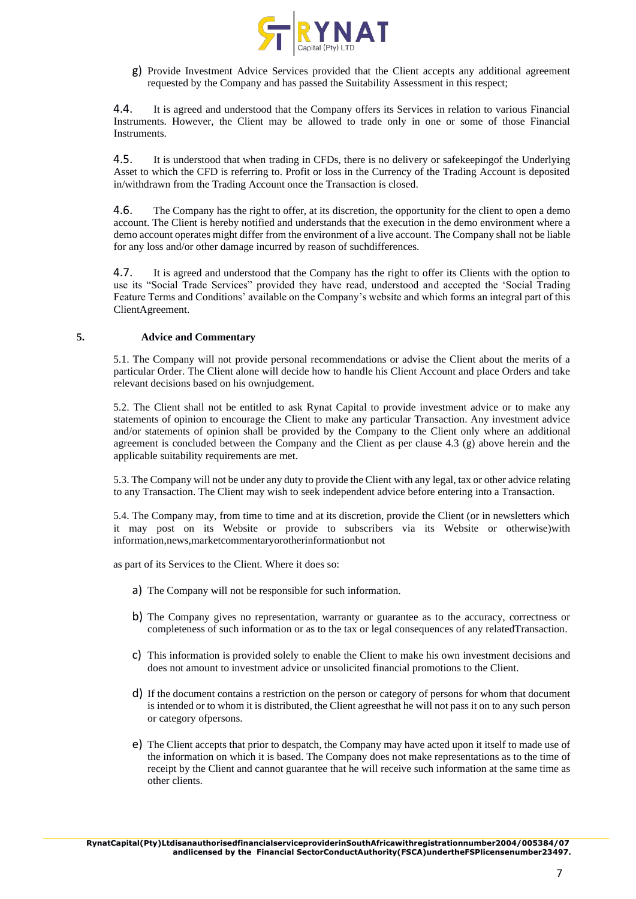g) Provide Investment Advice Services provided that the Client accepts any additional agreement requested by the Company and has passed the Suitability Assessment in this respect;

4.4. It is agreed and understood that the Company offers its Services in relation to various Financial Instruments. However, the Client may be allowed to trade only in one or some of those Financial Instruments.

4.5. It is understood that when trading in CFDs, there is no delivery or safekeepingof the Underlying Asset to which the CFD is referring to. Profit or loss in the Currency of the Trading Account is deposited in/withdrawn from the Trading Account once the Transaction is closed.

4.6. The Company has the right to offer, at its discretion, the opportunity for the client to open a demo account. The Client is hereby notified and understands that the execution in the demo environment where a demo account operates might differ from the environment of a live account. The Company shall not be liable for any loss and/or other damage incurred by reason of suchdifferences.

4.7. It is agreed and understood that the Company has the right to offer its Clients with the option to use its "Social Trade Services" provided they have read, understood and accepted the 'Social Trading Feature Terms and Conditions' available on the Company's website and which forms an integral part of this ClientAgreement.

## 5. Advice and Commentary

5.1. The Company will not provide personal recommendations or advise the Client about the merits of a particular Order. The Client alone will decide how to handle his Client Account and place Orders and take relevant decisions based on his ownjudgement.

5.2. The Client shall not be entitled to ask Rynat Capital to provide investment advice or to make any statements of opinion to encourage the Client to make any particular Transaction. Any investment advice and/or statements of opinion shall be provided by the Company to the Client only where an additional agreement is concluded between the Company and the Client as per clause 4.3 (g) above herein and the applicable suitability requirements are met.

5.3. The Company will not be under any duty to provide the Client with any legal, tax or other advice relating to any Transaction. The Client may wish to seek independent advice before entering into a Transaction.

5.4. The Company may, from time to time and at its discretion, provide the Client (or in newsletters which it may post on its Website or provide to subscribers via its Website or otherwise)with information,news,marketcommentaryorotherinformationbut not

as part of its Services to the Client. Where it does so:

a) The Company will not be responsible for such information.

b) The Company gives no representation, warranty or guarantee as to the accuracy, correctness or completeness of such information or as to the tax or legal consequences of any relatedTransaction.

c) This information is provided solely to enable the Client to make his own investment decisions and does not amount to investment advice or unsolicited financial promotions to the Client.

d) If the document contains a restriction on the person or category of persons for whom that document is intended or to whom it is distributed, the Client agreesthat he will not pass it on to any such person or category ofpersons.

e) The Client accepts that prior to despatch, the Company may have acted upon it itself to made use of the information on which it is based. The Company does not make representations as to the time of receipt by the Client and cannot guarantee that he will receive such information at the same time as other clients.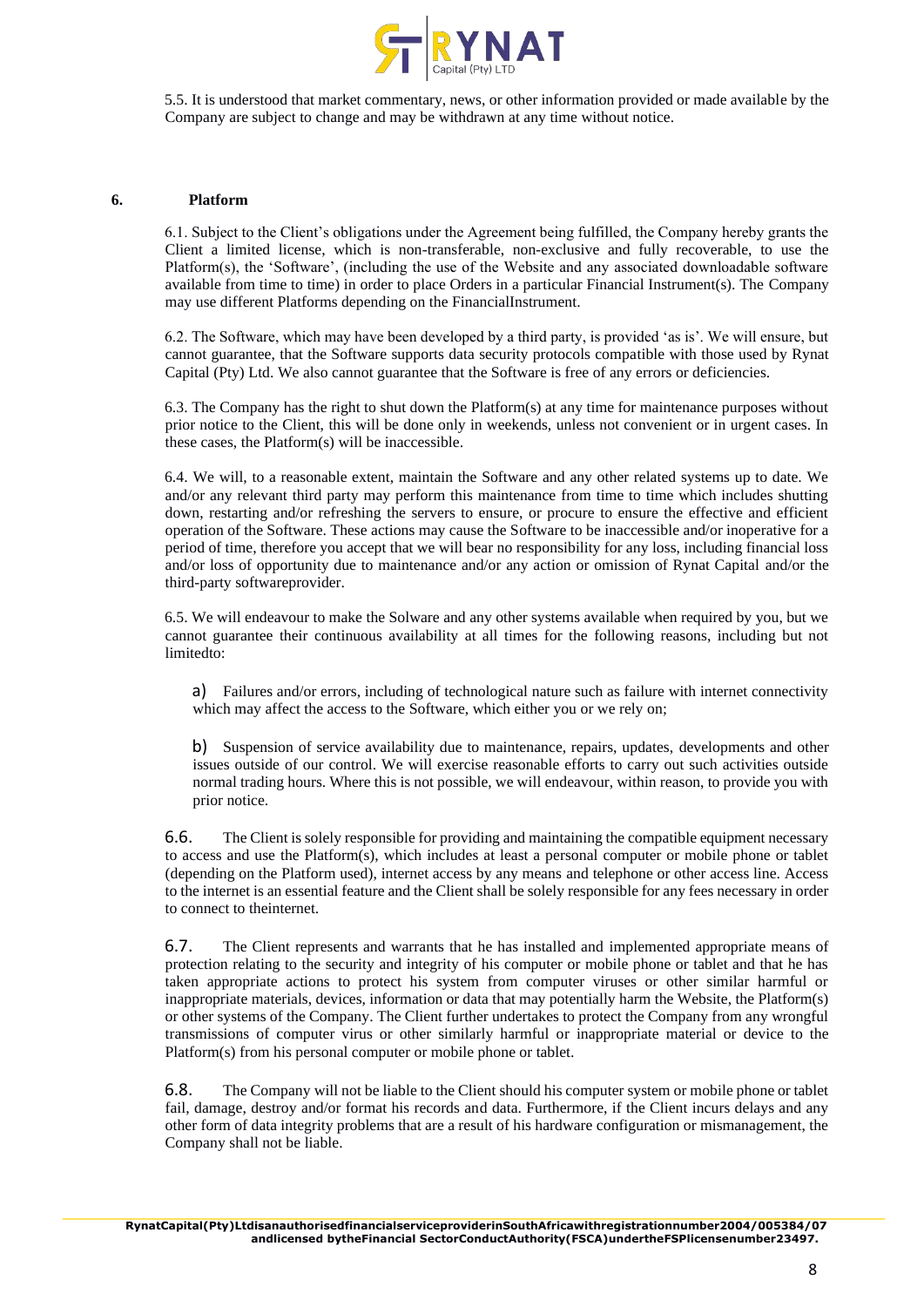5.5. It is understood that market commentary, news, or other information provided or made available by the Company are subject to change and may be withdrawn at any time without notice.

## 6. Platform

6.1. Subject to the Client's obligations under the Agreement being fulfilled, the Company hereby grants the Client a limited license, which is non-transferable, non-exclusive and fully recoverable, to use the Platform(s), the 'Software', (including the use of the Website and any associated downloadable software available from time to time) in order to place Orders in a particular Financial Instrument(s). The Company may use different Platforms depending on the FinancialInstrument.

6.2. The Software, which may have been developed by a third party, is provided 'as is'. We will ensure, but cannot guarantee, that the Software supports data security protocols compatible with those used by Rynat Capital (Pty) Ltd. We also cannot guarantee that the Software is free of any errors or deficiencies.

6.3. The Company has the right to shut down the Platform(s) at any time for maintenance purposes without prior notice to the Client, this will be done only in weekends, unless not convenient or in urgent cases. In these cases, the Platform(s) will be inaccessible.

6.4. We will, to a reasonable extent, maintain the Software and any other related systems up to date. We and/or any relevant third party may perform this maintenance from time to time which includes shutting down, restarting and/or refreshing the servers to ensure, or procure to ensure the effective and efficient operation of the Software. These actions may cause the Software to be inaccessible and/or inoperative for a period of time, therefore you accept that we will bear no responsibility for any loss, including financial loss and/or loss of opportunity due to maintenance and/or any action or omission of Rynat Capital and/or the third-party softwareprovider.

6.5. We will endeavour to make the Solware and any other systems available when required by you, but we cannot guarantee their continuous availability at all times for the following reasons, including but not limitedto:

a) Failures and/or errors, including of technological nature such as failure with internet connectivity which may affect the access to the Software, which either you or we rely on;

b) Suspension of service availability due to maintenance, repairs, updates, developments and other issues outside of our control. We will exercise reasonable efforts to carry out such activities outside normal trading hours. Where this is not possible, we will endeavour, within reason, to provide you with prior notice.

6.6. The Client is solely responsible for providing and maintaining the compatible equipment necessary to access and use the Platform(s), which includes at least a personal computer or mobile phone or tablet (depending on the Platform used), internet access by any means and telephone or other access line. Access to the internet is an essential feature and the Client shall be solely responsible for any fees necessary in order to connect to theinternet.

6.7. The Client represents and warrants that he has installed and implemented appropriate means of protection relating to the security and integrity of his computer or mobile phone or tablet and that he has taken appropriate actions to protect his system from computer viruses or other similar harmful or inappropriate materials, devices, information or data that may potentially harm the Website, the Platform(s) or other systems of the Company. The Client further undertakes to protect the Company from any wrongful transmissions of computer virus or other similarly harmful or inappropriate material or device to the Platform(s) from his personal computer or mobile phone or tablet.

6.8. The Company will not be liable to the Client should his computer system or mobile phone or tablet fail, damage, destroy and/or format his records and data. Furthermore, if the Client incurs delays and any other form of data integrity problems that are a result of his hardware configuration or mismanagement, the Company shall not be liable.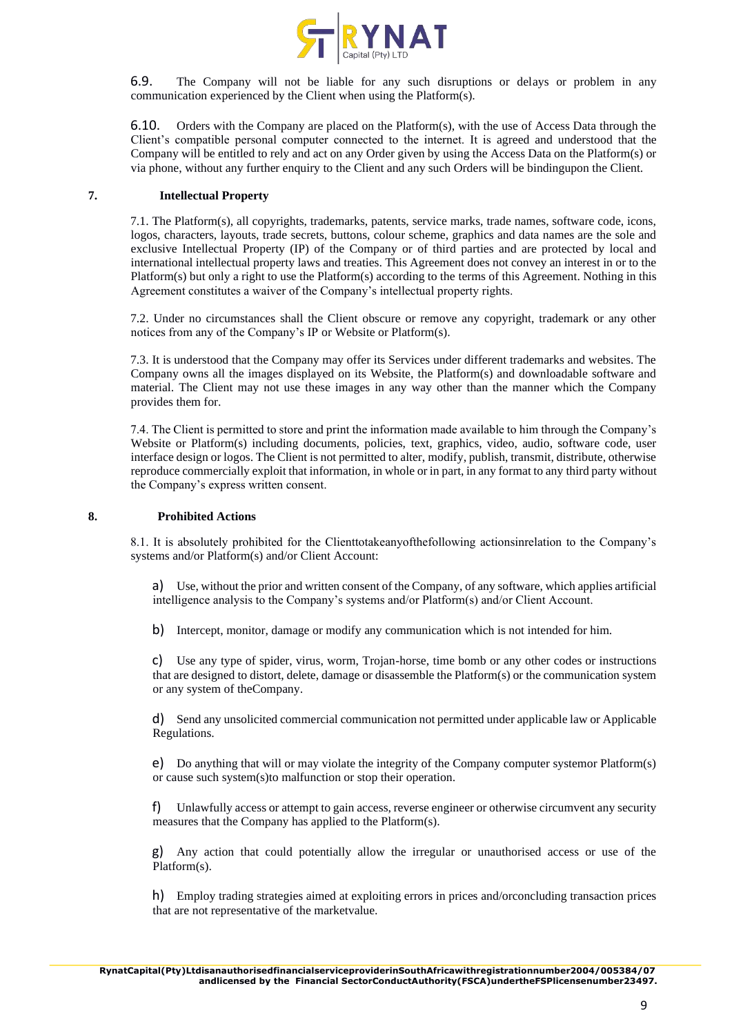6.9. The Company will not be liable for any such disruptions or delays or problem in any communication experienced by the Client when using the Platform(s).

6.10. Orders with the Company are placed on the Platform(s), with the use of Access Data through the Client's compatible personal computer connected to the internet. It is agreed and understood that the Company will be entitled to rely and act on any Order given by using the Access Data on the Platform(s) or via phone, without any further enquiry to the Client and any such Orders will be bindingupon the Client.

## 7. Intellectual Property

7.1. The Platform(s), all copyrights, trademarks, patents, service marks, trade names, software code, icons, logos, characters, layouts, trade secrets, buttons, colour scheme, graphics and data names are the sole and exclusive Intellectual Property (IP) of the Company or of third parties and are protected by local and international intellectual property laws and treaties. This Agreement does not convey an interest in or to the Platform(s) but only a right to use the Platform(s) according to the terms of this Agreement. Nothing in this Agreement constitutes a waiver of the Company's intellectual property rights.

7.2. Under no circumstances shall the Client obscure or remove any copyright, trademark or any other notices from any of the Company's IP or Website or Platform(s).

7.3. It is understood that the Company may offer its Services under different trademarks and websites. The Company owns all the images displayed on its Website, the Platform(s) and downloadable software and material. The Client may not use these images in any way other than the manner which the Company provides them for.

7.4. The Client is permitted to store and print the information made available to him through the Company's Website or Platform(s) including documents, policies, text, graphics, video, audio, software code, user interface design or logos. The Client is not permitted to alter, modify, publish, transmit, distribute, otherwise reproduce commercially exploit that information, in whole or in part, in any format to any third party without the Company's express written consent.

## 8. Prohibited Actions

8.1. It is absolutely prohibited for the Clienttotakeanyofthefollowing actionsinrelation to the Company's systems and/or Platform(s) and/or Client Account:

a) Use, without the prior and written consent of the Company, of any software, which applies artificial intelligence analysis to the Company's systems and/or Platform(s) and/or Client Account.

b) Intercept, monitor, damage or modify any communication which is not intended for him.

c) Use any type of spider, virus, worm, Trojan-horse, time bomb or any other codes or instructions that are designed to distort, delete, damage or disassemble the Platform(s) or the communication system or any system of theCompany.

d) Send any unsolicited commercial communication not permitted under applicable law or Applicable Regulations.

e) Do anything that will or may violate the integrity of the Company computer systemor Platform(s) or cause such system(s)to malfunction or stop their operation.

f) Unlawfully access or attempt to gain access, reverse engineer or otherwise circumvent any security measures that the Company has applied to the Platform(s).

g) Any action that could potentially allow the irregular or unauthorised access or use of the Platform(s).

h) Employ trading strategies aimed at exploiting errors in prices and/orconcluding transaction prices that are not representative of the marketvalue.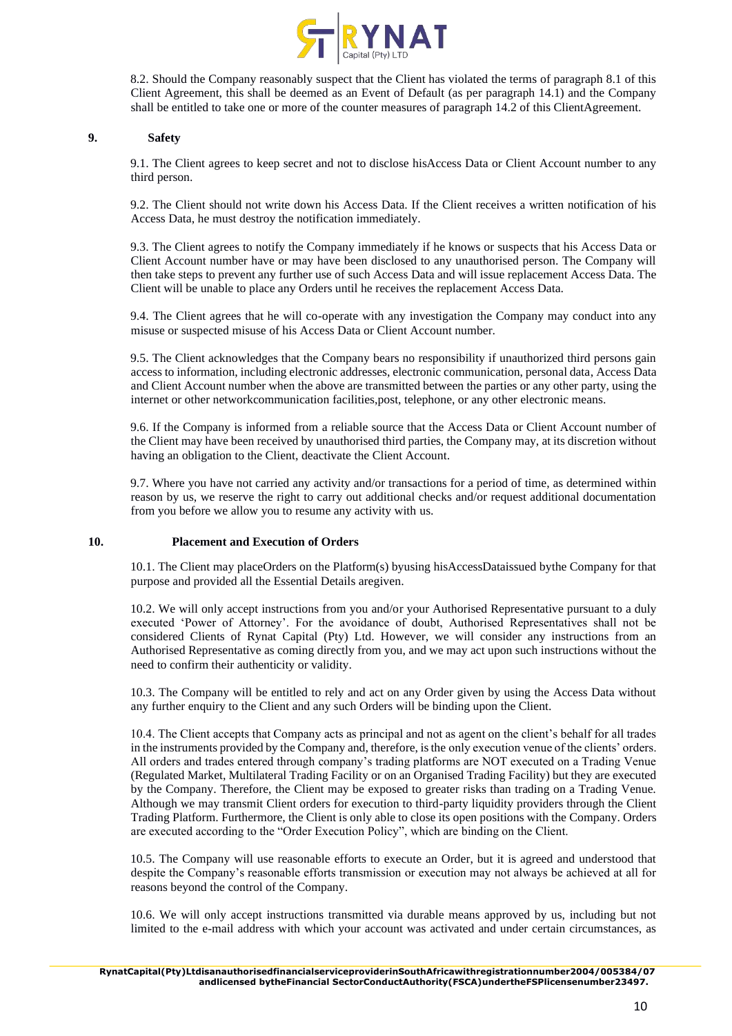8.2. Should the Company reasonably suspect that the Client has violated the terms of paragraph 8.1 of this Client Agreement, this shall be deemed as an Event of Default (as per paragraph 14.1) and the Company shall be entitled to take one or more of the counter measures of paragraph 14.2 of this ClientAgreement.

## 9. Safety

9.1. The Client agrees to keep secret and not to disclose hisAccess Data or Client Account number to any third person.

9.2. The Client should not write down his Access Data. If the Client receives a written notification of his Access Data, he must destroy the notification immediately.

9.3. The Client agrees to notify the Company immediately if he knows or suspects that his Access Data or Client Account number have or may have been disclosed to any unauthorised person. The Company will then take steps to prevent any further use of such Access Data and will issue replacement Access Data. The Client will be unable to place any Orders until he receives the replacement Access Data.

9.4. The Client agrees that he will co-operate with any investigation the Company may conduct into any misuse or suspected misuse of his Access Data or Client Account number.

9.5. The Client acknowledges that the Company bears no responsibility if unauthorized third persons gain access to information, including electronic addresses, electronic communication, personal data, Access Data and Client Account number when the above are transmitted between the parties or any other party, using the internet or other networkcommunication facilities,post, telephone, or any other electronic means.

9.6. If the Company is informed from a reliable source that the Access Data or Client Account number of the Client may have been received by unauthorised third parties, the Company may, at its discretion without having an obligation to the Client, deactivate the Client Account.

9.7. Where you have not carried any activity and/or transactions for a period of time, as determined within reason by us, we reserve the right to carry out additional checks and/or request additional documentation from you before we allow you to resume any activity with us.

## 10. Placement and Execution of Orders

10.1. The Client may placeOrders on the Platform(s) byusing hisAccessDataissued bythe Company for that purpose and provided all the Essential Details aregiven.

10.2. We will only accept instructions from you and/or your Authorised Representative pursuant to a duly executed 'Power of Attorney'. For the avoidance of doubt, Authorised Representatives shall not be considered Clients of Rynat Capital (Pty) Ltd. However, we will consider any instructions from an Authorised Representative as coming directly from you, and we may act upon such instructions without the need to confirm their authenticity or validity.

10.3. The Company will be entitled to rely and act on any Order given by using the Access Data without any further enquiry to the Client and any such Orders will be binding upon the Client.

10.4. The Client accepts that Company acts as principal and not as agent on the client's behalf for all trades in the instruments provided by the Company and, therefore, is the only execution venue of the clients' orders. All orders and trades entered through company's trading platforms are NOT executed on a Trading Venue (Regulated Market, Multilateral Trading Facility or on an Organised Trading Facility) but they are executed by the Company. Therefore, the Client may be exposed to greater risks than trading on a Trading Venue. Although we may transmit Client orders for execution to third-party liquidity providers through the Client Trading Platform. Furthermore, the Client is only able to close its open positions with the Company. Orders are executed according to the "Order Execution Policy", which are binding on the Client.

10.5. The Company will use reasonable efforts to execute an Order, but it is agreed and understood that despite the Company's reasonable efforts transmission or execution may not always be achieved at all for reasons beyond the control of the Company.

10.6. We will only accept instructions transmitted via durable means approved by us, including but not limited to the e-mail address with which your account was activated and under certain circumstances, as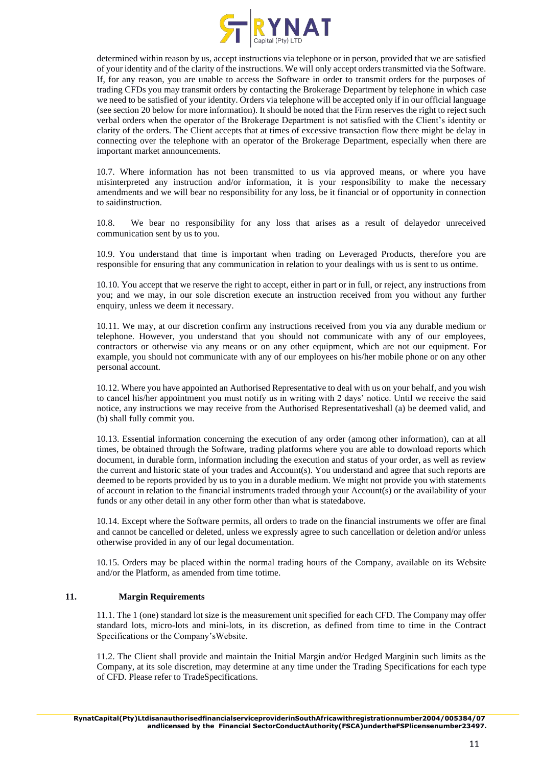determined within reason by us, accept instructions via telephone or in person, provided that we are satisfied of your identity and of the clarity of the instructions. We will only accept orders transmitted via the Software. If, for any reason, you are unable to access the Software in order to transmit orders for the purposes of trading CFDs you may transmit orders by contacting the Brokerage Department by telephone in which case we need to be satisfied of your identity. Orders via telephone will be accepted only if in our official language (see section 20 below for more information). It should be noted that the Firm reserves the right to reject such verbal orders when the operator of the Brokerage Department is not satisfied with the Client's identity or clarity of the orders. The Client accepts that at times of excessive transaction flow there might be delay in connecting over the telephone with an operator of the Brokerage Department, especially when there are important market announcements.

10.7. Where information has not been transmitted to us via approved means, or where you have misinterpreted any instruction and/or information, it is your responsibility to make the necessary amendments and we will bear no responsibility for any loss, be it financial or of opportunity in connection to saidinstruction.

10.8. We bear no responsibility for any loss that arises as a result of delayedor unreceived communication sent by us to you.

10.9. You understand that time is important when trading on Leveraged Products, therefore you are responsible for ensuring that any communication in relation to your dealings with us is sent to us ontime.

10.10. You accept that we reserve the right to accept, either in part or in full, or reject, any instructions from you; and we may, in our sole discretion execute an instruction received from you without any further enquiry, unless we deem it necessary.

10.11. We may, at our discretion confirm any instructions received from you via any durable medium or telephone. However, you understand that you should not communicate with any of our employees, contractors or otherwise via any means or on any other equipment, which are not our equipment. For example, you should not communicate with any of our employees on his/her mobile phone or on any other personal account.

10.12. Where you have appointed an Authorised Representative to deal with us on your behalf, and you wish to cancel his/her appointment you must notify us in writing with 2 days' notice. Until we receive the said notice, any instructions we may receive from the Authorised Representativeshall (a) be deemed valid, and (b) shall fully commit you.

10.13. Essential information concerning the execution of any order (among other information), can at all times, be obtained through the Software, trading platforms where you are able to download reports which document, in durable form, information including the execution and status of your order, as well as review the current and historic state of your trades and Account(s). You understand and agree that such reports are deemed to be reports provided by us to you in a durable medium. We might not provide you with statements of account in relation to the financial instruments traded through your Account(s) or the availability of your funds or any other detail in any other form other than what is statedabove.

10.14. Except where the Software permits, all orders to trade on the financial instruments we offer are final and cannot be cancelled or deleted, unless we expressly agree to such cancellation or deletion and/or unless otherwise provided in any of our legal documentation.

10.15. Orders may be placed within the normal trading hours of the Company, available on its Website and/or the Platform, as amended from time totime.

## 11. Margin Requirements

11.1. The 1 (one) standard lot size is the measurement unit specified for each CFD. The Company may offer standard lots, micro-lots and mini-lots, in its discretion, as defined from time to time in the Contract Specifications or the Company'sWebsite.

11.2. The Client shall provide and maintain the Initial Margin and/or Hedged Marginin such limits as the Company, at its sole discretion, may determine at any time under the Trading Specifications for each type of CFD. Please refer to TradeSpecifications.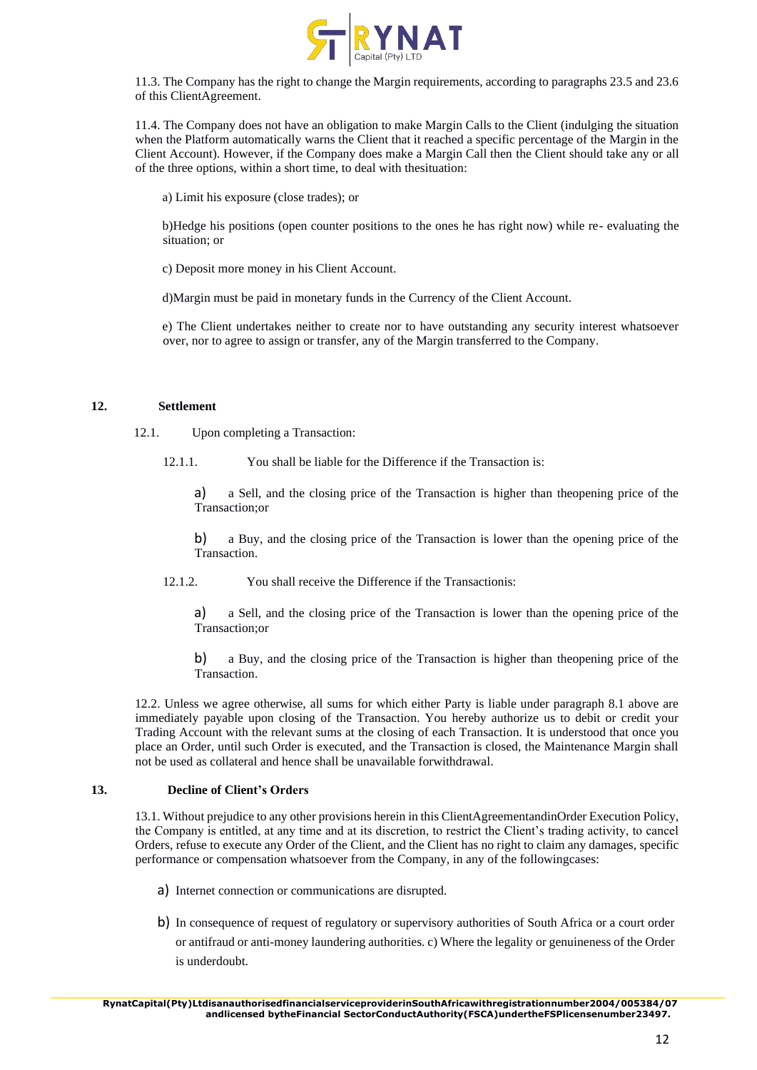11.3. The Company has the right to change the Margin requirements, according to paragraphs 23.5 and 23.6 of this ClientAgreement.

11.4. The Company does not have an obligation to make Margin Calls to the Client (indulging the situation when the Platform automatically warns the Client that it reached a specific percentage of the Margin in the Client Account). However, if the Company does make a Margin Call then the Client should take any or all of the three options, within a short time, to deal with thesituation:

a) Limit his exposure (close trades); or

b)Hedge his positions (open counter positions to the ones he has right now) while re- evaluating the situation; or

c) Deposit more money in his Client Account.

d)Margin must be paid in monetary funds in the Currency of the Client Account.

e) The Client undertakes neither to create nor to have outstanding any security interest whatsoever over, nor to agree to assign or transfer, any of the Margin transferred to the Company.

## 12. Settlement

12.1. Upon completing a Transaction:

12.1.1. You shall be liable for the Difference if the Transaction is:

a) a Sell, and the closing price of the Transaction is higher than theopening price of the Transaction;or

b) a Buy, and the closing price of the Transaction is lower than the opening price of the Transaction.

12.1.2. You shall receive the Difference if the Transactionis:

a) a Sell, and the closing price of the Transaction is lower than the opening price of the Transaction;or

b) a Buy, and the closing price of the Transaction is higher than theopening price of the Transaction.

12.2. Unless we agree otherwise, all sums for which either Party is liable under paragraph 8.1 above are immediately payable upon closing of the Transaction. You hereby authorize us to debit or credit your Trading Account with the relevant sums at the closing of each Transaction. It is understood that once you place an Order, until such Order is executed, and the Transaction is closed, the Maintenance Margin shall not be used as collateral and hence shall be unavailable forwithdrawal.

## 13. Decline of Client's Orders

13.1. Without prejudice to any other provisions herein in this ClientAgreementandinOrder Execution Policy, the Company is entitled, at any time and at its discretion, to restrict the Client's trading activity, to cancel Orders, refuse to execute any Order of the Client, and the Client has no right to claim any damages, specific performance or compensation whatsoever from the Company, in any of the followingcases:

a) Internet connection or communications are disrupted.

b) In consequence of request of regulatory or supervisory authorities of South Africa or a court order or antifraud or anti-money laundering authorities. c) Where the legality or genuineness of the Order is underdoubt.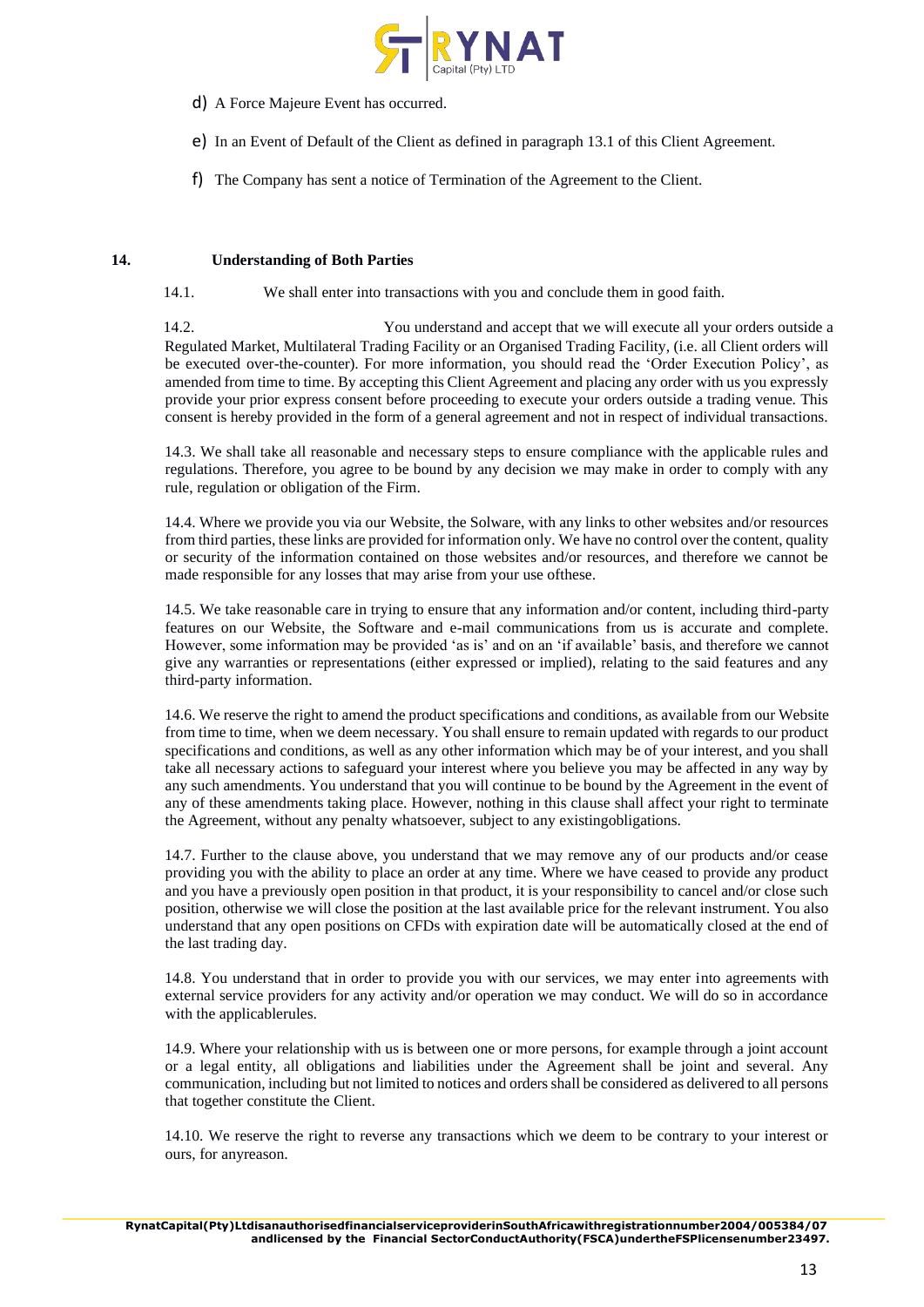d) A Force Majeure Event has occurred.

e) In an Event of Default of the Client as defined in paragraph 13.1 of this Client Agreement.

f) The Company has sent a notice of Termination of the Agreement to the Client.

## 14. Understanding of Both Parties

14.1. We shall enter into transactions with you and conclude them in good faith.

14.2. You understand and accept that we will execute all your orders outside a Regulated Market, Multilateral Trading Facility or an Organised Trading Facility, (i.e. all Client orders will be executed over-the-counter). For more information, you should read the 'Order Execution Policy', as amended from time to time. By accepting this Client Agreement and placing any order with us you expressly provide your prior express consent before proceeding to execute your orders outside a trading venue. This consent is hereby provided in the form of a general agreement and not in respect of individual transactions.

14.3. We shall take all reasonable and necessary steps to ensure compliance with the applicable rules and regulations. Therefore, you agree to be bound by any decision we may make in order to comply with any rule, regulation or obligation of the Firm.

14.4. Where we provide you via our Website, the Solware, with any links to other websites and/or resources from third parties, these links are provided for information only. We have no control over the content, quality or security of the information contained on those websites and/or resources, and therefore we cannot be made responsible for any losses that may arise from your use ofthese.

14.5. We take reasonable care in trying to ensure that any information and/or content, including third-party features on our Website, the Software and e-mail communications from us is accurate and complete. However, some information may be provided 'as is' and on an 'if available' basis, and therefore we cannot give any warranties or representations (either expressed or implied), relating to the said features and any third-party information.

14.6. We reserve the right to amend the product specifications and conditions, as available from our Website from time to time, when we deem necessary. You shall ensure to remain updated with regards to our product specifications and conditions, as well as any other information which may be of your interest, and you shall take all necessary actions to safeguard your interest where you believe you may be affected in any way by any such amendments. You understand that you will continue to be bound by the Agreement in the event of any of these amendments taking place. However, nothing in this clause shall affect your right to terminate the Agreement, without any penalty whatsoever, subject to any existingobligations.

14.7. Further to the clause above, you understand that we may remove any of our products and/or cease providing you with the ability to place an order at any time. Where we have ceased to provide any product and you have a previously open position in that product, it is your responsibility to cancel and/or close such position, otherwise we will close the position at the last available price for the relevant instrument. You also understand that any open positions on CFDs with expiration date will be automatically closed at the end of the last trading day.

14.8. You understand that in order to provide you with our services, we may enter into agreements with external service providers for any activity and/or operation we may conduct. We will do so in accordance with the applicablerules.

14.9. Where your relationship with us is between one or more persons, for example through a joint account or a legal entity, all obligations and liabilities under the Agreement shall be joint and several. Any communication, including but not limited to notices and orders shall be considered as delivered to all persons that together constitute the Client.

14.10. We reserve the right to reverse any transactions which we deem to be contrary to your interest or ours, for anyreason.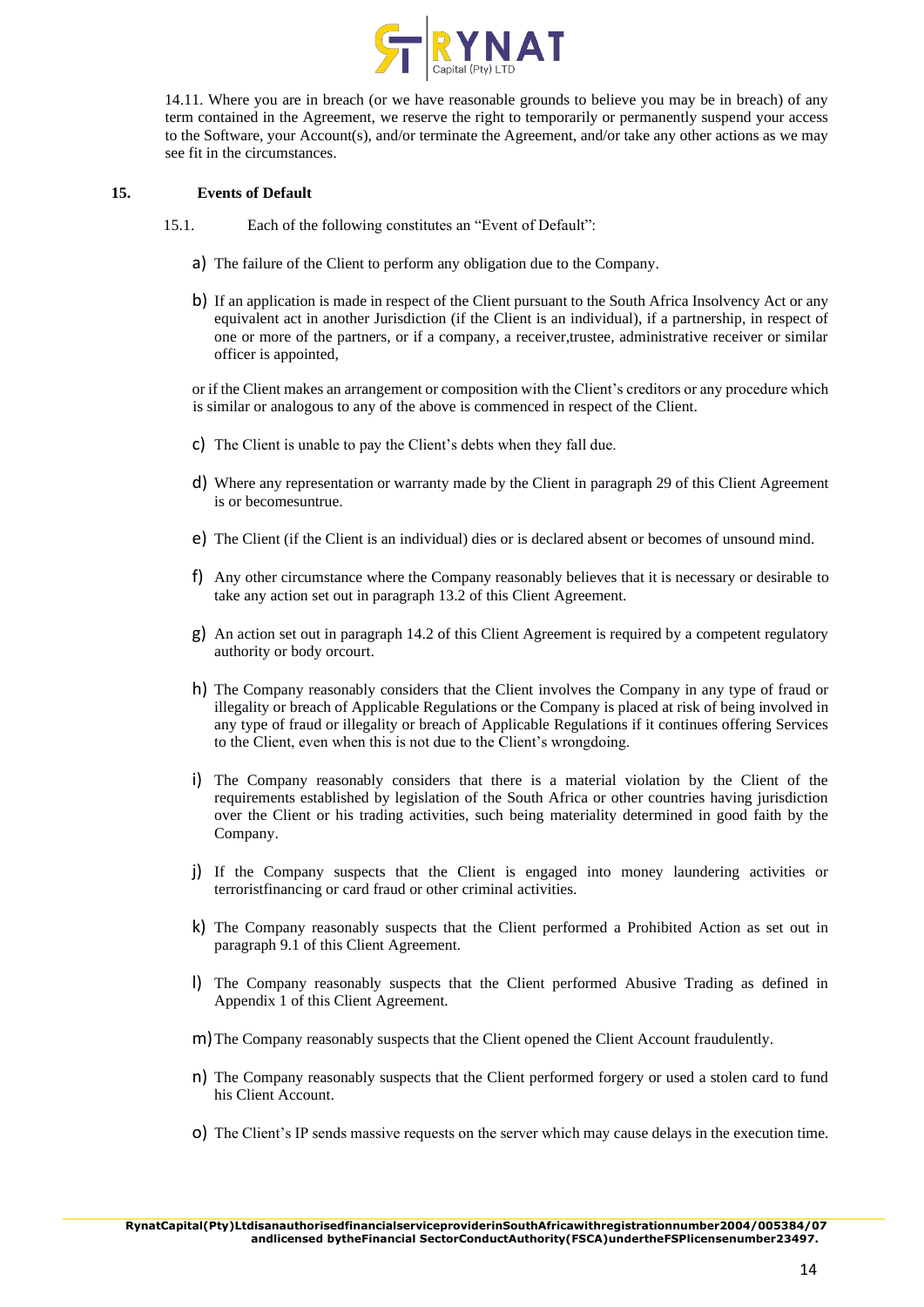14.11. Where you are in breach (or we have reasonable grounds to believe you may be in breach) of any term contained in the Agreement, we reserve the right to temporarily or permanently suspend your access to the Software, your Account(s), and/or terminate the Agreement, and/or take any other actions as we may see fit in the circumstances.

## 15. Events of Default

15.1. Each of the following constitutes an "Event of Default":

a) The failure of the Client to perform any obligation due to the Company.

b) If an application is made in respect of the Client pursuant to the South Africa Insolvency Act or any equivalent act in another Jurisdiction (if the Client is an individual), if a partnership, in respect of one or more of the partners, or if a company, a receiver,trustee, administrative receiver or similar officer is appointed,

or if the Client makes an arrangement or composition with the Client's creditors or any procedure which is similar or analogous to any of the above is commenced in respect of the Client.

c) The Client is unable to pay the Client's debts when they fall due.

d) Where any representation or warranty made by the Client in paragraph 29 of this Client Agreement is or becomesuntrue.

e) The Client (if the Client is an individual) dies or is declared absent or becomes of unsound mind.

f) Any other circumstance where the Company reasonably believes that it is necessary or desirable to take any action set out in paragraph 13.2 of this Client Agreement.

g) An action set out in paragraph 14.2 of this Client Agreement is required by a competent regulatory authority or body orcourt.

h) The Company reasonably considers that the Client involves the Company in any type of fraud or illegality or breach of Applicable Regulations or the Company is placed at risk of being involved in any type of fraud or illegality or breach of Applicable Regulations if it continues offering Services to the Client, even when this is not due to the Client's wrongdoing.

i) The Company reasonably considers that there is a material violation by the Client of the requirements established by legislation of the South Africa or other countries having jurisdiction over the Client or his trading activities, such being materiality determined in good faith by the Company.

j) If the Company suspects that the Client is engaged into money laundering activities or terroristfinancing or card fraud or other criminal activities.

k) The Company reasonably suspects that the Client performed a Prohibited Action as set out in paragraph 9.1 of this Client Agreement.

l) The Company reasonably suspects that the Client performed Abusive Trading as defined in Appendix 1 of this Client Agreement.

m) The Company reasonably suspects that the Client opened the Client Account fraudulently.

n) The Company reasonably suspects that the Client performed forgery or used a stolen card to fund his Client Account.

o) The Client's IP sends massive requests on the server which may cause delays in the execution time.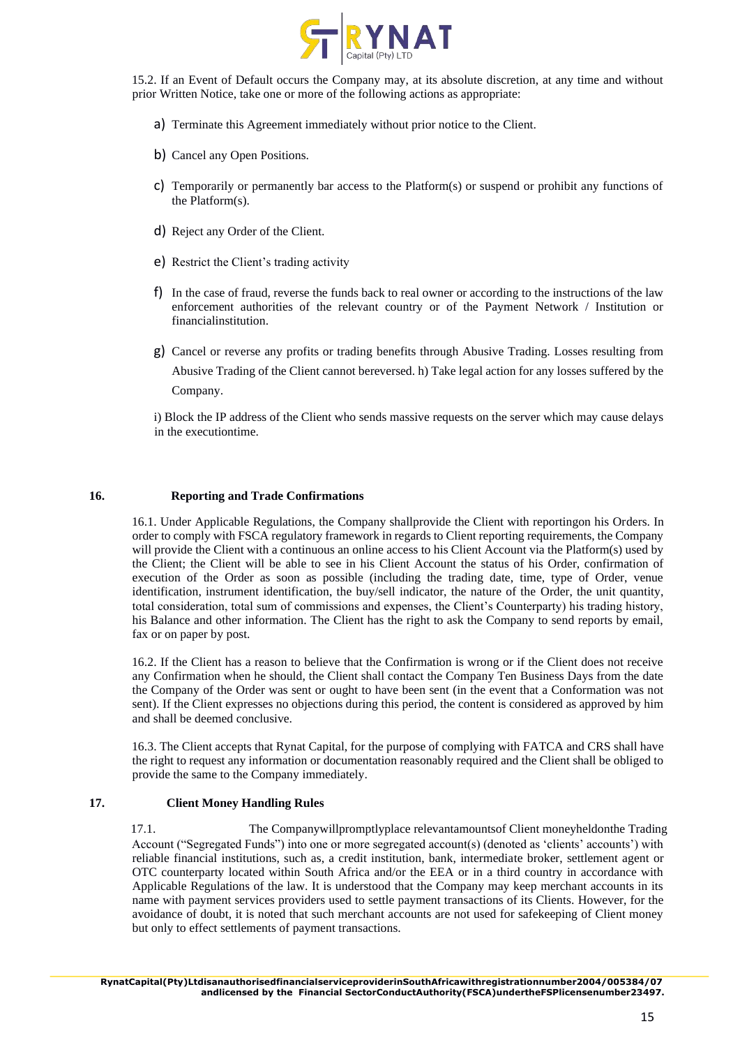15.2. If an Event of Default occurs the Company may, at its absolute discretion, at any time and without prior Written Notice, take one or more of the following actions as appropriate:

a) Terminate this Agreement immediately without prior notice to the Client.

b) Cancel any Open Positions.

c) Temporarily or permanently bar access to the Platform(s) or suspend or prohibit any functions of the Platform(s).

d) Reject any Order of the Client.

e) Restrict the Client's trading activity

f) In the case of fraud, reverse the funds back to real owner or according to the instructions of the law enforcement authorities of the relevant country or of the Payment Network / Institution or financialinstitution.

g) Cancel or reverse any profits or trading benefits through Abusive Trading. Losses resulting from Abusive Trading of the Client cannot bereversed. h) Take legal action for any losses suffered by the Company.

i) Block the IP address of the Client who sends massive requests on the server which may cause delays in the executiontime.

## 16. Reporting and Trade Confirmations

16.1. Under Applicable Regulations, the Company shallprovide the Client with reportingon his Orders. In order to comply with FSCA regulatory framework in regards to Client reporting requirements, the Company will provide the Client with a continuous an online access to his Client Account via the Platform(s) used by the Client; the Client will be able to see in his Client Account the status of his Order, confirmation of execution of the Order as soon as possible (including the trading date, time, type of Order, venue identification, instrument identification, the buy/sell indicator, the nature of the Order, the unit quantity, total consideration, total sum of commissions and expenses, the Client's Counterparty) his trading history, his Balance and other information. The Client has the right to ask the Company to send reports by email, fax or on paper by post.

16.2. If the Client has a reason to believe that the Confirmation is wrong or if the Client does not receive any Confirmation when he should, the Client shall contact the Company Ten Business Days from the date the Company of the Order was sent or ought to have been sent (in the event that a Conformation was not sent). If the Client expresses no objections during this period, the content is considered as approved by him and shall be deemed conclusive.

16.3. The Client accepts that Rynat Capital, for the purpose of complying with FATCA and CRS shall have the right to request any information or documentation reasonably required and the Client shall be obliged to provide the same to the Company immediately.

## 17. Client Money Handling Rules

17.1. The Companywillpromptlyplace relevantamountsof Client moneyheldonthe Trading Account ("Segregated Funds") into one or more segregated account(s) (denoted as 'clients' accounts') with reliable financial institutions, such as, a credit institution, bank, intermediate broker, settlement agent or OTC counterparty located within South Africa and/or the EEA or in a third country in accordance with Applicable Regulations of the law. It is understood that the Company may keep merchant accounts in its name with payment services providers used to settle payment transactions of its Clients. However, for the avoidance of doubt, it is noted that such merchant accounts are not used for safekeeping of Client money but only to effect settlements of payment transactions.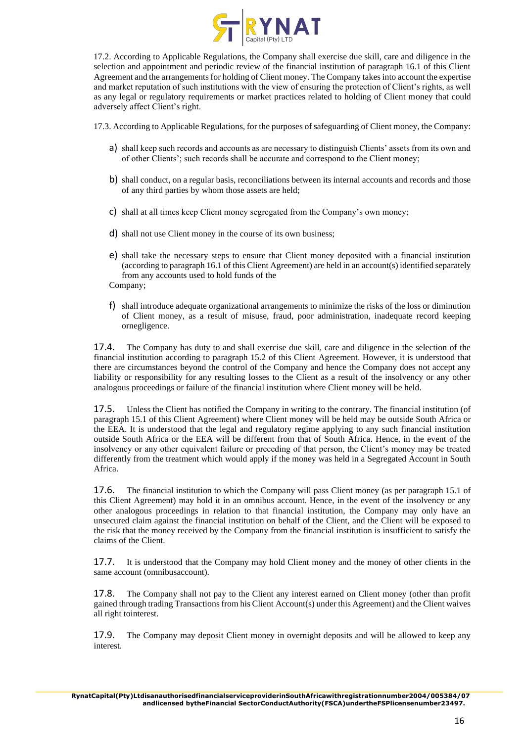17.2. According to Applicable Regulations, the Company shall exercise due skill, care and diligence in the selection and appointment and periodic review of the financial institution of paragraph 16.1 of this Client Agreement and the arrangements for holding of Client money. The Company takes into account the expertise and market reputation of such institutions with the view of ensuring the protection of Client's rights, as well as any legal or regulatory requirements or market practices related to holding of Client money that could adversely affect Client's right.

17.3. According to Applicable Regulations, for the purposes of safeguarding of Client money, the Company:

a) shall keep such records and accounts as are necessary to distinguish Clients' assets from its own and of other Clients'; such records shall be accurate and correspond to the Client money;

b) shall conduct, on a regular basis, reconciliations between its internal accounts and records and those of any third parties by whom those assets are held;

c) shall at all times keep Client money segregated from the Company's own money;

d) shall not use Client money in the course of its own business;

e) shall take the necessary steps to ensure that Client money deposited with a financial institution (according to paragraph 16.1 of this Client Agreement) are held in an account(s) identified separately from any accounts used to hold funds of the Company;

f) shall introduce adequate organizational arrangements to minimize the risks of the loss or diminution of Client money, as a result of misuse, fraud, poor administration, inadequate record keeping ornegligence.

17.4. The Company has duty to and shall exercise due skill, care and diligence in the selection of the financial institution according to paragraph 15.2 of this Client Agreement. However, it is understood that there are circumstances beyond the control of the Company and hence the Company does not accept any liability or responsibility for any resulting losses to the Client as a result of the insolvency or any other analogous proceedings or failure of the financial institution where Client money will be held.

17.5. Unless the Client has notified the Company in writing to the contrary. The financial institution (of paragraph 15.1 of this Client Agreement) where Client money will be held may be outside South Africa or the EEA. It is understood that the legal and regulatory regime applying to any such financial institution outside South Africa or the EEA will be different from that of South Africa. Hence, in the event of the insolvency or any other equivalent failure or preceding of that person, the Client's money may be treated differently from the treatment which would apply if the money was held in a Segregated Account in South Africa.

17.6. The financial institution to which the Company will pass Client money (as per paragraph 15.1 of this Client Agreement) may hold it in an omnibus account. Hence, in the event of the insolvency or any other analogous proceedings in relation to that financial institution, the Company may only have an unsecured claim against the financial institution on behalf of the Client, and the Client will be exposed to the risk that the money received by the Company from the financial institution is insufficient to satisfy the claims of the Client.

17.7. It is understood that the Company may hold Client money and the money of other clients in the same account (omnibusaccount).

17.8. The Company shall not pay to the Client any interest earned on Client money (other than profit gained through trading Transactions from his Client Account(s) under this Agreement) and the Client waives all right tointerest.

17.9. The Company may deposit Client money in overnight deposits and will be allowed to keep any interest.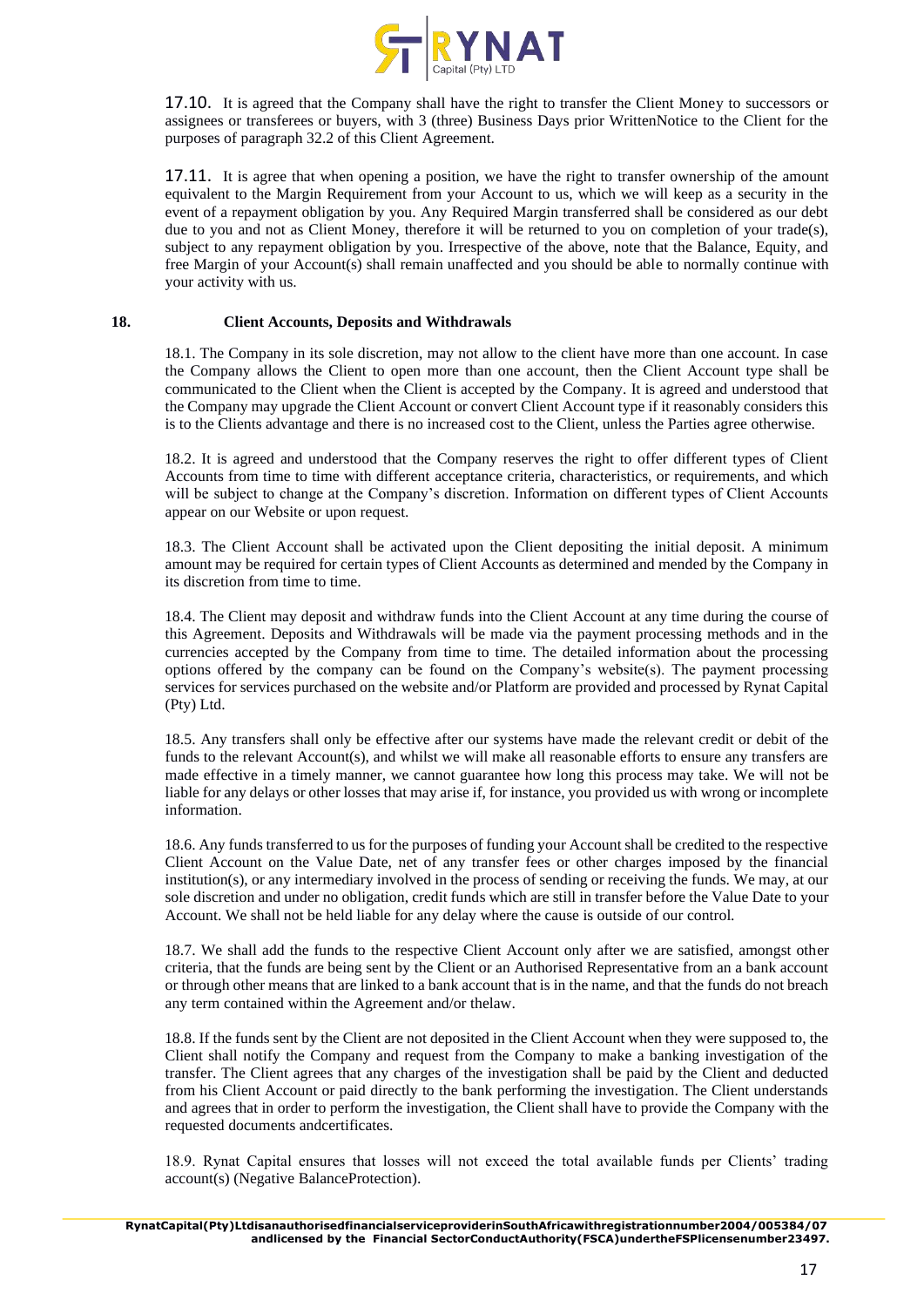17.10. It is agreed that the Company shall have the right to transfer the Client Money to successors or assignees or transferees or buyers, with 3 (three) Business Days prior WrittenNotice to the Client for the purposes of paragraph 32.2 of this Client Agreement.

17.11. It is agree that when opening a position, we have the right to transfer ownership of the amount equivalent to the Margin Requirement from your Account to us, which we will keep as a security in the event of a repayment obligation by you. Any Required Margin transferred shall be considered as our debt due to you and not as Client Money, therefore it will be returned to you on completion of your trade(s), subject to any repayment obligation by you. Irrespective of the above, note that the Balance, Equity, and free Margin of your Account(s) shall remain unaffected and you should be able to normally continue with your activity with us.

**18. Client Accounts, Deposits and Withdrawals**

18.1. The Company in its sole discretion, may not allow to the client have more than one account. In case the Company allows the Client to open more than one account, then the Client Account type shall be communicated to the Client when the Client is accepted by the Company. It is agreed and understood that the Company may upgrade the Client Account or convert Client Account type if it reasonably considers this is to the Clients advantage and there is no increased cost to the Client, unless the Parties agree otherwise.

18.2. It is agreed and understood that the Company reserves the right to offer different types of Client Accounts from time to time with different acceptance criteria, characteristics, or requirements, and which will be subject to change at the Company's discretion. Information on different types of Client Accounts appear on our Website or upon request.

18.3. The Client Account shall be activated upon the Client depositing the initial deposit. A minimum amount may be required for certain types of Client Accounts as determined and mended by the Company in its discretion from time to time.

18.4. The Client may deposit and withdraw funds into the Client Account at any time during the course of this Agreement. Deposits and Withdrawals will be made via the payment processing methods and in the currencies accepted by the Company from time to time. The detailed information about the processing options offered by the company can be found on the Company's website(s). The payment processing services for services purchased on the website and/or Platform are provided and processed by Rynat Capital (Pty) Ltd.

18.5. Any transfers shall only be effective after our systems have made the relevant credit or debit of the funds to the relevant Account(s), and whilst we will make all reasonable efforts to ensure any transfers are made effective in a timely manner, we cannot guarantee how long this process may take. We will not be liable for any delays or other losses that may arise if, for instance, you provided us with wrong or incomplete information.

18.6. Any funds transferred to us for the purposes of funding your Account shall be credited to the respective Client Account on the Value Date, net of any transfer fees or other charges imposed by the financial institution(s), or any intermediary involved in the process of sending or receiving the funds. We may, at our sole discretion and under no obligation, credit funds which are still in transfer before the Value Date to your Account. We shall not be held liable for any delay where the cause is outside of our control.

18.7. We shall add the funds to the respective Client Account only after we are satisfied, amongst other criteria, that the funds are being sent by the Client or an Authorised Representative from an a bank account or through other means that are linked to a bank account that is in the name, and that the funds do not breach any term contained within the Agreement and/or thelaw.

18.8. If the funds sent by the Client are not deposited in the Client Account when they were supposed to, the Client shall notify the Company and request from the Company to make a banking investigation of the transfer. The Client agrees that any charges of the investigation shall be paid by the Client and deducted from his Client Account or paid directly to the bank performing the investigation. The Client understands and agrees that in order to perform the investigation, the Client shall have to provide the Company with the requested documents andcertificates.

18.9. Rynat Capital ensures that losses will not exceed the total available funds per Clients' trading account(s) (Negative BalanceProtection).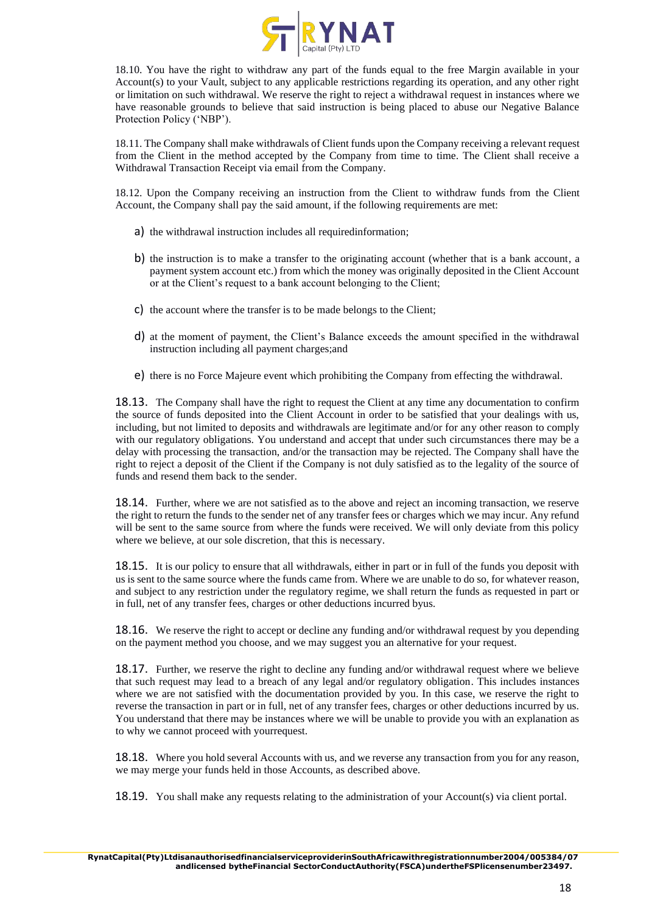18.10. You have the right to withdraw any part of the funds equal to the free Margin available in your Account(s) to your Vault, subject to any applicable restrictions regarding its operation, and any other right or limitation on such withdrawal. We reserve the right to reject a withdrawal request in instances where we have reasonable grounds to believe that said instruction is being placed to abuse our Negative Balance Protection Policy ('NBP').

18.11. The Company shall make withdrawals of Client funds upon the Company receiving a relevant request from the Client in the method accepted by the Company from time to time. The Client shall receive a Withdrawal Transaction Receipt via email from the Company.

18.12. Upon the Company receiving an instruction from the Client to withdraw funds from the Client Account, the Company shall pay the said amount, if the following requirements are met:

a) the withdrawal instruction includes all requiredinformation;

b) the instruction is to make a transfer to the originating account (whether that is a bank account, a payment system account etc.) from which the money was originally deposited in the Client Account or at the Client's request to a bank account belonging to the Client;

c) the account where the transfer is to be made belongs to the Client;

d) at the moment of payment, the Client's Balance exceeds the amount specified in the withdrawal instruction including all payment charges;and

e) there is no Force Majeure event which prohibiting the Company from effecting the withdrawal.

18.13. The Company shall have the right to request the Client at any time any documentation to confirm the source of funds deposited into the Client Account in order to be satisfied that your dealings with us, including, but not limited to deposits and withdrawals are legitimate and/or for any other reason to comply with our regulatory obligations. You understand and accept that under such circumstances there may be a delay with processing the transaction, and/or the transaction may be rejected. The Company shall have the right to reject a deposit of the Client if the Company is not duly satisfied as to the legality of the source of funds and resend them back to the sender.

18.14. Further, where we are not satisfied as to the above and reject an incoming transaction, we reserve the right to return the funds to the sender net of any transfer fees or charges which we may incur. Any refund will be sent to the same source from where the funds were received. We will only deviate from this policy where we believe, at our sole discretion, that this is necessary.

18.15. It is our policy to ensure that all withdrawals, either in part or in full of the funds you deposit with us is sent to the same source where the funds came from. Where we are unable to do so, for whatever reason, and subject to any restriction under the regulatory regime, we shall return the funds as requested in part or in full, net of any transfer fees, charges or other deductions incurred byus.

18.16. We reserve the right to accept or decline any funding and/or withdrawal request by you depending on the payment method you choose, and we may suggest you an alternative for your request.

18.17. Further, we reserve the right to decline any funding and/or withdrawal request where we believe that such request may lead to a breach of any legal and/or regulatory obligation. This includes instances where we are not satisfied with the documentation provided by you. In this case, we reserve the right to reverse the transaction in part or in full, net of any transfer fees, charges or other deductions incurred by us. You understand that there may be instances where we will be unable to provide you with an explanation as to why we cannot proceed with yourrequest.

18.18. Where you hold several Accounts with us, and we reverse any transaction from you for any reason, we may merge your funds held in those Accounts, as described above.

18.19. You shall make any requests relating to the administration of your Account(s) via client portal.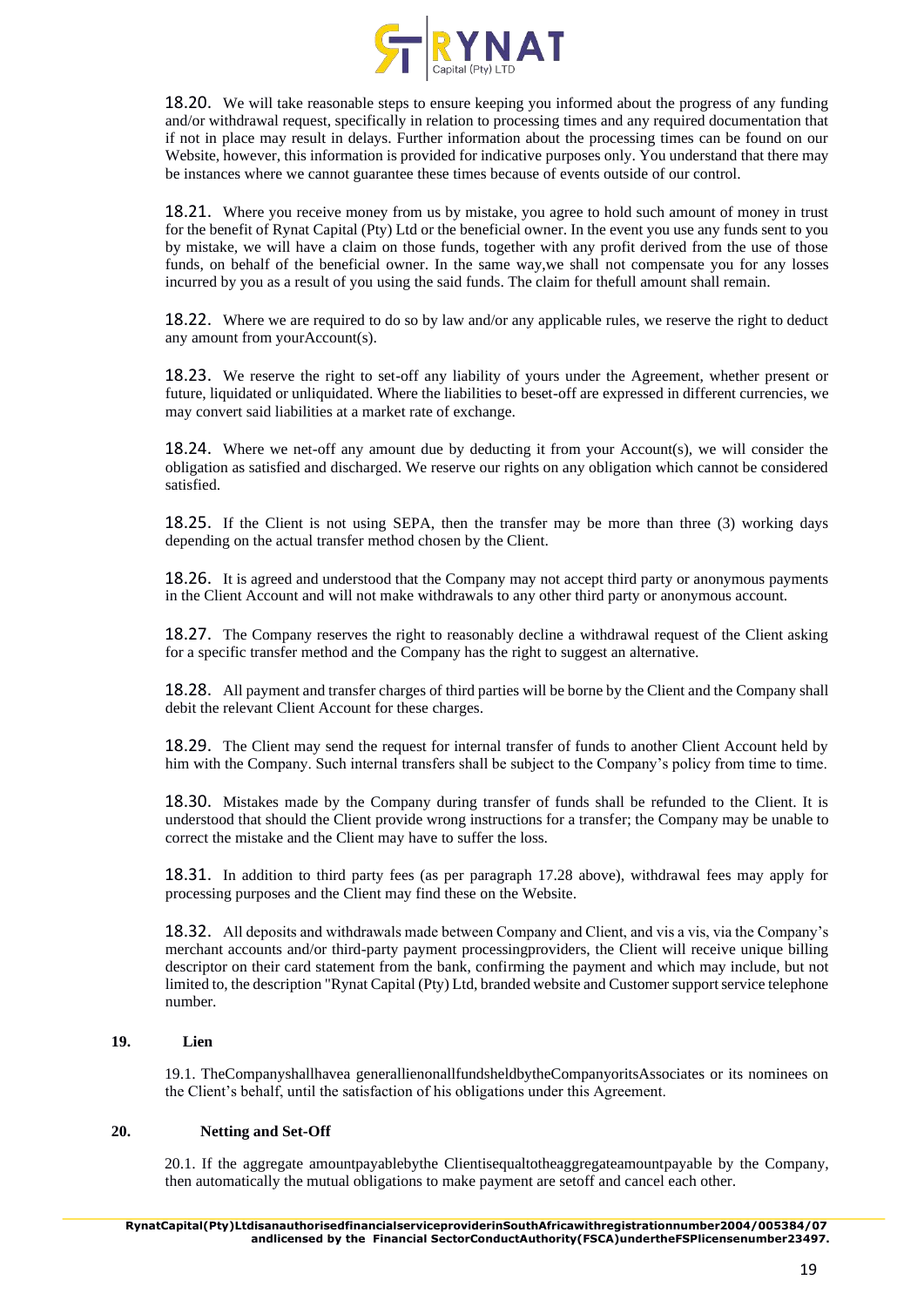18.20. We will take reasonable steps to ensure keeping you informed about the progress of any funding and/or withdrawal request, specifically in relation to processing times and any required documentation that if not in place may result in delays. Further information about the processing times can be found on our Website, however, this information is provided for indicative purposes only. You understand that there may be instances where we cannot guarantee these times because of events outside of our control.

18.21. Where you receive money from us by mistake, you agree to hold such amount of money in trust for the benefit of Rynat Capital (Pty) Ltd or the beneficial owner. In the event you use any funds sent to you by mistake, we will have a claim on those funds, together with any profit derived from the use of those funds, on behalf of the beneficial owner. In the same way,we shall not compensate you for any losses incurred by you as a result of you using the said funds. The claim for thefull amount shall remain.

18.22. Where we are required to do so by law and/or any applicable rules, we reserve the right to deduct any amount from yourAccount(s).

18.23. We reserve the right to set-off any liability of yours under the Agreement, whether present or future, liquidated or unliquidated. Where the liabilities to beset-off are expressed in different currencies, we may convert said liabilities at a market rate of exchange.

18.24. Where we net-off any amount due by deducting it from your Account(s), we will consider the obligation as satisfied and discharged. We reserve our rights on any obligation which cannot be considered satisfied.

18.25. If the Client is not using SEPA, then the transfer may be more than three (3) working days depending on the actual transfer method chosen by the Client.

18.26. It is agreed and understood that the Company may not accept third party or anonymous payments in the Client Account and will not make withdrawals to any other third party or anonymous account.

18.27. The Company reserves the right to reasonably decline a withdrawal request of the Client asking for a specific transfer method and the Company has the right to suggest an alternative.

18.28. All payment and transfer charges of third parties will be borne by the Client and the Company shall debit the relevant Client Account for these charges.

18.29. The Client may send the request for internal transfer of funds to another Client Account held by him with the Company. Such internal transfers shall be subject to the Company's policy from time to time.

18.30. Mistakes made by the Company during transfer of funds shall be refunded to the Client. It is understood that should the Client provide wrong instructions for a transfer; the Company may be unable to correct the mistake and the Client may have to suffer the loss.

18.31. In addition to third party fees (as per paragraph 17.28 above), withdrawal fees may apply for processing purposes and the Client may find these on the Website.

18.32. All deposits and withdrawals made between Company and Client, and vis a vis, via the Company's merchant accounts and/or third-party payment processingproviders, the Client will receive unique billing descriptor on their card statement from the bank, confirming the payment and which may include, but not limited to, the description "Rynat Capital (Pty) Ltd, branded website and Customer support service telephone number.

## 19. Lien

19.1. TheCompanyshallhavea generallienonallfundsheldbytheCompanyoritsAssociates or its nominees on the Client's behalf, until the satisfaction of his obligations under this Agreement.

## 20. Netting and Set-Off

20.1. If the aggregate amountpayablebythe Clientisequaltotheaggregateamountpayable by the Company, then automatically the mutual obligations to make payment are setoff and cancel each other.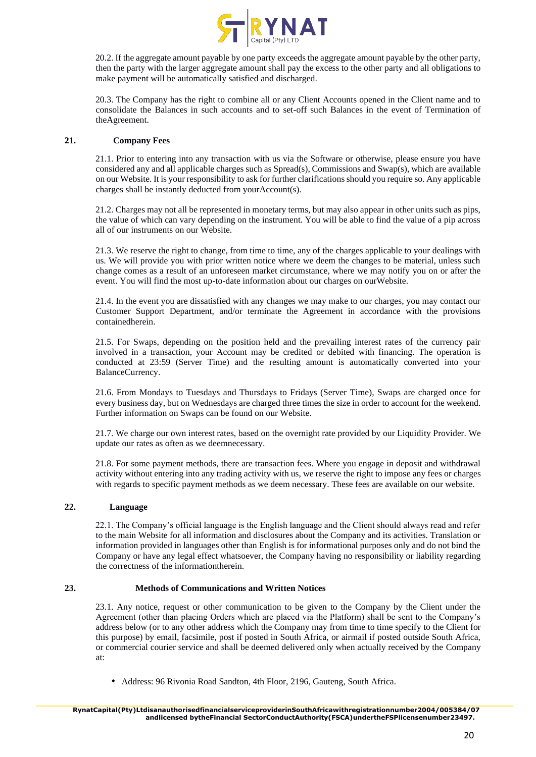20.2. If the aggregate amount payable by one party exceeds the aggregate amount payable by the other party, then the party with the larger aggregate amount shall pay the excess to the other party and all obligations to make payment will be automatically satisfied and discharged.

20.3. The Company has the right to combine all or any Client Accounts opened in the Client name and to consolidate the Balances in such accounts and to set-off such Balances in the event of Termination of theAgreement.

## 21. Company Fees

21.1. Prior to entering into any transaction with us via the Software or otherwise, please ensure you have considered any and all applicable charges such as Spread(s), Commissions and Swap(s), which are available on our Website. It is your responsibility to ask for further clarifications should you require so. Any applicable charges shall be instantly deducted from yourAccount(s).

21.2. Charges may not all be represented in monetary terms, but may also appear in other units such as pips, the value of which can vary depending on the instrument. You will be able to find the value of a pip across all of our instruments on our Website.

21.3. We reserve the right to change, from time to time, any of the charges applicable to your dealings with us. We will provide you with prior written notice where we deem the changes to be material, unless such change comes as a result of an unforeseen market circumstance, where we may notify you on or after the event. You will find the most up-to-date information about our charges on ourWebsite.

21.4. In the event you are dissatisfied with any changes we may make to our charges, you may contact our Customer Support Department, and/or terminate the Agreement in accordance with the provisions containedherein.

21.5. For Swaps, depending on the position held and the prevailing interest rates of the currency pair involved in a transaction, your Account may be credited or debited with financing. The operation is conducted at 23:59 (Server Time) and the resulting amount is automatically converted into your BalanceCurrency.

21.6. From Mondays to Tuesdays and Thursdays to Fridays (Server Time), Swaps are charged once for every business day, but on Wednesdays are charged three times the size in order to account for the weekend. Further information on Swaps can be found on our Website.

21.7. We charge our own interest rates, based on the overnight rate provided by our Liquidity Provider. We update our rates as often as we deemnecessary.

21.8. For some payment methods, there are transaction fees. Where you engage in deposit and withdrawal activity without entering into any trading activity with us, we reserve the right to impose any fees or charges with regards to specific payment methods as we deem necessary. These fees are available on our website.

## 22. Language

22.1. The Company's official language is the English language and the Client should always read and refer to the main Website for all information and disclosures about the Company and its activities. Translation or information provided in languages other than English is for informational purposes only and do not bind the Company or have any legal effect whatsoever, the Company having no responsibility or liability regarding the correctness of the informationtherein.

## 23. Methods of Communications and Written Notices

23.1. Any notice, request or other communication to be given to the Company by the Client under the Agreement (other than placing Orders which are placed via the Platform) shall be sent to the Company's address below (or to any other address which the Company may from time to time specify to the Client for this purpose) by email, facsimile, post if posted in South Africa, or airmail if posted outside South Africa, or commercial courier service and shall be deemed delivered only when actually received by the Company at:

- Address: 96 Rivonia Road Sandton, 4th Floor, 2196, Gauteng, South Africa.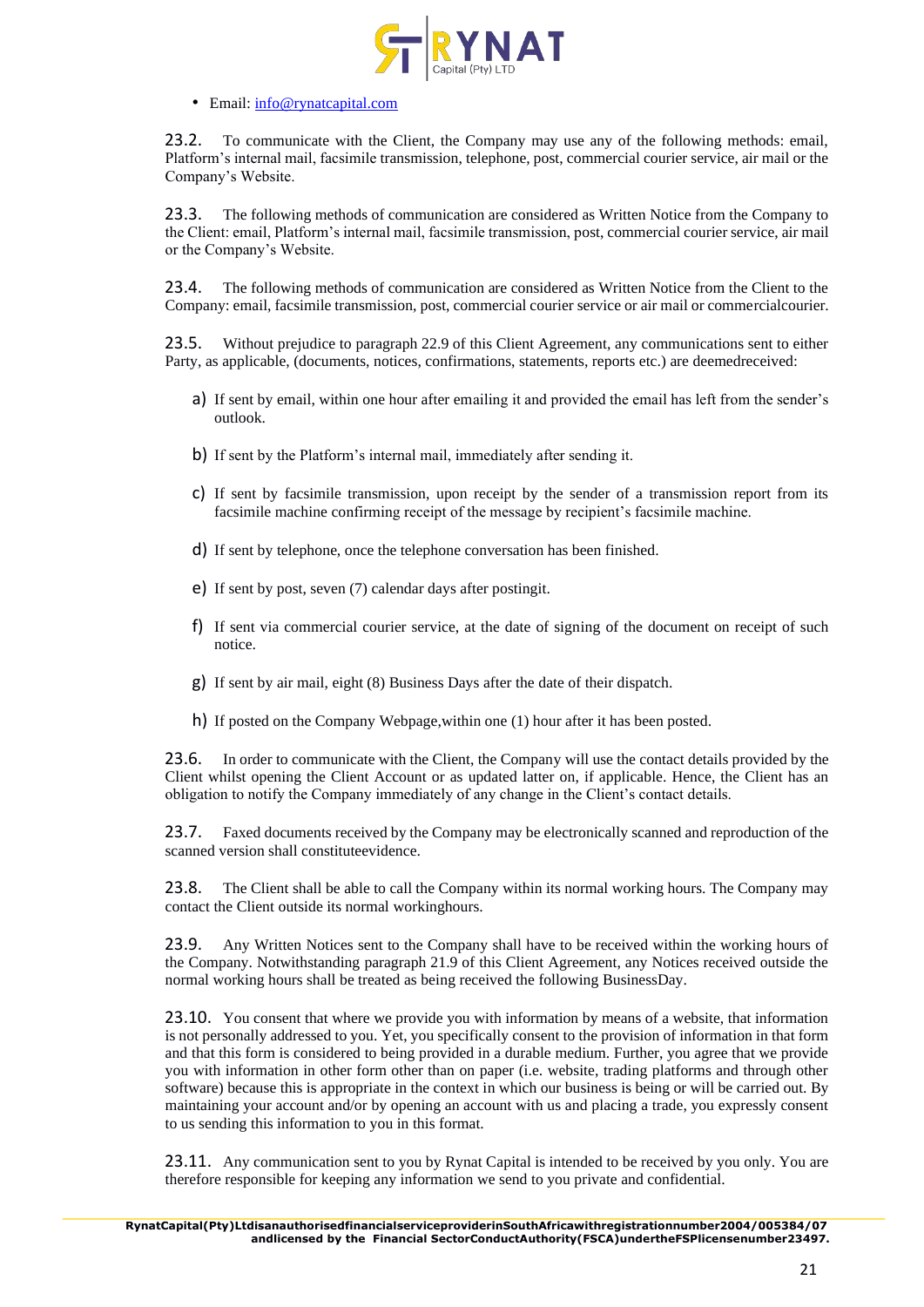- Email: info@rynatcapital.com

23.2. To communicate with the Client, the Company may use any of the following methods: email, Platform's internal mail, facsimile transmission, telephone, post, commercial courier service, air mail or the Company's Website.

23.3. The following methods of communication are considered as Written Notice from the Company to the Client: email, Platform's internal mail, facsimile transmission, post, commercial courier service, air mail or the Company's Website.

23.4. The following methods of communication are considered as Written Notice from the Client to the Company: email, facsimile transmission, post, commercial courier service or air mail or commercialcourier.

23.5. Without prejudice to paragraph 22.9 of this Client Agreement, any communications sent to either Party, as applicable, (documents, notices, confirmations, statements, reports etc.) are deemedreceived:

a) If sent by email, within one hour after emailing it and provided the email has left from the sender's outlook.

b) If sent by the Platform's internal mail, immediately after sending it.

c) If sent by facsimile transmission, upon receipt by the sender of a transmission report from its facsimile machine confirming receipt of the message by recipient's facsimile machine.

d) If sent by telephone, once the telephone conversation has been finished.

e) If sent by post, seven (7) calendar days after postingit.

f) If sent via commercial courier service, at the date of signing of the document on receipt of such notice.

g) If sent by air mail, eight (8) Business Days after the date of their dispatch.

h) If posted on the Company Webpage,within one (1) hour after it has been posted.

23.6. In order to communicate with the Client, the Company will use the contact details provided by the Client whilst opening the Client Account or as updated latter on, if applicable. Hence, the Client has an obligation to notify the Company immediately of any change in the Client's contact details.

23.7. Faxed documents received by the Company may be electronically scanned and reproduction of the scanned version shall constituteevidence.

23.8. The Client shall be able to call the Company within its normal working hours. The Company may contact the Client outside its normal workinghours.

23.9. Any Written Notices sent to the Company shall have to be received within the working hours of the Company. Notwithstanding paragraph 21.9 of this Client Agreement, any Notices received outside the normal working hours shall be treated as being received the following BusinessDay.

23.10. You consent that where we provide you with information by means of a website, that information is not personally addressed to you. Yet, you specifically consent to the provision of information in that form and that this form is considered to being provided in a durable medium. Further, you agree that we provide you with information in other form other than on paper (i.e. website, trading platforms and through other software) because this is appropriate in the context in which our business is being or will be carried out. By maintaining your account and/or by opening an account with us and placing a trade, you expressly consent to us sending this information to you in this format.

23.11. Any communication sent to you by Rynat Capital is intended to be received by you only. You are therefore responsible for keeping any information we send to you private and confidential.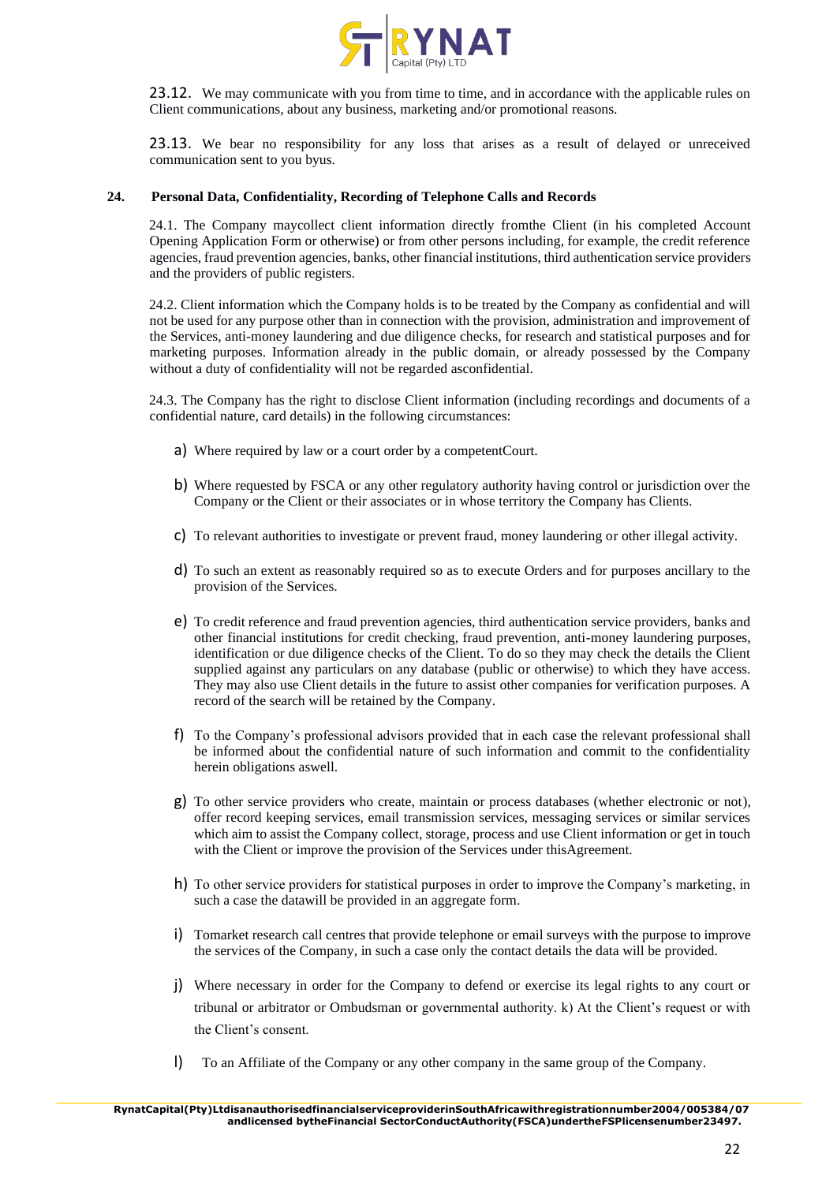23.12. We may communicate with you from time to time, and in accordance with the applicable rules on Client communications, about any business, marketing and/or promotional reasons.

23.13. We bear no responsibility for any loss that arises as a result of delayed or unreceived communication sent to you byus.

## 24. Personal Data, Confidentiality, Recording of Telephone Calls and Records

24.1. The Company maycollect client information directly fromthe Client (in his completed Account Opening Application Form or otherwise) or from other persons including, for example, the credit reference agencies, fraud prevention agencies, banks, other financial institutions, third authentication service providers and the providers of public registers.

24.2. Client information which the Company holds is to be treated by the Company as confidential and will not be used for any purpose other than in connection with the provision, administration and improvement of the Services, anti-money laundering and due diligence checks, for research and statistical purposes and for marketing purposes. Information already in the public domain, or already possessed by the Company without a duty of confidentiality will not be regarded asconfidential.

24.3. The Company has the right to disclose Client information (including recordings and documents of a confidential nature, card details) in the following circumstances:

a) Where required by law or a court order by a competentCourt.

b) Where requested by FSCA or any other regulatory authority having control or jurisdiction over the Company or the Client or their associates or in whose territory the Company has Clients.

c) To relevant authorities to investigate or prevent fraud, money laundering or other illegal activity.

d) To such an extent as reasonably required so as to execute Orders and for purposes ancillary to the provision of the Services.

e) To credit reference and fraud prevention agencies, third authentication service providers, banks and other financial institutions for credit checking, fraud prevention, anti-money laundering purposes, identification or due diligence checks of the Client. To do so they may check the details the Client supplied against any particulars on any database (public or otherwise) to which they have access. They may also use Client details in the future to assist other companies for verification purposes. A record of the search will be retained by the Company.

f) To the Company's professional advisors provided that in each case the relevant professional shall be informed about the confidential nature of such information and commit to the confidentiality herein obligations aswell.

g) To other service providers who create, maintain or process databases (whether electronic or not), offer record keeping services, email transmission services, messaging services or similar services which aim to assist the Company collect, storage, process and use Client information or get in touch with the Client or improve the provision of the Services under thisAgreement.

h) To other service providers for statistical purposes in order to improve the Company's marketing, in such a case the datawill be provided in an aggregate form.

i) Tomarket research call centres that provide telephone or email surveys with the purpose to improve the services of the Company, in such a case only the contact details the data will be provided.

j) Where necessary in order for the Company to defend or exercise its legal rights to any court or tribunal or arbitrator or Ombudsman or governmental authority. k) At the Client's request or with the Client's consent.

l) To an Affiliate of the Company or any other company in the same group of the Company.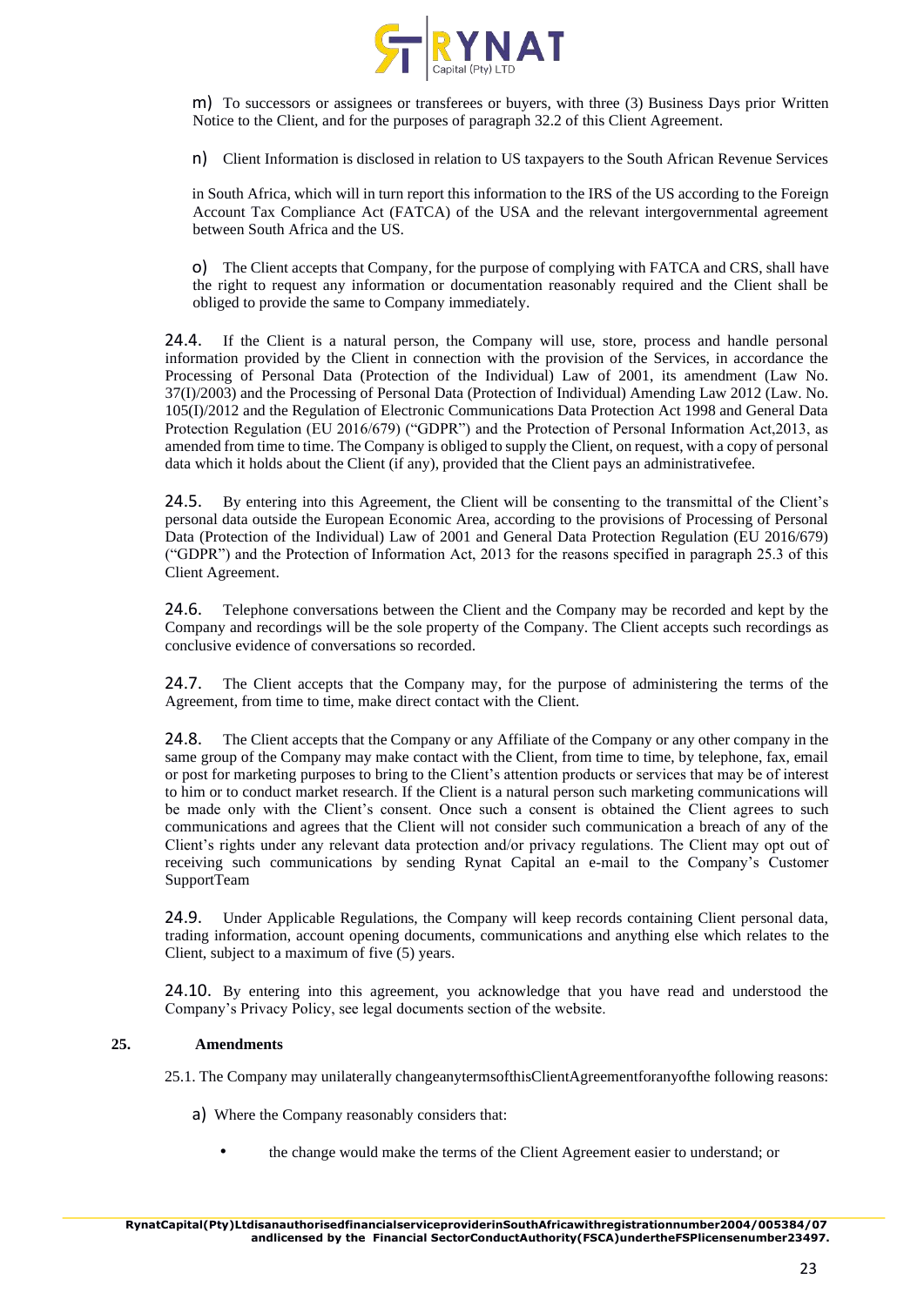m) To successors or assignees or transferees or buyers, with three (3) Business Days prior Written Notice to the Client, and for the purposes of paragraph 32.2 of this Client Agreement.

n) Client Information is disclosed in relation to US taxpayers to the South African Revenue Services

in South Africa, which will in turn report this information to the IRS of the US according to the Foreign Account Tax Compliance Act (FATCA) of the USA and the relevant intergovernmental agreement between South Africa and the US.

o) The Client accepts that Company, for the purpose of complying with FATCA and CRS, shall have the right to request any information or documentation reasonably required and the Client shall be obliged to provide the same to Company immediately.

24.4. If the Client is a natural person, the Company will use, store, process and handle personal information provided by the Client in connection with the provision of the Services, in accordance the Processing of Personal Data (Protection of the Individual) Law of 2001, its amendment (Law No. 37(I)/2003) and the Processing of Personal Data (Protection of Individual) Amending Law 2012 (Law. No. 105(I)/2012 and the Regulation of Electronic Communications Data Protection Act 1998 and General Data Protection Regulation (EU 2016/679) ("GDPR") and the Protection of Personal Information Act,2013, as amended from time to time. The Company is obliged to supply the Client, on request, with a copy of personal data which it holds about the Client (if any), provided that the Client pays an administrativefee.

24.5. By entering into this Agreement, the Client will be consenting to the transmittal of the Client's personal data outside the European Economic Area, according to the provisions of Processing of Personal Data (Protection of the Individual) Law of 2001 and General Data Protection Regulation (EU 2016/679) ("GDPR") and the Protection of Information Act, 2013 for the reasons specified in paragraph 25.3 of this Client Agreement.

24.6. Telephone conversations between the Client and the Company may be recorded and kept by the Company and recordings will be the sole property of the Company. The Client accepts such recordings as conclusive evidence of conversations so recorded.

24.7. The Client accepts that the Company may, for the purpose of administering the terms of the Agreement, from time to time, make direct contact with the Client.

24.8. The Client accepts that the Company or any Affiliate of the Company or any other company in the same group of the Company may make contact with the Client, from time to time, by telephone, fax, email or post for marketing purposes to bring to the Client's attention products or services that may be of interest to him or to conduct market research. If the Client is a natural person such marketing communications will be made only with the Client's consent. Once such a consent is obtained the Client agrees to such communications and agrees that the Client will not consider such communication a breach of any of the Client's rights under any relevant data protection and/or privacy regulations. The Client may opt out of receiving such communications by sending Rynat Capital an e-mail to the Company's Customer SupportTeam

24.9. Under Applicable Regulations, the Company will keep records containing Client personal data, trading information, account opening documents, communications and anything else which relates to the Client, subject to a maximum of five (5) years.

24.10. By entering into this agreement, you acknowledge that you have read and understood the Company's Privacy Policy, see legal documents section of the website.

**25. Amendments**

25.1. The Company may unilaterally changeanytermsofthisClientAgreementforanyofthe following reasons:

a) Where the Company reasonably considers that:

- the change would make the terms of the Client Agreement easier to understand; or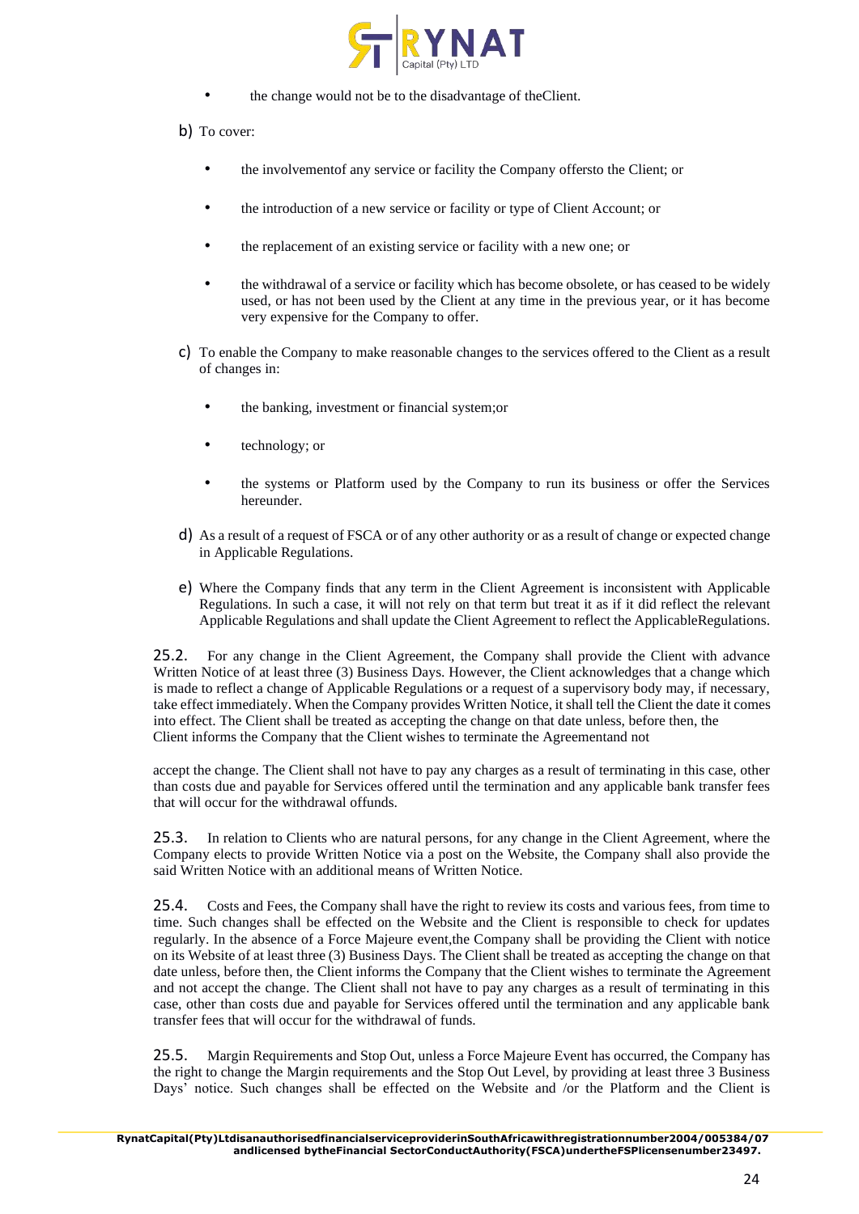- the change would not be to the disadvantage of theClient.

b) To cover:

- the involvementof any service or facility the Company offersto the Client; or
- the introduction of a new service or facility or type of Client Account; or
- the replacement of an existing service or facility with a new one; or
- the withdrawal of a service or facility which has become obsolete, or has ceased to be widely used, or has not been used by the Client at any time in the previous year, or it has become very expensive for the Company to offer.

c) To enable the Company to make reasonable changes to the services offered to the Client as a result of changes in:

- the banking, investment or financial system;or
- technology; or
- the systems or Platform used by the Company to run its business or offer the Services hereunder.

d) As a result of a request of FSCA or of any other authority or as a result of change or expected change in Applicable Regulations.

e) Where the Company finds that any term in the Client Agreement is inconsistent with Applicable Regulations. In such a case, it will not rely on that term but treat it as if it did reflect the relevant Applicable Regulations and shall update the Client Agreement to reflect the ApplicableRegulations.

25.2. For any change in the Client Agreement, the Company shall provide the Client with advance Written Notice of at least three (3) Business Days. However, the Client acknowledges that a change which is made to reflect a change of Applicable Regulations or a request of a supervisory body may, if necessary, take effect immediately. When the Company provides Written Notice, it shall tell the Client the date it comes into effect. The Client shall be treated as accepting the change on that date unless, before then, the Client informs the Company that the Client wishes to terminate the Agreementand not accept the change. The Client shall not have to pay any charges as a result of terminating in this case, other than costs due and payable for Services offered until the termination and any applicable bank transfer fees that will occur for the withdrawal offunds.

25.3. In relation to Clients who are natural persons, for any change in the Client Agreement, where the Company elects to provide Written Notice via a post on the Website, the Company shall also provide the said Written Notice with an additional means of Written Notice.

25.4. Costs and Fees, the Company shall have the right to review its costs and various fees, from time to time. Such changes shall be effected on the Website and the Client is responsible to check for updates regularly. In the absence of a Force Majeure event,the Company shall be providing the Client with notice on its Website of at least three (3) Business Days. The Client shall be treated as accepting the change on that date unless, before then, the Client informs the Company that the Client wishes to terminate the Agreement and not accept the change. The Client shall not have to pay any charges as a result of terminating in this case, other than costs due and payable for Services offered until the termination and any applicable bank transfer fees that will occur for the withdrawal of funds.

25.5. Margin Requirements and Stop Out, unless a Force Majeure Event has occurred, the Company has the right to change the Margin requirements and the Stop Out Level, by providing at least three 3 Business Days' notice. Such changes shall be effected on the Website and /or the Platform and the Client is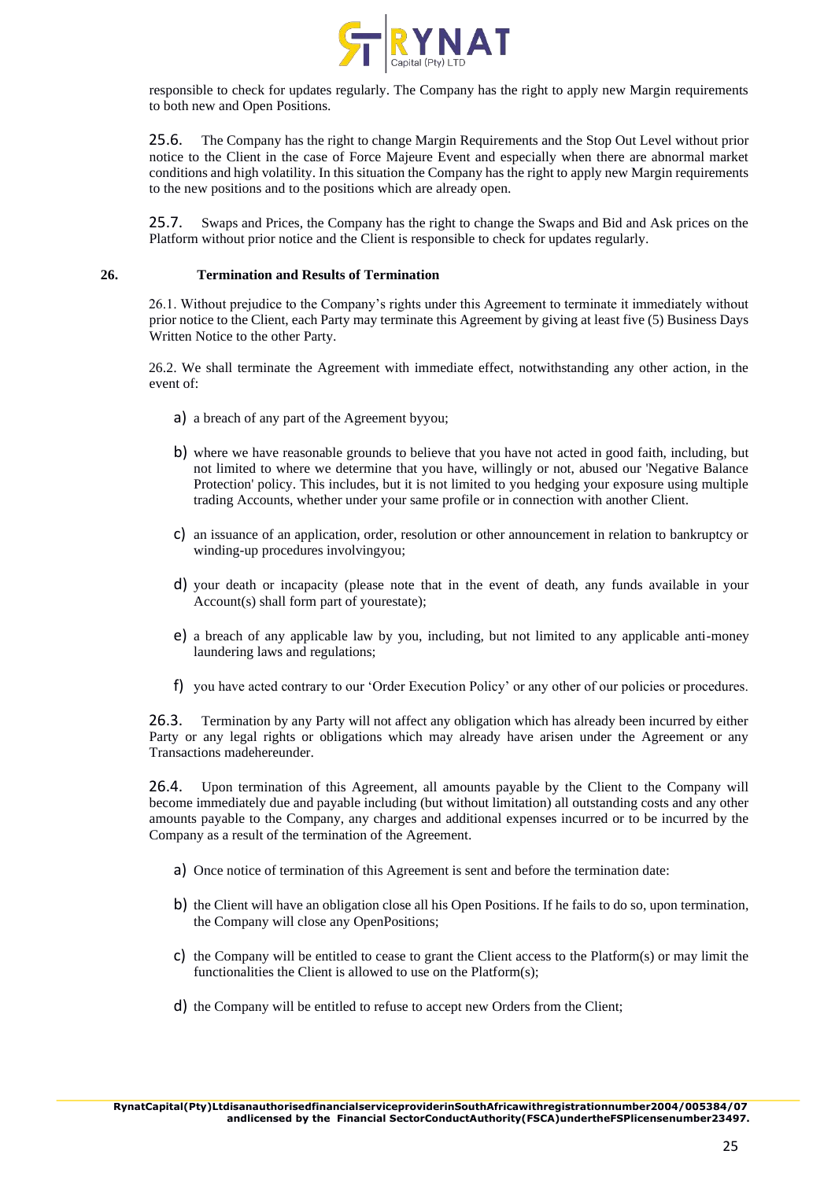responsible to check for updates regularly. The Company has the right to apply new Margin requirements to both new and Open Positions.

25.6. The Company has the right to change Margin Requirements and the Stop Out Level without prior notice to the Client in the case of Force Majeure Event and especially when there are abnormal market conditions and high volatility. In this situation the Company has the right to apply new Margin requirements to the new positions and to the positions which are already open.

25.7. Swaps and Prices, the Company has the right to change the Swaps and Bid and Ask prices on the Platform without prior notice and the Client is responsible to check for updates regularly.

## 26. Termination and Results of Termination

26.1. Without prejudice to the Company's rights under this Agreement to terminate it immediately without prior notice to the Client, each Party may terminate this Agreement by giving at least five (5) Business Days Written Notice to the other Party.

26.2. We shall terminate the Agreement with immediate effect, notwithstanding any other action, in the event of:

a) a breach of any part of the Agreement byyou;

b) where we have reasonable grounds to believe that you have not acted in good faith, including, but not limited to where we determine that you have, willingly or not, abused our 'Negative Balance Protection' policy. This includes, but it is not limited to you hedging your exposure using multiple trading Accounts, whether under your same profile or in connection with another Client.

c) an issuance of an application, order, resolution or other announcement in relation to bankruptcy or winding-up procedures involvingyou;

d) your death or incapacity (please note that in the event of death, any funds available in your Account(s) shall form part of yourestate);

e) a breach of any applicable law by you, including, but not limited to any applicable anti-money laundering laws and regulations;

f) you have acted contrary to our 'Order Execution Policy' or any other of our policies or procedures.

26.3. Termination by any Party will not affect any obligation which has already been incurred by either Party or any legal rights or obligations which may already have arisen under the Agreement or any Transactions madehereunder.

26.4. Upon termination of this Agreement, all amounts payable by the Client to the Company will become immediately due and payable including (but without limitation) all outstanding costs and any other amounts payable to the Company, any charges and additional expenses incurred or to be incurred by the Company as a result of the termination of the Agreement.

a) Once notice of termination of this Agreement is sent and before the termination date:

b) the Client will have an obligation close all his Open Positions. If he fails to do so, upon termination, the Company will close any OpenPositions;

c) the Company will be entitled to cease to grant the Client access to the Platform(s) or may limit the functionalities the Client is allowed to use on the Platform(s);

d) the Company will be entitled to refuse to accept new Orders from the Client;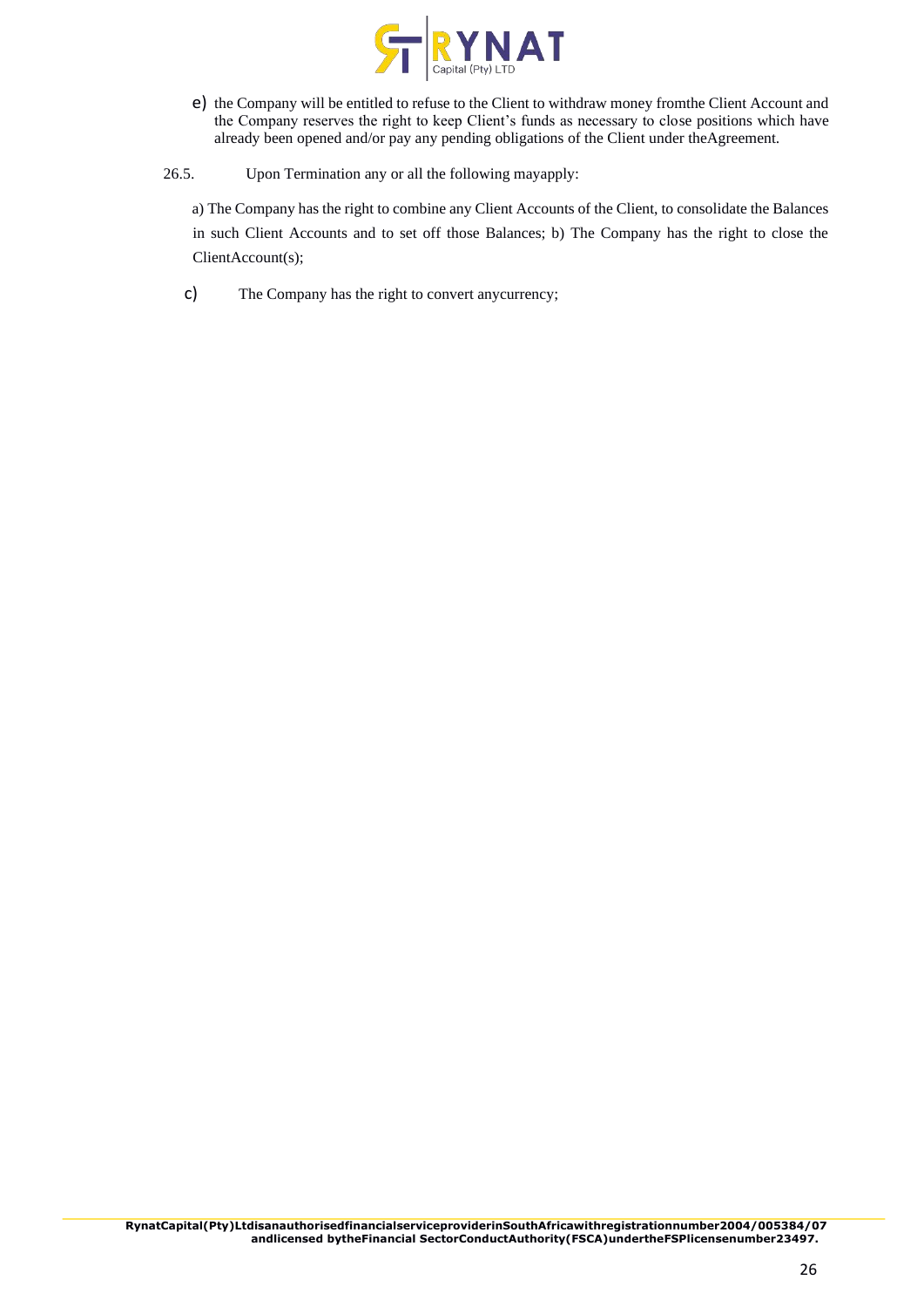e) the Company will be entitled to refuse to the Client to withdraw money fromthe Client Account and the Company reserves the right to keep Client's funds as necessary to close positions which have already been opened and/or pay any pending obligations of the Client under theAgreement.

26.5. Upon Termination any or all the following mayapply:

a) The Company has the right to combine any Client Accounts of the Client, to consolidate the Balances in such Client Accounts and to set off those Balances; b) The Company has the right to close the ClientAccount(s);

c) The Company has the right to convert anycurrency;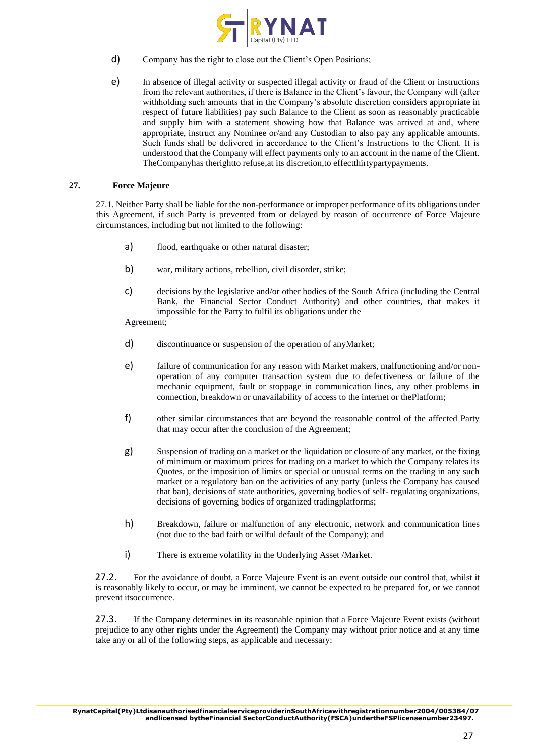d) Company has the right to close out the Client's Open Positions;

e) In absence of illegal activity or suspected illegal activity or fraud of the Client or instructions from the relevant authorities, if there is Balance in the Client's favour, the Company will (after withholding such amounts that in the Company's absolute discretion considers appropriate in respect of future liabilities) pay such Balance to the Client as soon as reasonably practicable and supply him with a statement showing how that Balance was arrived at and, where appropriate, instruct any Nominee or/and any Custodian to also pay any applicable amounts. Such funds shall be delivered in accordance to the Client's Instructions to the Client. It is understood that the Company will effect payments only to an account in the name of the Client. TheCompanyhas therightto refuse,at its discretion,to effectthirtypartypayments.

## 27. Force Majeure

27.1. Neither Party shall be liable for the non-performance or improper performance of its obligations under this Agreement, if such Party is prevented from or delayed by reason of occurrence of Force Majeure circumstances, including but not limited to the following:

a) flood, earthquake or other natural disaster;

b) war, military actions, rebellion, civil disorder, strike;

c) decisions by the legislative and/or other bodies of the South Africa (including the Central Bank, the Financial Sector Conduct Authority) and other countries, that makes it impossible for the Party to fulfil its obligations under the Agreement;

d) discontinuance or suspension of the operation of anyMarket;

e) failure of communication for any reason with Market makers, malfunctioning and/or non-operation of any computer transaction system due to defectiveness or failure of the mechanic equipment, fault or stoppage in communication lines, any other problems in connection, breakdown or unavailability of access to the internet or thePlatform;

f) other similar circumstances that are beyond the reasonable control of the affected Party that may occur after the conclusion of the Agreement;

g) Suspension of trading on a market or the liquidation or closure of any market, or the fixing of minimum or maximum prices for trading on a market to which the Company relates its Quotes, or the imposition of limits or special or unusual terms on the trading in any such market or a regulatory ban on the activities of any party (unless the Company has caused that ban), decisions of state authorities, governing bodies of self- regulating organizations, decisions of governing bodies of organized tradingplatforms;

h) Breakdown, failure or malfunction of any electronic, network and communication lines (not due to the bad faith or wilful default of the Company); and

i) There is extreme volatility in the Underlying Asset /Market.

27.2. For the avoidance of doubt, a Force Majeure Event is an event outside our control that, whilst it is reasonably likely to occur, or may be imminent, we cannot be expected to be prepared for, or we cannot prevent itsoccurrence.

27.3. If the Company determines in its reasonable opinion that a Force Majeure Event exists (without prejudice to any other rights under the Agreement) the Company may without prior notice and at any time take any or all of the following steps, as applicable and necessary: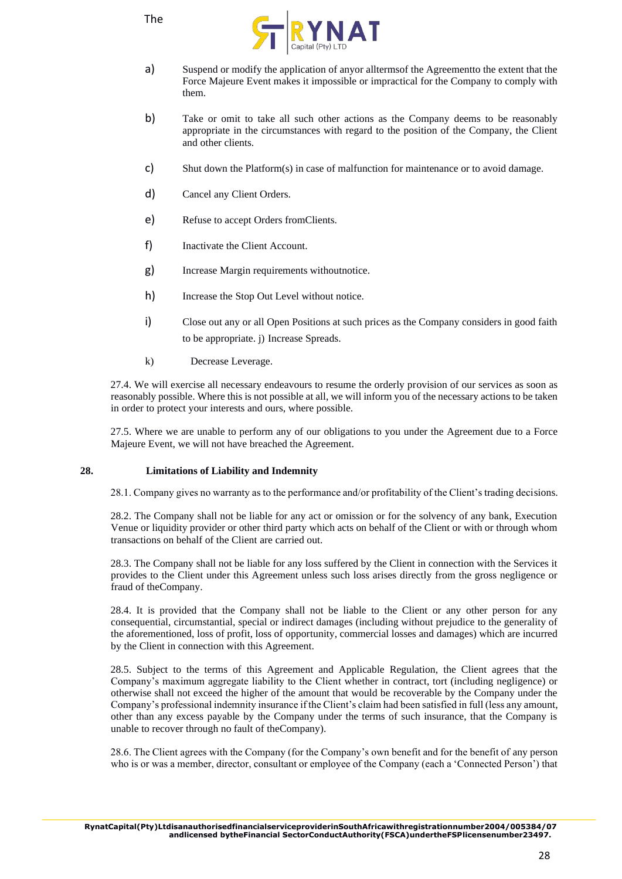a) Suspend or modify the application of anyor alltermsof the Agreementto the extent that the Force Majeure Event makes it impossible or impractical for the Company to comply with them.

b) Take or omit to take all such other actions as the Company deems to be reasonably appropriate in the circumstances with regard to the position of the Company, the Client and other clients.

c) Shut down the Platform(s) in case of malfunction for maintenance or to avoid damage.

d) Cancel any Client Orders.

e) Refuse to accept Orders fromClients.

f) Inactivate the Client Account.

g) Increase Margin requirements withoutnotice.

h) Increase the Stop Out Level without notice.

i) Close out any or all Open Positions at such prices as the Company considers in good faith to be appropriate. j) Increase Spreads.

k) Decrease Leverage.

27.4. We will exercise all necessary endeavours to resume the orderly provision of our services as soon as reasonably possible. Where this is not possible at all, we will inform you of the necessary actions to be taken in order to protect your interests and ours, where possible.

27.5. Where we are unable to perform any of our obligations to you under the Agreement due to a Force Majeure Event, we will not have breached the Agreement.

## 28. Limitations of Liability and Indemnity

28.1. Company gives no warranty as to the performance and/or profitability of the Client's trading decisions.

28.2. The Company shall not be liable for any act or omission or for the solvency of any bank, Execution Venue or liquidity provider or other third party which acts on behalf of the Client or with or through whom transactions on behalf of the Client are carried out.

28.3. The Company shall not be liable for any loss suffered by the Client in connection with the Services it provides to the Client under this Agreement unless such loss arises directly from the gross negligence or fraud of theCompany.

28.4. It is provided that the Company shall not be liable to the Client or any other person for any consequential, circumstantial, special or indirect damages (including without prejudice to the generality of the aforementioned, loss of profit, loss of opportunity, commercial losses and damages) which are incurred by the Client in connection with this Agreement.

28.5. Subject to the terms of this Agreement and Applicable Regulation, the Client agrees that the Company's maximum aggregate liability to the Client whether in contract, tort (including negligence) or otherwise shall not exceed the higher of the amount that would be recoverable by the Company under the Company's professional indemnity insurance if the Client's claim had been satisfied in full (less any amount, other than any excess payable by the Company under the terms of such insurance, that the Company is unable to recover through no fault of theCompany).

28.6. The Client agrees with the Company (for the Company's own benefit and for the benefit of any person who is or was a member, director, consultant or employee of the Company (each a 'Connected Person') that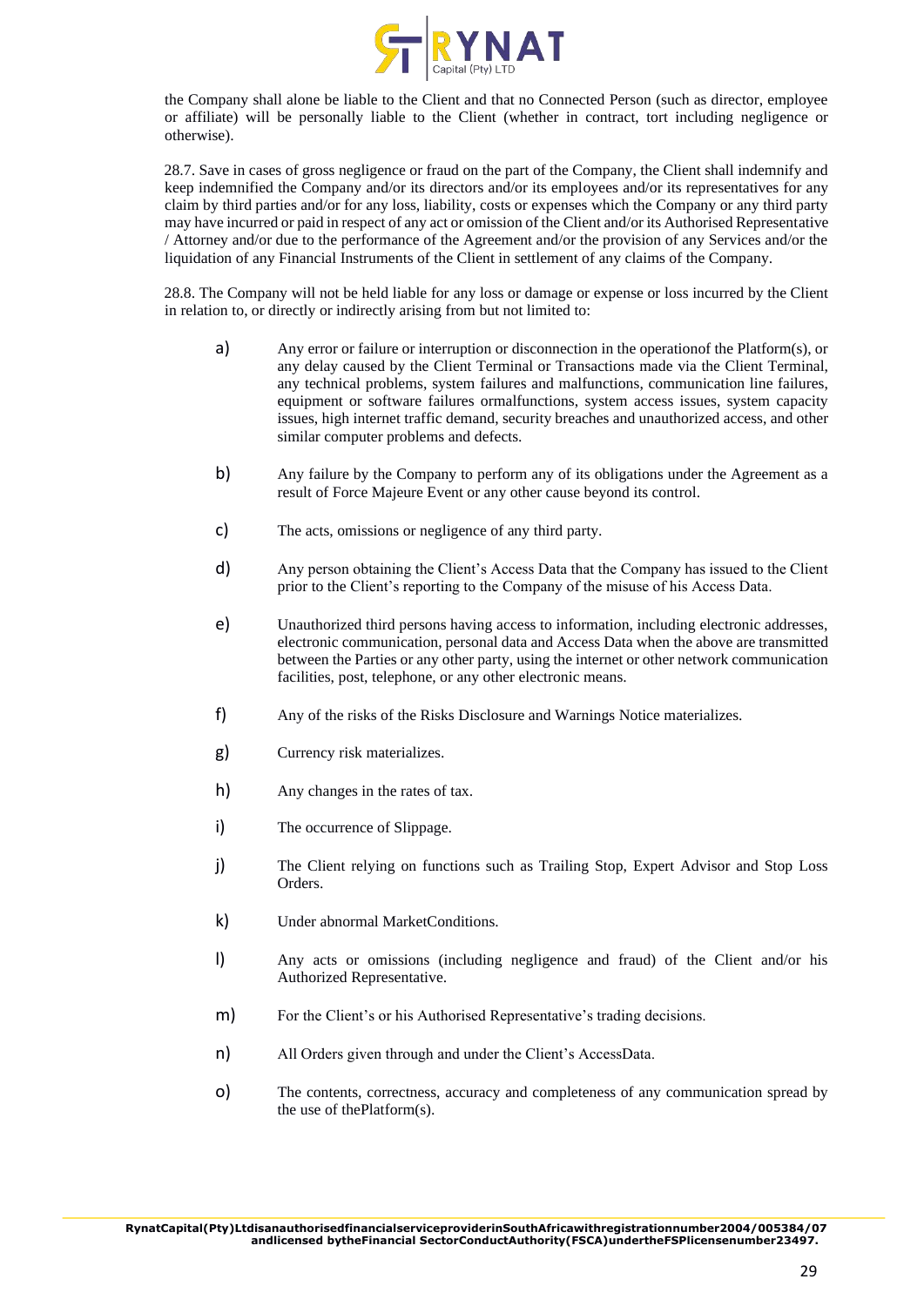the Company shall alone be liable to the Client and that no Connected Person (such as director, employee or affiliate) will be personally liable to the Client (whether in contract, tort including negligence or otherwise).

28.7. Save in cases of gross negligence or fraud on the part of the Company, the Client shall indemnify and keep indemnified the Company and/or its directors and/or its employees and/or its representatives for any claim by third parties and/or for any loss, liability, costs or expenses which the Company or any third party may have incurred or paid in respect of any act or omission of the Client and/or its Authorised Representative / Attorney and/or due to the performance of the Agreement and/or the provision of any Services and/or the liquidation of any Financial Instruments of the Client in settlement of any claims of the Company.

28.8. The Company will not be held liable for any loss or damage or expense or loss incurred by the Client in relation to, or directly or indirectly arising from but not limited to:

a) Any error or failure or interruption or disconnection in the operationof the Platform(s), or any delay caused by the Client Terminal or Transactions made via the Client Terminal, any technical problems, system failures and malfunctions, communication line failures, equipment or software failures ormalfunctions, system access issues, system capacity issues, high internet traffic demand, security breaches and unauthorized access, and other similar computer problems and defects.

b) Any failure by the Company to perform any of its obligations under the Agreement as a result of Force Majeure Event or any other cause beyond its control.

c) The acts, omissions or negligence of any third party.

d) Any person obtaining the Client's Access Data that the Company has issued to the Client prior to the Client's reporting to the Company of the misuse of his Access Data.

e) Unauthorized third persons having access to information, including electronic addresses, electronic communication, personal data and Access Data when the above are transmitted between the Parties or any other party, using the internet or other network communication facilities, post, telephone, or any other electronic means.

f) Any of the risks of the Risks Disclosure and Warnings Notice materializes.

g) Currency risk materializes.

h) Any changes in the rates of tax.

i) The occurrence of Slippage.

j) The Client relying on functions such as Trailing Stop, Expert Advisor and Stop Loss Orders.

k) Under abnormal MarketConditions.

l) Any acts or omissions (including negligence and fraud) of the Client and/or his Authorized Representative.

m) For the Client's or his Authorised Representative's trading decisions.

n) All Orders given through and under the Client's AccessData.

o) The contents, correctness, accuracy and completeness of any communication spread by the use of thePlatform(s).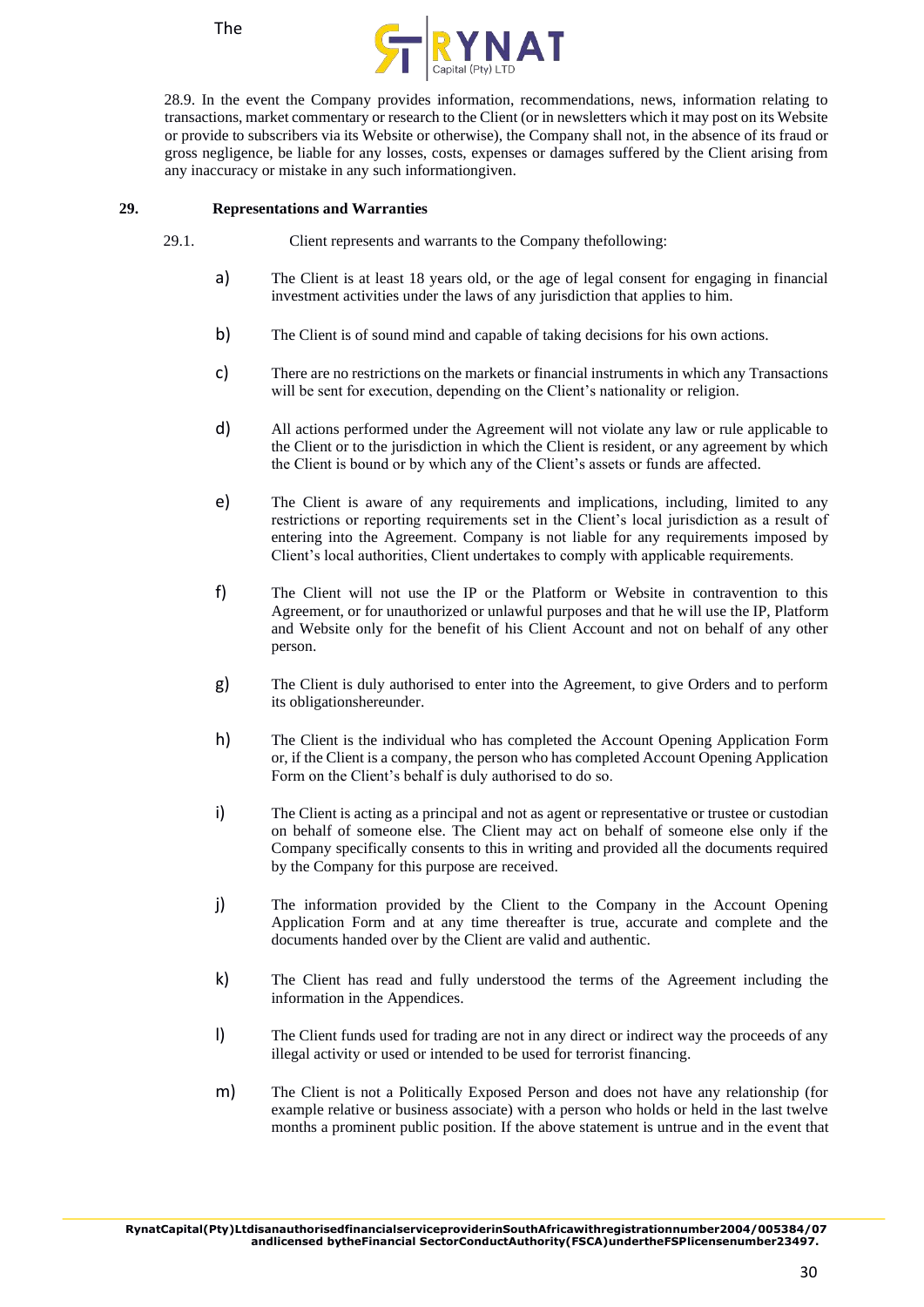28.9. In the event the Company provides information, recommendations, news, information relating to transactions, market commentary or research to the Client (or in newsletters which it may post on its Website or provide to subscribers via its Website or otherwise), the Company shall not, in the absence of its fraud or gross negligence, be liable for any losses, costs, expenses or damages suffered by the Client arising from any inaccuracy or mistake in any such informationgiven.

## 29. Representations and Warranties

29.1. Client represents and warrants to the Company thefollowing:

a) The Client is at least 18 years old, or the age of legal consent for engaging in financial investment activities under the laws of any jurisdiction that applies to him.

b) The Client is of sound mind and capable of taking decisions for his own actions.

c) There are no restrictions on the markets or financial instruments in which any Transactions will be sent for execution, depending on the Client's nationality or religion.

d) All actions performed under the Agreement will not violate any law or rule applicable to the Client or to the jurisdiction in which the Client is resident, or any agreement by which the Client is bound or by which any of the Client's assets or funds are affected.

e) The Client is aware of any requirements and implications, including, limited to any restrictions or reporting requirements set in the Client's local jurisdiction as a result of entering into the Agreement. Company is not liable for any requirements imposed by Client's local authorities, Client undertakes to comply with applicable requirements.

f) The Client will not use the IP or the Platform or Website in contravention to this Agreement, or for unauthorized or unlawful purposes and that he will use the IP, Platform and Website only for the benefit of his Client Account and not on behalf of any other person.

g) The Client is duly authorised to enter into the Agreement, to give Orders and to perform its obligationshereunder.

h) The Client is the individual who has completed the Account Opening Application Form or, if the Client is a company, the person who has completed Account Opening Application Form on the Client's behalf is duly authorised to do so.

i) The Client is acting as a principal and not as agent or representative or trustee or custodian on behalf of someone else. The Client may act on behalf of someone else only if the Company specifically consents to this in writing and provided all the documents required by the Company for this purpose are received.

j) The information provided by the Client to the Company in the Account Opening Application Form and at any time thereafter is true, accurate and complete and the documents handed over by the Client are valid and authentic.

k) The Client has read and fully understood the terms of the Agreement including the information in the Appendices.

l) The Client funds used for trading are not in any direct or indirect way the proceeds of any illegal activity or used or intended to be used for terrorist financing.

m) The Client is not a Politically Exposed Person and does not have any relationship (for example relative or business associate) with a person who holds or held in the last twelve months a prominent public position. If the above statement is untrue and in the event that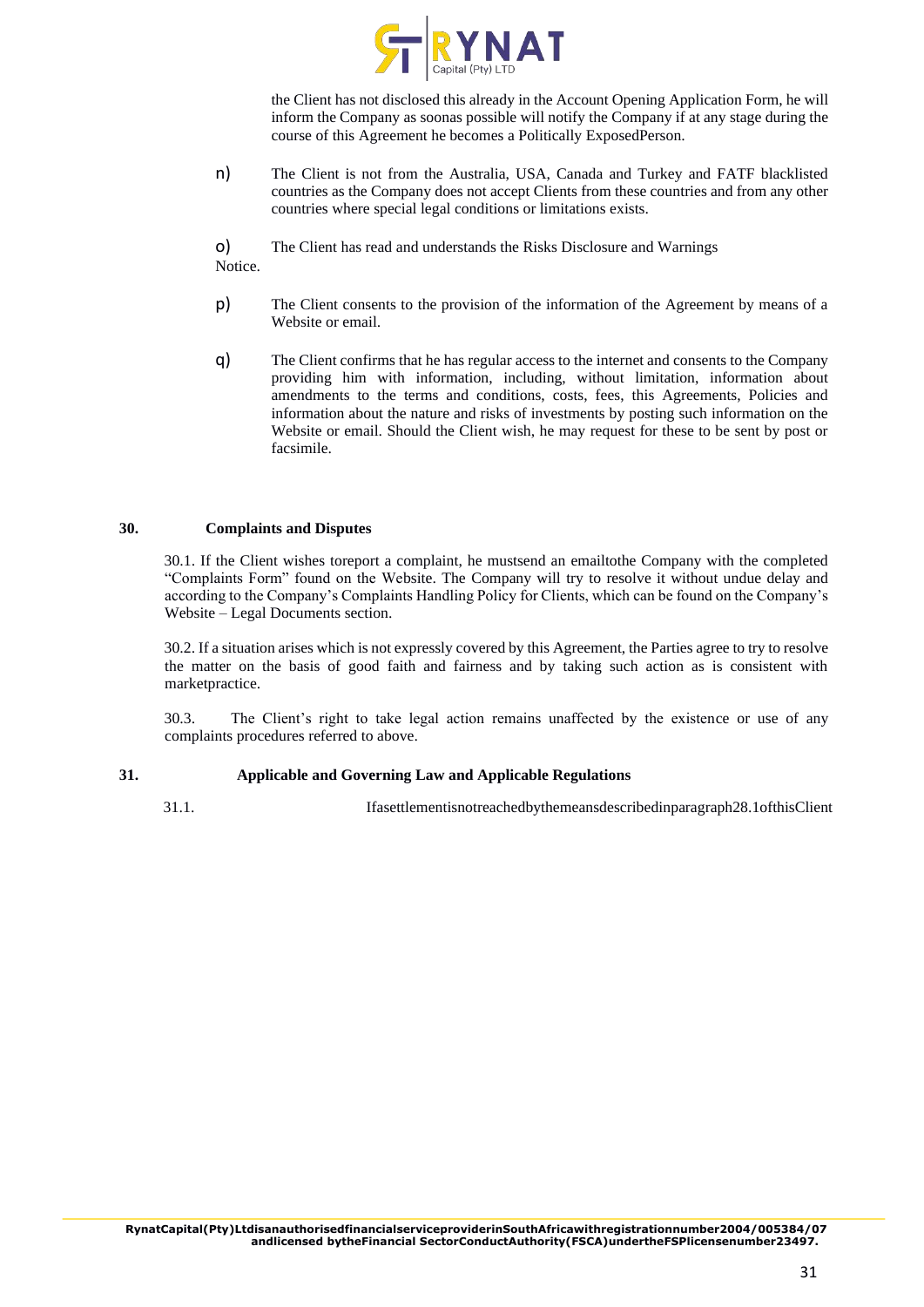the Client has not disclosed this already in the Account Opening Application Form, he will inform the Company as soonas possible will notify the Company if at any stage during the course of this Agreement he becomes a Politically ExposedPerson.

n) The Client is not from the Australia, USA, Canada and Turkey and FATF blacklisted countries as the Company does not accept Clients from these countries and from any other countries where special legal conditions or limitations exists.

o) The Client has read and understands the Risks Disclosure and Warnings Notice.

p) The Client consents to the provision of the information of the Agreement by means of a Website or email.

q) The Client confirms that he has regular access to the internet and consents to the Company providing him with information, including, without limitation, information about amendments to the terms and conditions, costs, fees, this Agreements, Policies and information about the nature and risks of investments by posting such information on the Website or email. Should the Client wish, he may request for these to be sent by post or facsimile.

## 30. Complaints and Disputes

30.1. If the Client wishes toreport a complaint, he mustsend an emailtothe Company with the completed "Complaints Form" found on the Website. The Company will try to resolve it without undue delay and according to the Company's Complaints Handling Policy for Clients, which can be found on the Company's Website – Legal Documents section.

30.2. If a situation arises which is not expressly covered by this Agreement, the Parties agree to try to resolve the matter on the basis of good faith and fairness and by taking such action as is consistent with marketpractice.

30.3. The Client's right to take legal action remains unaffected by the existence or use of any complaints procedures referred to above.

## 31. Applicable and Governing Law and Applicable Regulations

31.1. Ifasettlementisnotreachedbythemeansdescribedinparagraph28.1ofthisClient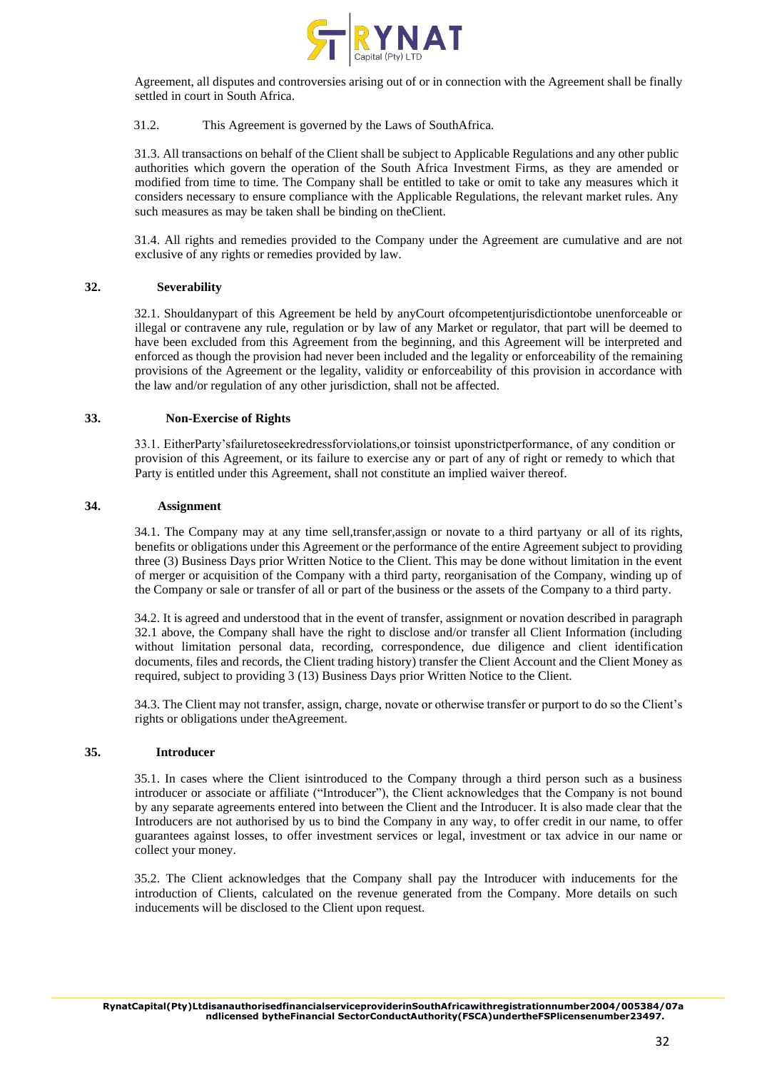Agreement, all disputes and controversies arising out of or in connection with the Agreement shall be finally settled in court in South Africa.

31.2. This Agreement is governed by the Laws of SouthAfrica.

31.3. All transactions on behalf of the Client shall be subject to Applicable Regulations and any other public authorities which govern the operation of the South Africa Investment Firms, as they are amended or modified from time to time. The Company shall be entitled to take or omit to take any measures which it considers necessary to ensure compliance with the Applicable Regulations, the relevant market rules. Any such measures as may be taken shall be binding on theClient.

31.4. All rights and remedies provided to the Company under the Agreement are cumulative and are not exclusive of any rights or remedies provided by law.

## 32. Severability

32.1. Shouldanypart of this Agreement be held by anyCourt ofcompetentjurisdictiontobe unenforceable or illegal or contravene any rule, regulation or by law of any Market or regulator, that part will be deemed to have been excluded from this Agreement from the beginning, and this Agreement will be interpreted and enforced as though the provision had never been included and the legality or enforceability of the remaining provisions of the Agreement or the legality, validity or enforceability of this provision in accordance with the law and/or regulation of any other jurisdiction, shall not be affected.

## 33. Non-Exercise of Rights

33.1. EitherParty'sfailuretoseekredressforviolations,or toinsist uponstrictperformance, of any condition or provision of this Agreement, or its failure to exercise any or part of any of right or remedy to which that Party is entitled under this Agreement, shall not constitute an implied waiver thereof.

## 34. Assignment

34.1. The Company may at any time sell,transfer,assign or novate to a third partyany or all of its rights, benefits or obligations under this Agreement or the performance of the entire Agreement subject to providing three (3) Business Days prior Written Notice to the Client. This may be done without limitation in the event of merger or acquisition of the Company with a third party, reorganisation of the Company, winding up of the Company or sale or transfer of all or part of the business or the assets of the Company to a third party.

34.2. It is agreed and understood that in the event of transfer, assignment or novation described in paragraph 32.1 above, the Company shall have the right to disclose and/or transfer all Client Information (including without limitation personal data, recording, correspondence, due diligence and client identification documents, files and records, the Client trading history) transfer the Client Account and the Client Money as required, subject to providing 3 (13) Business Days prior Written Notice to the Client.

34.3. The Client may not transfer, assign, charge, novate or otherwise transfer or purport to do so the Client's rights or obligations under theAgreement.

## 35. Introducer

35.1. In cases where the Client isintroduced to the Company through a third person such as a business introducer or associate or affiliate ("Introducer"), the Client acknowledges that the Company is not bound by any separate agreements entered into between the Client and the Introducer. It is also made clear that the Introducers are not authorised by us to bind the Company in any way, to offer credit in our name, to offer guarantees against losses, to offer investment services or legal, investment or tax advice in our name or collect your money.

35.2. The Client acknowledges that the Company shall pay the Introducer with inducements for the introduction of Clients, calculated on the revenue generated from the Company. More details on such inducements will be disclosed to the Client upon request.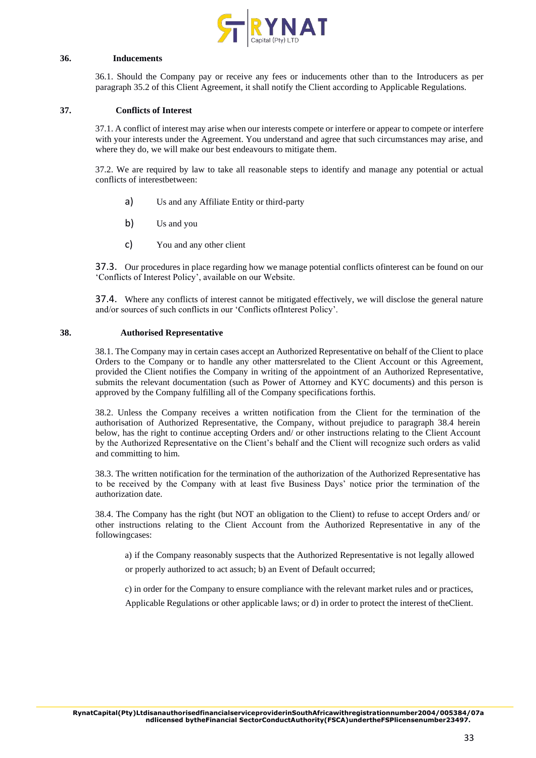## 36. Inducements

36.1. Should the Company pay or receive any fees or inducements other than to the Introducers as per paragraph 35.2 of this Client Agreement, it shall notify the Client according to Applicable Regulations.

## 37. Conflicts of Interest

37.1. A conflict of interest may arise when our interests compete or interfere or appear to compete or interfere with your interests under the Agreement. You understand and agree that such circumstances may arise, and where they do, we will make our best endeavours to mitigate them.

37.2. We are required by law to take all reasonable steps to identify and manage any potential or actual conflicts of interestbetween:

a) Us and any Affiliate Entity or third-party

b) Us and you

c) You and any other client

37.3. Our procedures in place regarding how we manage potential conflicts ofinterest can be found on our 'Conflicts of Interest Policy', available on our Website.

37.4. Where any conflicts of interest cannot be mitigated effectively, we will disclose the general nature and/or sources of such conflicts in our 'Conflicts ofInterest Policy'.

## 38. Authorised Representative

38.1. The Company may in certain cases accept an Authorized Representative on behalf of the Client to place Orders to the Company or to handle any other mattersrelated to the Client Account or this Agreement, provided the Client notifies the Company in writing of the appointment of an Authorized Representative, submits the relevant documentation (such as Power of Attorney and KYC documents) and this person is approved by the Company fulfilling all of the Company specifications forthis.

38.2. Unless the Company receives a written notification from the Client for the termination of the authorisation of Authorized Representative, the Company, without prejudice to paragraph 38.4 herein below, has the right to continue accepting Orders and/ or other instructions relating to the Client Account by the Authorized Representative on the Client's behalf and the Client will recognize such orders as valid and committing to him.

38.3. The written notification for the termination of the authorization of the Authorized Representative has to be received by the Company with at least five Business Days' notice prior the termination of the authorization date.

38.4. The Company has the right (but NOT an obligation to the Client) to refuse to accept Orders and/ or other instructions relating to the Client Account from the Authorized Representative in any of the followingcases:

a) if the Company reasonably suspects that the Authorized Representative is not legally allowed or properly authorized to act assuch; b) an Event of Default occurred;

c) in order for the Company to ensure compliance with the relevant market rules and or practices, Applicable Regulations or other applicable laws; or d) in order to protect the interest of theClient.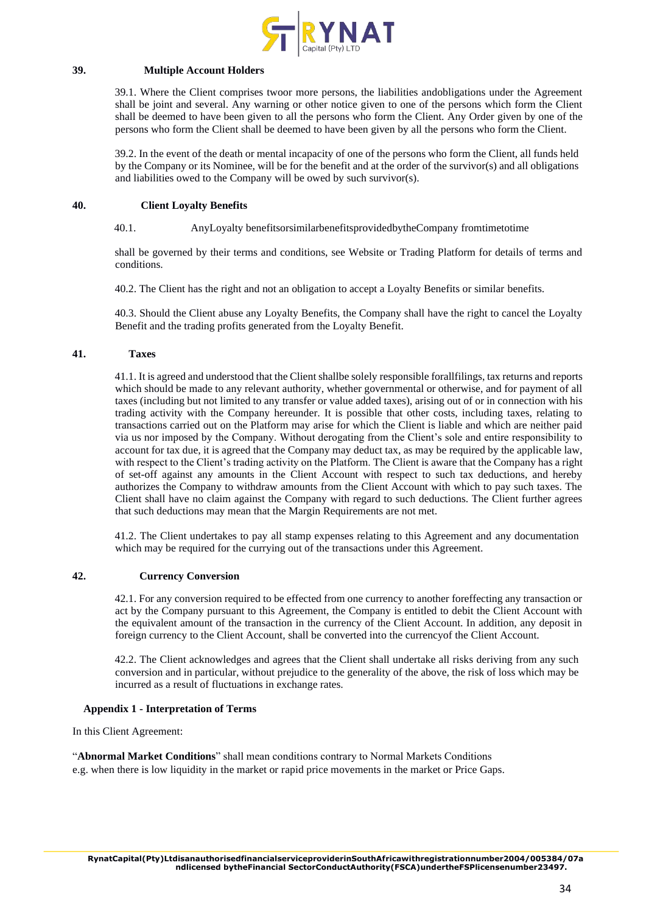## 39. Multiple Account Holders

39.1. Where the Client comprises twoor more persons, the liabilities andobligations under the Agreement shall be joint and several. Any warning or other notice given to one of the persons which form the Client shall be deemed to have been given to all the persons who form the Client. Any Order given by one of the persons who form the Client shall be deemed to have been given by all the persons who form the Client.

39.2. In the event of the death or mental incapacity of one of the persons who form the Client, all funds held by the Company or its Nominee, will be for the benefit and at the order of the survivor(s) and all obligations and liabilities owed to the Company will be owed by such survivor(s).

## 40. Client Loyalty Benefits

40.1. AnyLoyalty benefitsorsimilarbenefitsprovidedbytheCompany fromtimetotime

shall be governed by their terms and conditions, see Website or Trading Platform for details of terms and conditions.

40.2. The Client has the right and not an obligation to accept a Loyalty Benefits or similar benefits.

40.3. Should the Client abuse any Loyalty Benefits, the Company shall have the right to cancel the Loyalty Benefit and the trading profits generated from the Loyalty Benefit.

## 41. Taxes

41.1. It is agreed and understood that the Client shallbe solely responsible forallfilings, tax returns and reports which should be made to any relevant authority, whether governmental or otherwise, and for payment of all taxes (including but not limited to any transfer or value added taxes), arising out of or in connection with his trading activity with the Company hereunder. It is possible that other costs, including taxes, relating to transactions carried out on the Platform may arise for which the Client is liable and which are neither paid via us nor imposed by the Company. Without derogating from the Client's sole and entire responsibility to account for tax due, it is agreed that the Company may deduct tax, as may be required by the applicable law, with respect to the Client's trading activity on the Platform. The Client is aware that the Company has a right of set-off against any amounts in the Client Account with respect to such tax deductions, and hereby authorizes the Company to withdraw amounts from the Client Account with which to pay such taxes. The Client shall have no claim against the Company with regard to such deductions. The Client further agrees that such deductions may mean that the Margin Requirements are not met.

41.2. The Client undertakes to pay all stamp expenses relating to this Agreement and any documentation which may be required for the currying out of the transactions under this Agreement.

## 42. Currency Conversion

42.1. For any conversion required to be effected from one currency to another foreffecting any transaction or act by the Company pursuant to this Agreement, the Company is entitled to debit the Client Account with the equivalent amount of the transaction in the currency of the Client Account. In addition, any deposit in foreign currency to the Client Account, shall be converted into the currencyof the Client Account.

42.2. The Client acknowledges and agrees that the Client shall undertake all risks deriving from any such conversion and in particular, without prejudice to the generality of the above, the risk of loss which may be incurred as a result of fluctuations in exchange rates.

## Appendix 1 - Interpretation of Terms

In this Client Agreement:

"**Abnormal Market Conditions**" shall mean conditions contrary to Normal Markets Conditions e.g. when there is low liquidity in the market or rapid price movements in the market or Price Gaps.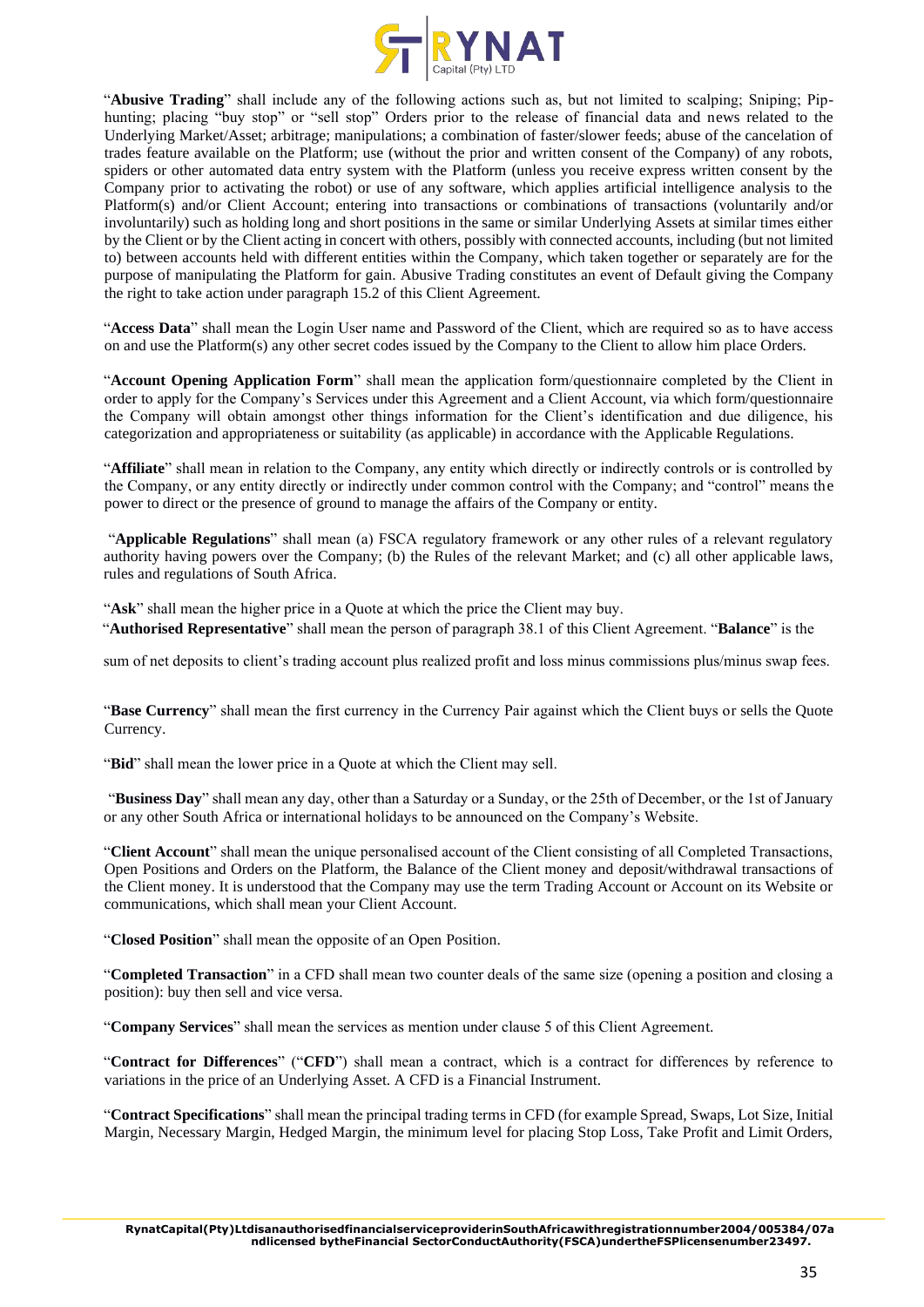"**Abusive Trading**" shall include any of the following actions such as, but not limited to scalping; Sniping; Pip-hunting; placing "buy stop" or "sell stop" Orders prior to the release of financial data and news related to the Underlying Market/Asset; arbitrage; manipulations; a combination of faster/slower feeds; abuse of the cancelation of trades feature available on the Platform; use (without the prior and written consent of the Company) of any robots, spiders or other automated data entry system with the Platform (unless you receive express written consent by the Company prior to activating the robot) or use of any software, which applies artificial intelligence analysis to the Platform(s) and/or Client Account; entering into transactions or combinations of transactions (voluntarily and/or involuntarily) such as holding long and short positions in the same or similar Underlying Assets at similar times either by the Client or by the Client acting in concert with others, possibly with connected accounts, including (but not limited to) between accounts held with different entities within the Company, which taken together or separately are for the purpose of manipulating the Platform for gain. Abusive Trading constitutes an event of Default giving the Company the right to take action under paragraph 15.2 of this Client Agreement.

"**Access Data**" shall mean the Login User name and Password of the Client, which are required so as to have access on and use the Platform(s) any other secret codes issued by the Company to the Client to allow him place Orders.

"**Account Opening Application Form**" shall mean the application form/questionnaire completed by the Client in order to apply for the Company's Services under this Agreement and a Client Account, via which form/questionnaire the Company will obtain amongst other things information for the Client's identification and due diligence, his categorization and appropriateness or suitability (as applicable) in accordance with the Applicable Regulations.

"**Affiliate**" shall mean in relation to the Company, any entity which directly or indirectly controls or is controlled by the Company, or any entity directly or indirectly under common control with the Company; and "control" means the power to direct or the presence of ground to manage the affairs of the Company or entity.

"**Applicable Regulations**" shall mean (a) FSCA regulatory framework or any other rules of a relevant regulatory authority having powers over the Company; (b) the Rules of the relevant Market; and (c) all other applicable laws, rules and regulations of South Africa.

"**Ask**" shall mean the higher price in a Quote at which the price the Client may buy.

"**Authorised Representative**" shall mean the person of paragraph 38.1 of this Client Agreement. "**Balance**" is the sum of net deposits to client's trading account plus realized profit and loss minus commissions plus/minus swap fees.

"**Base Currency**" shall mean the first currency in the Currency Pair against which the Client buys or sells the Quote Currency.

"**Bid**" shall mean the lower price in a Quote at which the Client may sell.

"**Business Day**" shall mean any day, other than a Saturday or a Sunday, or the 25th of December, or the 1st of January or any other South Africa or international holidays to be announced on the Company's Website.

"**Client Account**" shall mean the unique personalised account of the Client consisting of all Completed Transactions, Open Positions and Orders on the Platform, the Balance of the Client money and deposit/withdrawal transactions of the Client money. It is understood that the Company may use the term Trading Account or Account on its Website or communications, which shall mean your Client Account.

"**Closed Position**" shall mean the opposite of an Open Position.

"**Completed Transaction**" in a CFD shall mean two counter deals of the same size (opening a position and closing a position): buy then sell and vice versa.

"**Company Services**" shall mean the services as mention under clause 5 of this Client Agreement.

"**Contract for Differences**" ("**CFD**") shall mean a contract, which is a contract for differences by reference to variations in the price of an Underlying Asset. A CFD is a Financial Instrument.

"**Contract Specifications**" shall mean the principal trading terms in CFD (for example Spread, Swaps, Lot Size, Initial Margin, Necessary Margin, Hedged Margin, the minimum level for placing Stop Loss, Take Profit and Limit Orders,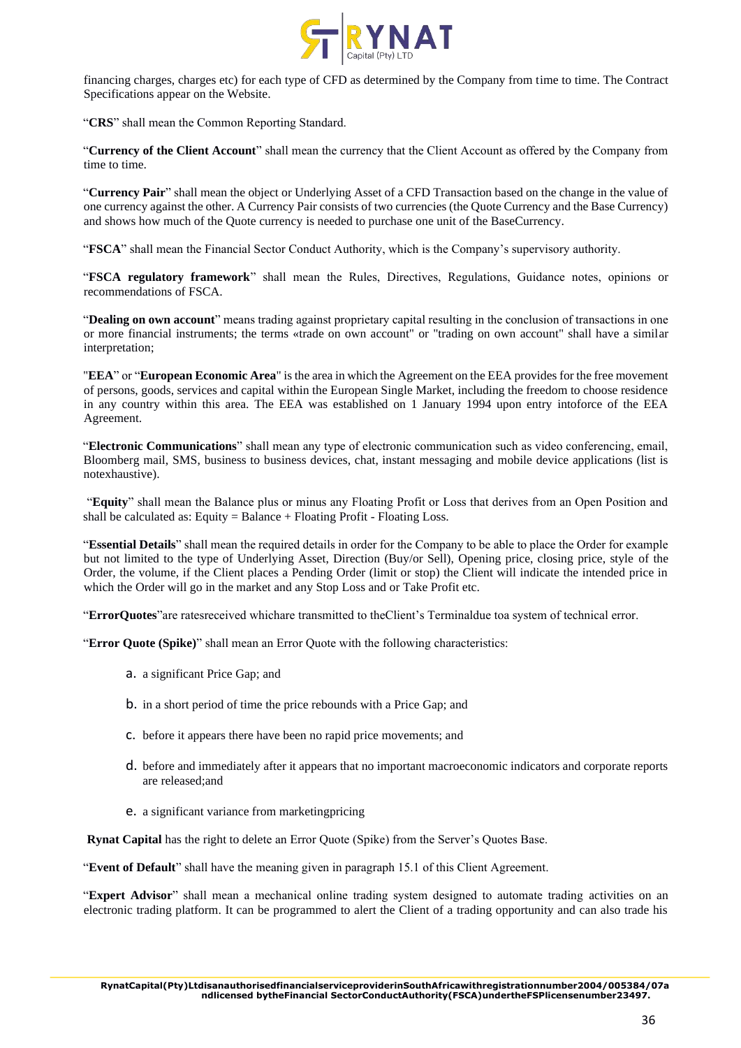financing charges, charges etc) for each type of CFD as determined by the Company from time to time. The Contract Specifications appear on the Website.

"**CRS**" shall mean the Common Reporting Standard.

"**Currency of the Client Account**" shall mean the currency that the Client Account as offered by the Company from time to time.

"**Currency Pair**" shall mean the object or Underlying Asset of a CFD Transaction based on the change in the value of one currency against the other. A Currency Pair consists of two currencies (the Quote Currency and the Base Currency) and shows how much of the Quote currency is needed to purchase one unit of the BaseCurrency.

"**FSCA**" shall mean the Financial Sector Conduct Authority, which is the Company's supervisory authority.

"**FSCA regulatory framework**" shall mean the Rules, Directives, Regulations, Guidance notes, opinions or recommendations of FSCA.

"**Dealing on own account**" means trading against proprietary capital resulting in the conclusion of transactions in one or more financial instruments; the terms «trade on own account" or "trading on own account" shall have a similar interpretation;

"**EEA**" or "**European Economic Area**" is the area in which the Agreement on the EEA provides for the free movement of persons, goods, services and capital within the European Single Market, including the freedom to choose residence in any country within this area. The EEA was established on 1 January 1994 upon entry intoforce of the EEA Agreement.

"**Electronic Communications**" shall mean any type of electronic communication such as video conferencing, email, Bloomberg mail, SMS, business to business devices, chat, instant messaging and mobile device applications (list is notexhaustive).

"**Equity**" shall mean the Balance plus or minus any Floating Profit or Loss that derives from an Open Position and shall be calculated as: Equity = Balance + Floating Profit - Floating Loss.

"**Essential Details**" shall mean the required details in order for the Company to be able to place the Order for example but not limited to the type of Underlying Asset, Direction (Buy/or Sell), Opening price, closing price, style of the Order, the volume, if the Client places a Pending Order (limit or stop) the Client will indicate the intended price in which the Order will go in the market and any Stop Loss and or Take Profit etc.

"**ErrorQuotes**"are ratesreceived whichare transmitted to theClient's Terminaldue toa system of technical error.

"**Error Quote (Spike)**" shall mean an Error Quote with the following characteristics:

a. a significant Price Gap; and

b. in a short period of time the price rebounds with a Price Gap; and

c. before it appears there have been no rapid price movements; and

d. before and immediately after it appears that no important macroeconomic indicators and corporate reports are released;and

e. a significant variance from marketingpricing

**Rynat Capital** has the right to delete an Error Quote (Spike) from the Server's Quotes Base.

"**Event of Default**" shall have the meaning given in paragraph 15.1 of this Client Agreement.

"**Expert Advisor**" shall mean a mechanical online trading system designed to automate trading activities on an electronic trading platform. It can be programmed to alert the Client of a trading opportunity and can also trade his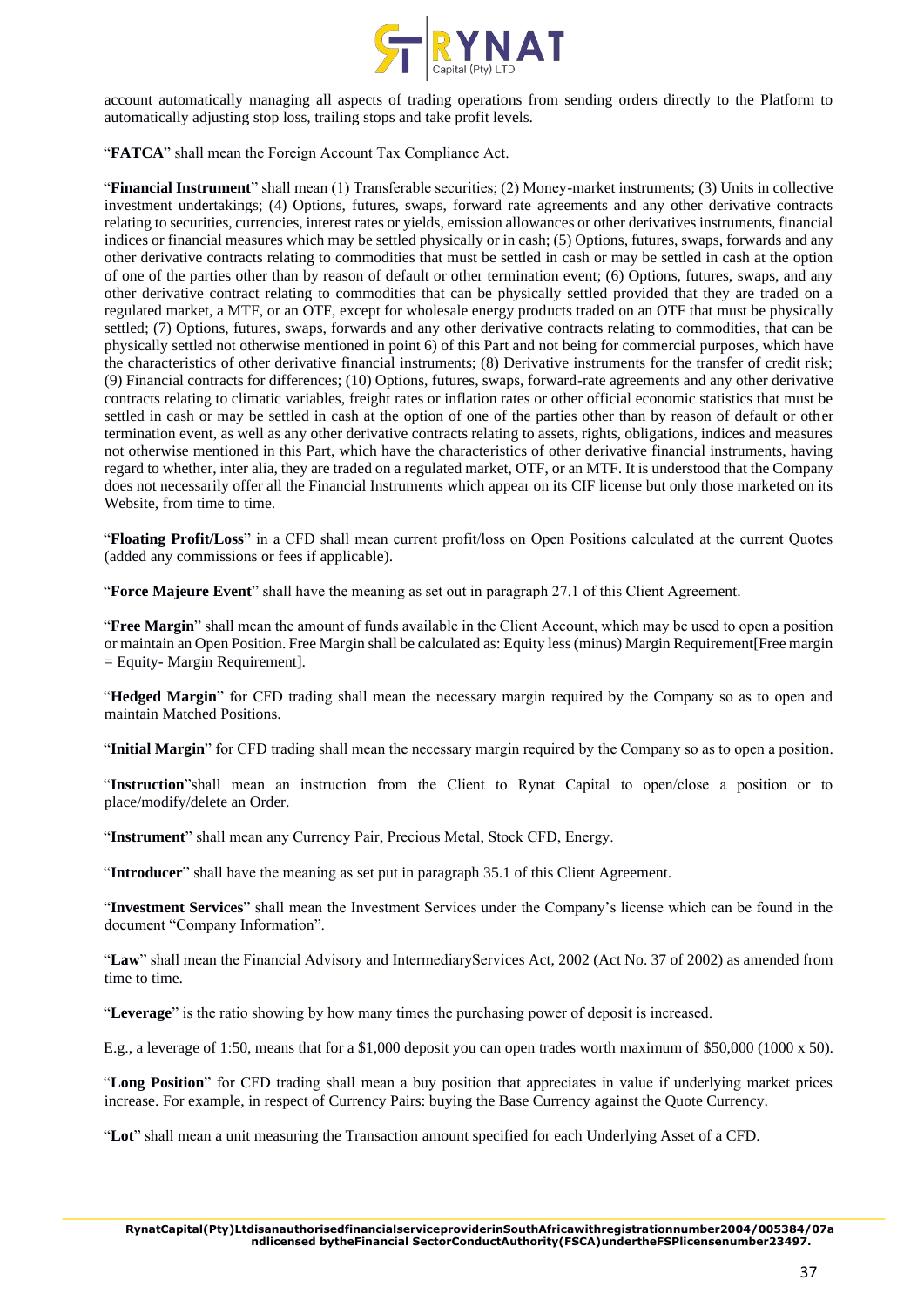account automatically managing all aspects of trading operations from sending orders directly to the Platform to automatically adjusting stop loss, trailing stops and take profit levels.

"**FATCA**" shall mean the Foreign Account Tax Compliance Act.

"**Financial Instrument**" shall mean (1) Transferable securities; (2) Money-market instruments; (3) Units in collective investment undertakings; (4) Options, futures, swaps, forward rate agreements and any other derivative contracts relating to securities, currencies, interest rates or yields, emission allowances or other derivatives instruments, financial indices or financial measures which may be settled physically or in cash; (5) Options, futures, swaps, forwards and any other derivative contracts relating to commodities that must be settled in cash or may be settled in cash at the option of one of the parties other than by reason of default or other termination event; (6) Options, futures, swaps, and any other derivative contract relating to commodities that can be physically settled provided that they are traded on a regulated market, a MTF, or an OTF, except for wholesale energy products traded on an OTF that must be physically settled; (7) Options, futures, swaps, forwards and any other derivative contracts relating to commodities, that can be physically settled not otherwise mentioned in point 6) of this Part and not being for commercial purposes, which have the characteristics of other derivative financial instruments; (8) Derivative instruments for the transfer of credit risk; (9) Financial contracts for differences; (10) Options, futures, swaps, forward-rate agreements and any other derivative contracts relating to climatic variables, freight rates or inflation rates or other official economic statistics that must be settled in cash or may be settled in cash at the option of one of the parties other than by reason of default or other termination event, as well as any other derivative contracts relating to assets, rights, obligations, indices and measures not otherwise mentioned in this Part, which have the characteristics of other derivative financial instruments, having regard to whether, inter alia, they are traded on a regulated market, OTF, or an MTF. It is understood that the Company does not necessarily offer all the Financial Instruments which appear on its CIF license but only those marketed on its Website, from time to time.

"**Floating Profit/Loss**" in a CFD shall mean current profit/loss on Open Positions calculated at the current Quotes (added any commissions or fees if applicable).

"**Force Majeure Event**" shall have the meaning as set out in paragraph 27.1 of this Client Agreement.

"**Free Margin**" shall mean the amount of funds available in the Client Account, which may be used to open a position or maintain an Open Position. Free Margin shall be calculated as: Equity less (minus) Margin Requirement[Free margin = Equity- Margin Requirement].

"**Hedged Margin**" for CFD trading shall mean the necessary margin required by the Company so as to open and maintain Matched Positions.

"**Initial Margin**" for CFD trading shall mean the necessary margin required by the Company so as to open a position.

"**Instruction**"shall mean an instruction from the Client to Rynat Capital to open/close a position or to place/modify/delete an Order.

"**Instrument**" shall mean any Currency Pair, Precious Metal, Stock CFD, Energy.

"**Introducer**" shall have the meaning as set put in paragraph 35.1 of this Client Agreement.

"**Investment Services**" shall mean the Investment Services under the Company's license which can be found in the document "Company Information".

"**Law**" shall mean the Financial Advisory and IntermediaryServices Act, 2002 (Act No. 37 of 2002) as amended from time to time.

"**Leverage**" is the ratio showing by how many times the purchasing power of deposit is increased.

E.g., a leverage of 1:50, means that for a $1,000 deposit you can open trades worth maximum of $50,000 (1000 x 50).

"**Long Position**" for CFD trading shall mean a buy position that appreciates in value if underlying market prices increase. For example, in respect of Currency Pairs: buying the Base Currency against the Quote Currency.

"**Lot**" shall mean a unit measuring the Transaction amount specified for each Underlying Asset of a CFD.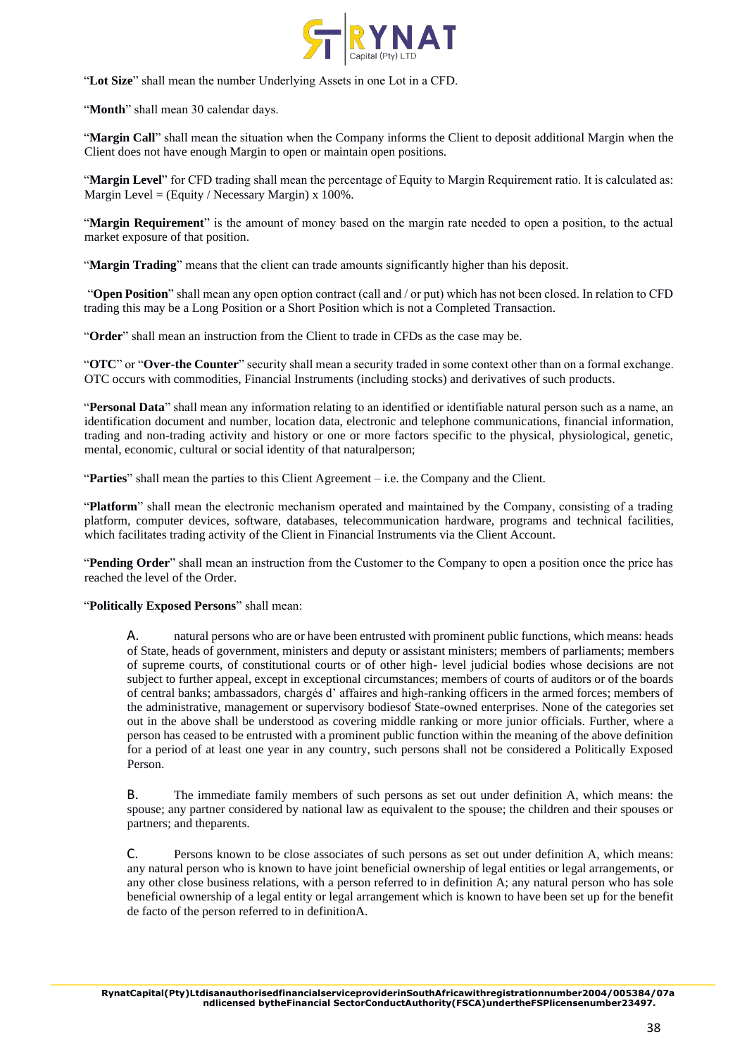"**Lot Size**" shall mean the number Underlying Assets in one Lot in a CFD.

"**Month**" shall mean 30 calendar days.

"**Margin Call**" shall mean the situation when the Company informs the Client to deposit additional Margin when the Client does not have enough Margin to open or maintain open positions.

"**Margin Level**" for CFD trading shall mean the percentage of Equity to Margin Requirement ratio. It is calculated as: Margin Level = (Equity / Necessary Margin) x 100%.

"**Margin Requirement**" is the amount of money based on the margin rate needed to open a position, to the actual market exposure of that position.

"**Margin Trading**" means that the client can trade amounts significantly higher than his deposit.

"**Open Position**" shall mean any open option contract (call and / or put) which has not been closed. In relation to CFD trading this may be a Long Position or a Short Position which is not a Completed Transaction.

"**Order**" shall mean an instruction from the Client to trade in CFDs as the case may be.

"**OTC**" or "**Over-the Counter**" security shall mean a security traded in some context other than on a formal exchange. OTC occurs with commodities, Financial Instruments (including stocks) and derivatives of such products.

"**Personal Data**" shall mean any information relating to an identified or identifiable natural person such as a name, an identification document and number, location data, electronic and telephone communications, financial information, trading and non-trading activity and history or one or more factors specific to the physical, physiological, genetic, mental, economic, cultural or social identity of that naturalperson;

"**Parties**" shall mean the parties to this Client Agreement – i.e. the Company and the Client.

"**Platform**" shall mean the electronic mechanism operated and maintained by the Company, consisting of a trading platform, computer devices, software, databases, telecommunication hardware, programs and technical facilities, which facilitates trading activity of the Client in Financial Instruments via the Client Account.

"**Pending Order**" shall mean an instruction from the Customer to the Company to open a position once the price has reached the level of the Order.

"**Politically Exposed Persons**" shall mean:

A. natural persons who are or have been entrusted with prominent public functions, which means: heads of State, heads of government, ministers and deputy or assistant ministers; members of parliaments; members of supreme courts, of constitutional courts or of other high- level judicial bodies whose decisions are not subject to further appeal, except in exceptional circumstances; members of courts of auditors or of the boards of central banks; ambassadors, chargés d' affaires and high-ranking officers in the armed forces; members of the administrative, management or supervisory bodiesof State-owned enterprises. None of the categories set out in the above shall be understood as covering middle ranking or more junior officials. Further, where a person has ceased to be entrusted with a prominent public function within the meaning of the above definition for a period of at least one year in any country, such persons shall not be considered a Politically Exposed Person.

B. The immediate family members of such persons as set out under definition A, which means: the spouse; any partner considered by national law as equivalent to the spouse; the children and their spouses or partners; and theparents.

C. Persons known to be close associates of such persons as set out under definition A, which means: any natural person who is known to have joint beneficial ownership of legal entities or legal arrangements, or any other close business relations, with a person referred to in definition A; any natural person who has sole beneficial ownership of a legal entity or legal arrangement which is known to have been set up for the benefit de facto of the person referred to in definitionA.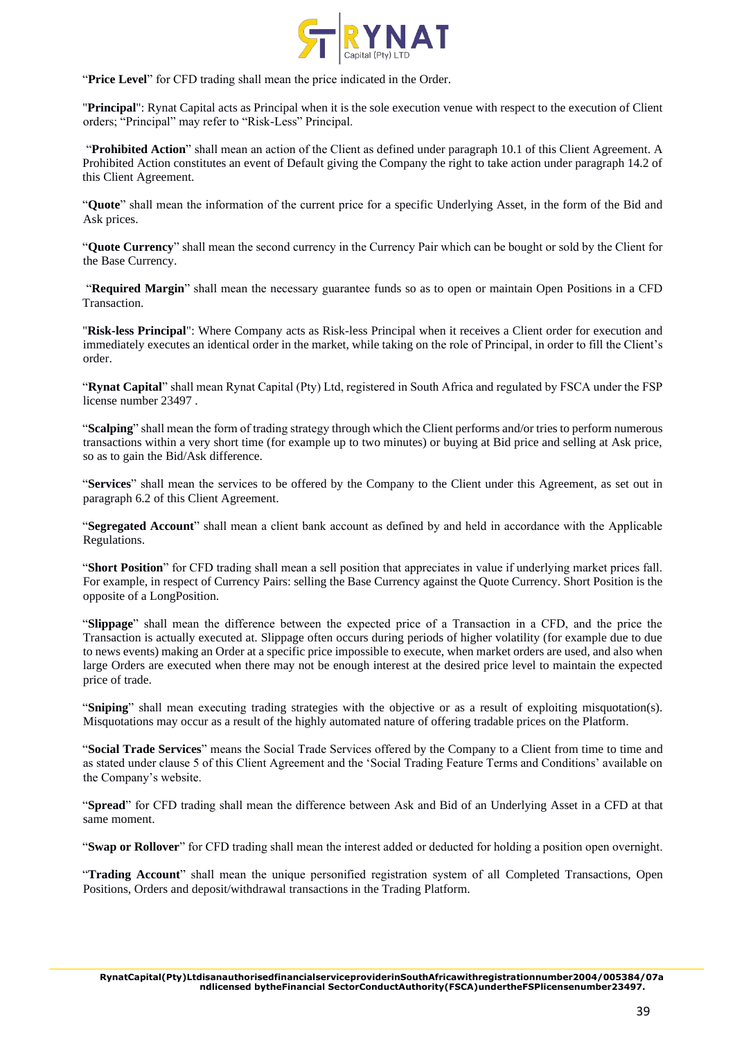"**Price Level**" for CFD trading shall mean the price indicated in the Order.

"**Principal**": Rynat Capital acts as Principal when it is the sole execution venue with respect to the execution of Client orders; "Principal" may refer to "Risk-Less" Principal.

"**Prohibited Action**" shall mean an action of the Client as defined under paragraph 10.1 of this Client Agreement. A Prohibited Action constitutes an event of Default giving the Company the right to take action under paragraph 14.2 of this Client Agreement.

"**Quote**" shall mean the information of the current price for a specific Underlying Asset, in the form of the Bid and Ask prices.

"**Quote Currency**" shall mean the second currency in the Currency Pair which can be bought or sold by the Client for the Base Currency.

"**Required Margin**" shall mean the necessary guarantee funds so as to open or maintain Open Positions in a CFD Transaction.

"**Risk-less Principal**": Where Company acts as Risk-less Principal when it receives a Client order for execution and immediately executes an identical order in the market, while taking on the role of Principal, in order to fill the Client's order.

"**Rynat Capital**" shall mean Rynat Capital (Pty) Ltd, registered in South Africa and regulated by FSCA under the FSP license number 23497 .

"**Scalping**" shall mean the form of trading strategy through which the Client performs and/or tries to perform numerous transactions within a very short time (for example up to two minutes) or buying at Bid price and selling at Ask price, so as to gain the Bid/Ask difference.

"**Services**" shall mean the services to be offered by the Company to the Client under this Agreement, as set out in paragraph 6.2 of this Client Agreement.

"**Segregated Account**" shall mean a client bank account as defined by and held in accordance with the Applicable Regulations.

"**Short Position**" for CFD trading shall mean a sell position that appreciates in value if underlying market prices fall. For example, in respect of Currency Pairs: selling the Base Currency against the Quote Currency. Short Position is the opposite of a LongPosition.

"**Slippage**" shall mean the difference between the expected price of a Transaction in a CFD, and the price the Transaction is actually executed at. Slippage often occurs during periods of higher volatility (for example due to due to news events) making an Order at a specific price impossible to execute, when market orders are used, and also when large Orders are executed when there may not be enough interest at the desired price level to maintain the expected price of trade.

"**Sniping**" shall mean executing trading strategies with the objective or as a result of exploiting misquotation(s). Misquotations may occur as a result of the highly automated nature of offering tradable prices on the Platform.

"**Social Trade Services**" means the Social Trade Services offered by the Company to a Client from time to time and as stated under clause 5 of this Client Agreement and the 'Social Trading Feature Terms and Conditions' available on the Company's website.

"**Spread**" for CFD trading shall mean the difference between Ask and Bid of an Underlying Asset in a CFD at that same moment.

"**Swap or Rollover**" for CFD trading shall mean the interest added or deducted for holding a position open overnight.

"**Trading Account**" shall mean the unique personified registration system of all Completed Transactions, Open Positions, Orders and deposit/withdrawal transactions in the Trading Platform.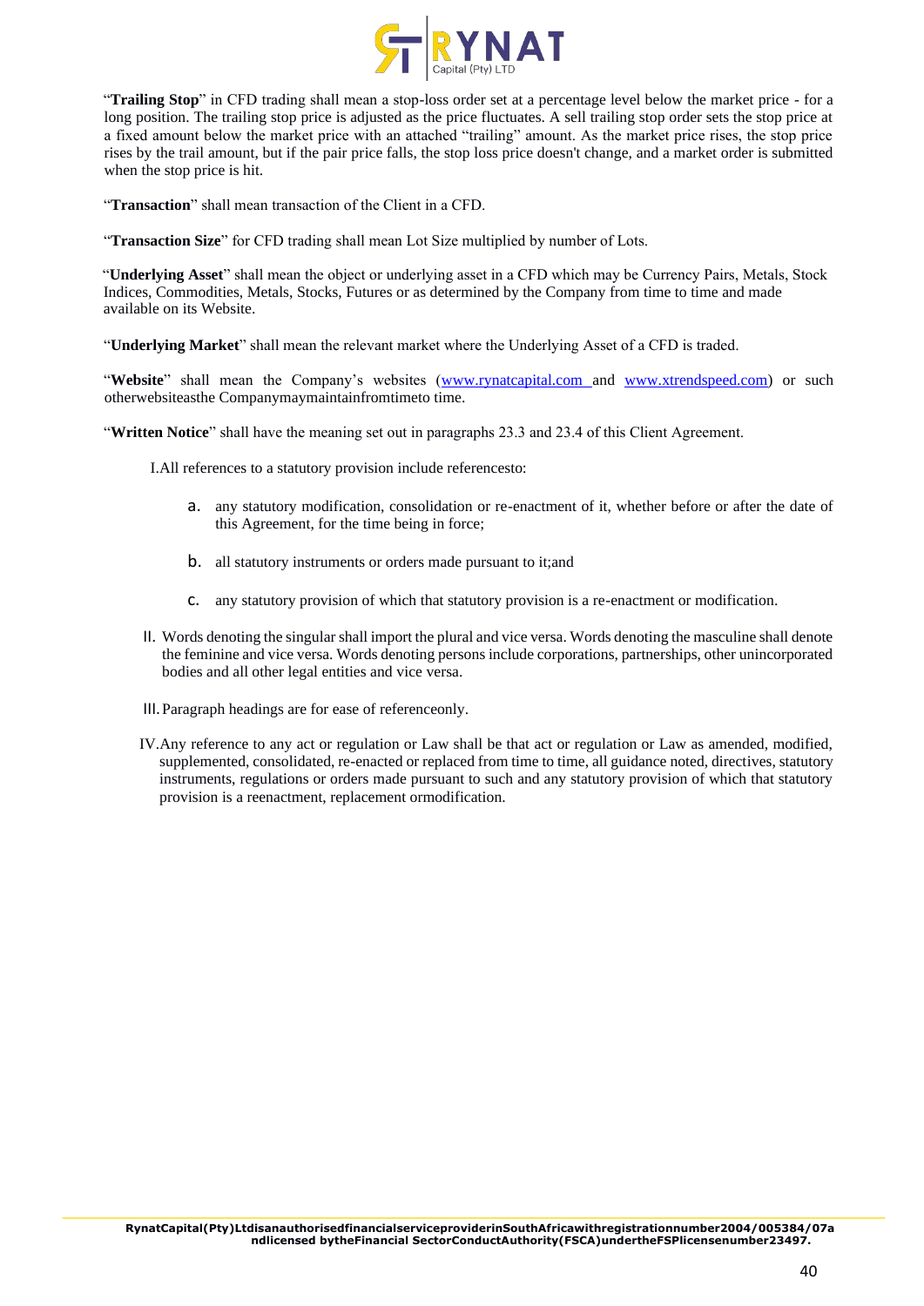"**Trailing Stop**" in CFD trading shall mean a stop-loss order set at a percentage level below the market price - for a long position. The trailing stop price is adjusted as the price fluctuates. A sell trailing stop order sets the stop price at a fixed amount below the market price with an attached "trailing" amount. As the market price rises, the stop price rises by the trail amount, but if the pair price falls, the stop loss price doesn't change, and a market order is submitted when the stop price is hit.

"**Transaction**" shall mean transaction of the Client in a CFD.

"**Transaction Size**" for CFD trading shall mean Lot Size multiplied by number of Lots.

"**Underlying Asset**" shall mean the object or underlying asset in a CFD which may be Currency Pairs, Metals, Stock Indices, Commodities, Metals, Stocks, Futures or as determined by the Company from time to time and made available on its Website.

"**Underlying Market**" shall mean the relevant market where the Underlying Asset of a CFD is traded.

"**Website**" shall mean the Company's websites (www.rynatcapital.com and www.xtrendspeed.com) or such otherwebsiteasthe Companymaymaintainfromtimeto time.

"**Written Notice**" shall have the meaning set out in paragraphs 23.3 and 23.4 of this Client Agreement.

I. All references to a statutory provision include referencesto:

a. any statutory modification, consolidation or re-enactment of it, whether before or after the date of this Agreement, for the time being in force;

b. all statutory instruments or orders made pursuant to it;and

c. any statutory provision of which that statutory provision is a re-enactment or modification.

II. Words denoting the singular shall import the plural and vice versa. Words denoting the masculine shall denote the feminine and vice versa. Words denoting persons include corporations, partnerships, other unincorporated bodies and all other legal entities and vice versa.

III. Paragraph headings are for ease of referenceonly.

IV. Any reference to any act or regulation or Law shall be that act or regulation or Law as amended, modified, supplemented, consolidated, re-enacted or replaced from time to time, all guidance noted, directives, statutory instruments, regulations or orders made pursuant to such and any statutory provision of which that statutory provision is a reenactment, replacement ormodification.